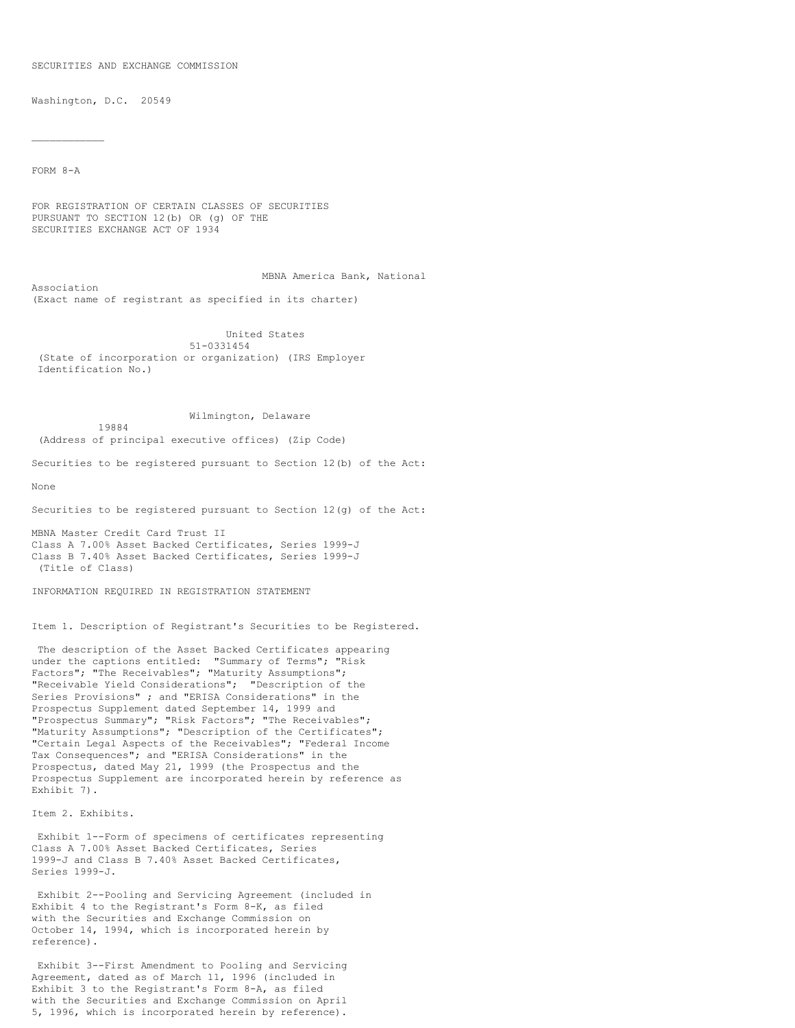SECURITIES AND EXCHANGE COMMISSION

Washington, D.C. 20549

---

FORM 8-A

FOR REGISTRATION OF CERTAIN CLASSES OF SECURITIES
PURSUANT TO SECTION 12(b) OR (g) OF THE
SECURITIES EXCHANGE ACT OF 1934

MBNA America Bank, National Association
(Exact name of registrant as specified in its charter)

United States
51-0331454
(State of incorporation or organization) (IRS Employer Identification No.)

Wilmington, Delaware
19884
(Address of principal executive offices) (Zip Code)

Securities to be registered pursuant to Section 12(b) of the Act:

None

Securities to be registered pursuant to Section 12(g) of the Act:

MBNA Master Credit Card Trust II
Class A 7.00% Asset Backed Certificates, Series 1999-J
Class B 7.40% Asset Backed Certificates, Series 1999-J
(Title of Class)

INFORMATION REQUIRED IN REGISTRATION STATEMENT

Item 1. Description of Registrant's Securities to be Registered.

The description of the Asset Backed Certificates appearing under the captions entitled: "Summary of Terms"; "Risk Factors"; "The Receivables"; "Maturity Assumptions"; "Receivable Yield Considerations"; "Description of the Series Provisions" ; and "ERISA Considerations" in the Prospectus Supplement dated September 14, 1999 and "Prospectus Summary"; "Risk Factors"; "The Receivables"; "Maturity Assumptions"; "Description of the Certificates"; "Certain Legal Aspects of the Receivables"; "Federal Income Tax Consequences"; and "ERISA Considerations" in the Prospectus, dated May 21, 1999 (the Prospectus and the Prospectus Supplement are incorporated herein by reference as Exhibit 7).

Item 2. Exhibits.

Exhibit 1--Form of specimens of certificates representing Class A 7.00% Asset Backed Certificates, Series 1999-J and Class B 7.40% Asset Backed Certificates, Series 1999-J.

Exhibit 2--Pooling and Servicing Agreement (included in Exhibit 4 to the Registrant's Form 8-K, as filed with the Securities and Exchange Commission on October 14, 1994, which is incorporated herein by reference).

Exhibit 3--First Amendment to Pooling and Servicing Agreement, dated as of March 11, 1996 (included in Exhibit 3 to the Registrant's Form 8-A, as filed with the Securities and Exchange Commission on April 5, 1996, which is incorporated herein by reference).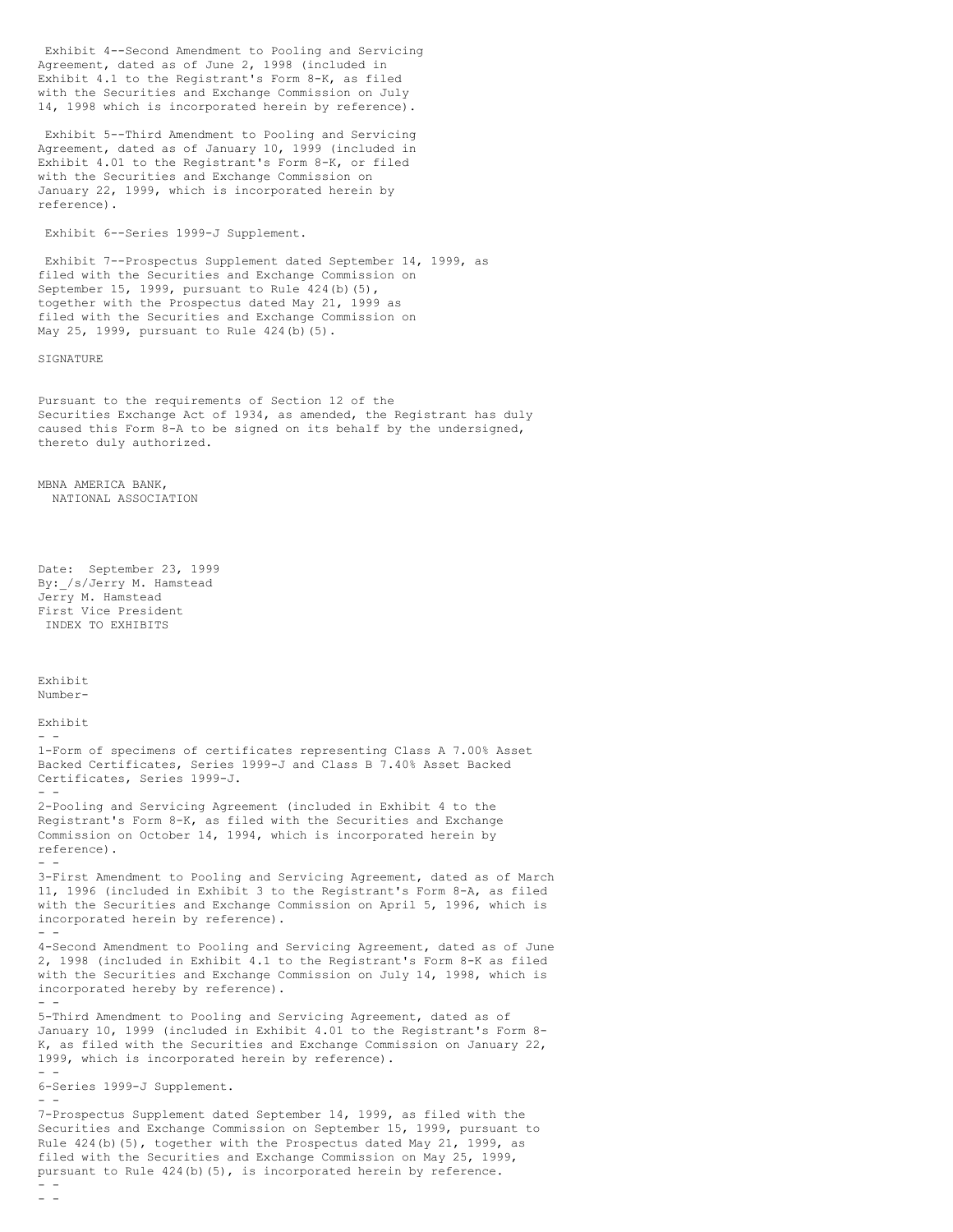Exhibit 4--Second Amendment to Pooling and Servicing Agreement, dated as of June 2, 1998 (included in Exhibit 4.1 to the Registrant's Form 8-K, as filed with the Securities and Exchange Commission on July 14, 1998 which is incorporated herein by reference).

Exhibit 5--Third Amendment to Pooling and Servicing Agreement, dated as of January 10, 1999 (included in Exhibit 4.01 to the Registrant's Form 8-K, or filed with the Securities and Exchange Commission on January 22, 1999, which is incorporated herein by reference).

Exhibit 6--Series 1999-J Supplement.

Exhibit 7--Prospectus Supplement dated September 14, 1999, as filed with the Securities and Exchange Commission on September 15, 1999, pursuant to Rule 424(b)(5), together with the Prospectus dated May 21, 1999 as filed with the Securities and Exchange Commission on May 25, 1999, pursuant to Rule 424(b)(5).

SIGNATURE

Pursuant to the requirements of Section 12 of the Securities Exchange Act of 1934, as amended, the Registrant has duly caused this Form 8-A to be signed on its behalf by the undersigned, thereto duly authorized.

MBNA AMERICA BANK,
NATIONAL ASSOCIATION

Date: September 23, 1999
By:_/s/Jerry M. Hamstead
Jerry M. Hamstead
First Vice President

INDEX TO EXHIBITS

Exhibit
Number-

Exhibit

- -

1-Form of specimens of certificates representing Class A 7.00% Asset Backed Certificates, Series 1999-J and Class B 7.40% Asset Backed Certificates, Series 1999-J.

- -

2-Pooling and Servicing Agreement (included in Exhibit 4 to the Registrant's Form 8-K, as filed with the Securities and Exchange Commission on October 14, 1994, which is incorporated herein by reference).

- -

3-First Amendment to Pooling and Servicing Agreement, dated as of March 11, 1996 (included in Exhibit 3 to the Registrant's Form 8-A, as filed with the Securities and Exchange Commission on April 5, 1996, which is incorporated herein by reference).

- -

4-Second Amendment to Pooling and Servicing Agreement, dated as of June 2, 1998 (included in Exhibit 4.1 to the Registrant's Form 8-K as filed with the Securities and Exchange Commission on July 14, 1998, which is incorporated hereby by reference).

- -

5-Third Amendment to Pooling and Servicing Agreement, dated as of January 10, 1999 (included in Exhibit 4.01 to the Registrant's Form 8-K, as filed with the Securities and Exchange Commission on January 22, 1999, which is incorporated herein by reference).

- -

6-Series 1999-J Supplement.

- -

7-Prospectus Supplement dated September 14, 1999, as filed with the Securities and Exchange Commission on September 15, 1999, pursuant to Rule 424(b)(5), together with the Prospectus dated May 21, 1999, as filed with the Securities and Exchange Commission on May 25, 1999, pursuant to Rule 424(b)(5), is incorporated herein by reference.

- -

- -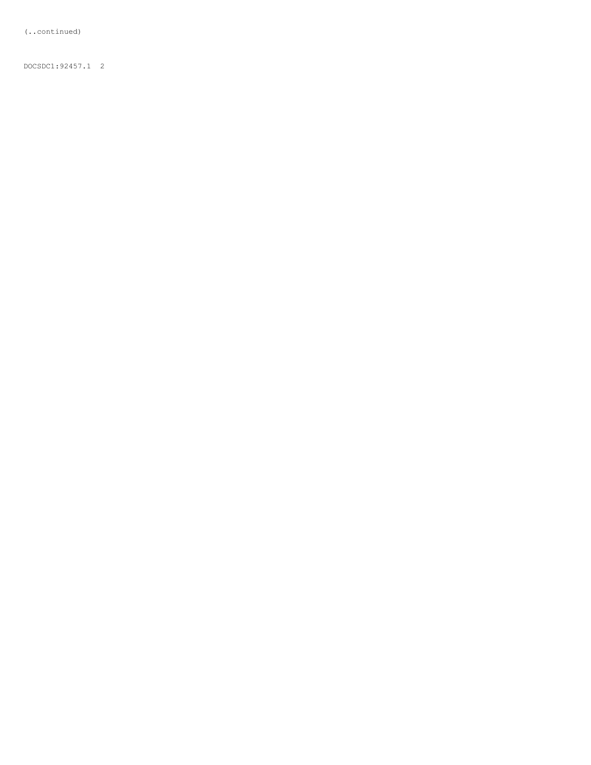(..continued)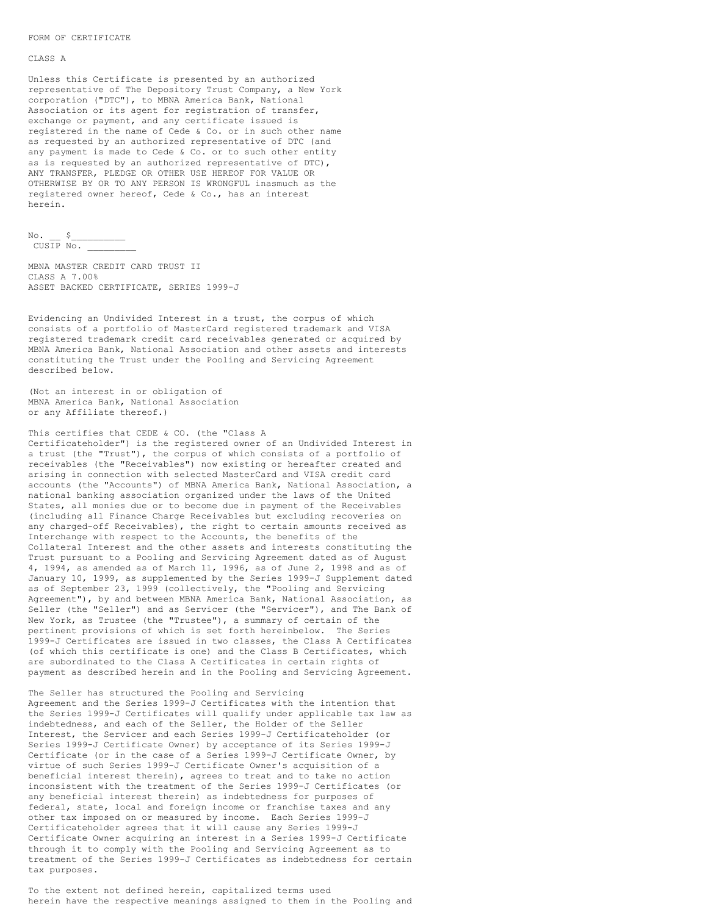FORM OF CERTIFICATE

CLASS A

Unless this Certificate is presented by an authorized representative of The Depository Trust Company, a New York corporation ("DTC"), to MBNA America Bank, National Association or its agent for registration of transfer, exchange or payment, and any certificate issued is registered in the name of Cede & Co. or in such other name as requested by an authorized representative of DTC (and any payment is made to Cede & Co. or to such other entity as is requested by an authorized representative of DTC), ANY TRANSFER, PLEDGE OR OTHER USE HEREOF FOR VALUE OR OTHERWISE BY OR TO ANY PERSON IS WRONGFUL inasmuch as the registered owner hereof, Cede & Co., has an interest herein.

No. __ $__________
CUSIP No. _________

MBNA MASTER CREDIT CARD TRUST II
CLASS A 7.00%
ASSET BACKED CERTIFICATE, SERIES 1999-J

Evidencing an Undivided Interest in a trust, the corpus of which consists of a portfolio of MasterCard registered trademark and VISA registered trademark credit card receivables generated or acquired by MBNA America Bank, National Association and other assets and interests constituting the Trust under the Pooling and Servicing Agreement described below.

(Not an interest in or obligation of
MBNA America Bank, National Association
or any Affiliate thereof.)

This certifies that CEDE & CO. (the "Class A Certificateholder") is the registered owner of an Undivided Interest in a trust (the "Trust"), the corpus of which consists of a portfolio of receivables (the "Receivables") now existing or hereafter created and arising in connection with selected MasterCard and VISA credit card accounts (the "Accounts") of MBNA America Bank, National Association, a national banking association organized under the laws of the United States, all monies due or to become due in payment of the Receivables (including all Finance Charge Receivables but excluding recoveries on any charged-off Receivables), the right to certain amounts received as Interchange with respect to the Accounts, the benefits of the Collateral Interest and the other assets and interests constituting the Trust pursuant to a Pooling and Servicing Agreement dated as of August 4, 1994, as amended as of March 11, 1996, as of June 2, 1998 and as of January 10, 1999, as supplemented by the Series 1999-J Supplement dated as of September 23, 1999 (collectively, the "Pooling and Servicing Agreement"), by and between MBNA America Bank, National Association, as Seller (the "Seller") and as Servicer (the "Servicer"), and The Bank of New York, as Trustee (the "Trustee"), a summary of certain of the pertinent provisions of which is set forth hereinbelow. The Series 1999-J Certificates are issued in two classes, the Class A Certificates (of which this certificate is one) and the Class B Certificates, which are subordinated to the Class A Certificates in certain rights of payment as described herein and in the Pooling and Servicing Agreement.

The Seller has structured the Pooling and Servicing Agreement and the Series 1999-J Certificates with the intention that the Series 1999-J Certificates will qualify under applicable tax law as indebtedness, and each of the Seller, the Holder of the Seller Interest, the Servicer and each Series 1999-J Certificateholder (or Series 1999-J Certificate Owner) by acceptance of its Series 1999-J Certificate (or in the case of a Series 1999-J Certificate Owner, by virtue of such Series 1999-J Certificate Owner's acquisition of a beneficial interest therein), agrees to treat and to take no action inconsistent with the treatment of the Series 1999-J Certificates (or any beneficial interest therein) as indebtedness for purposes of federal, state, local and foreign income or franchise taxes and any other tax imposed on or measured by income. Each Series 1999-J Certificateholder agrees that it will cause any Series 1999-J Certificate Owner acquiring an interest in a Series 1999-J Certificate through it to comply with the Pooling and Servicing Agreement as to treatment of the Series 1999-J Certificates as indebtedness for certain tax purposes.

To the extent not defined herein, capitalized terms used herein have the respective meanings assigned to them in the Pooling and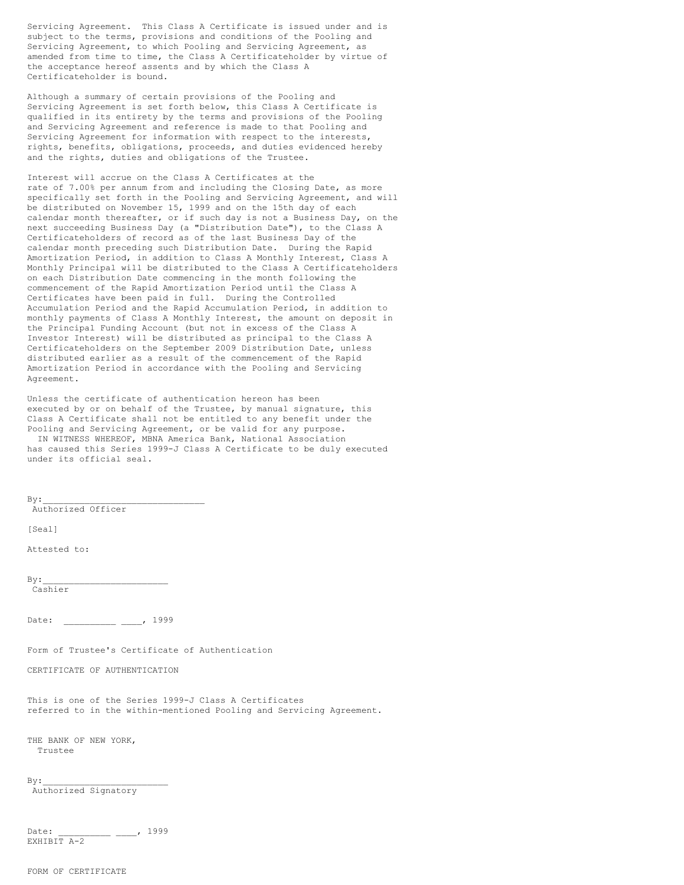Servicing Agreement. This Class A Certificate is issued under and is subject to the terms, provisions and conditions of the Pooling and Servicing Agreement, to which Pooling and Servicing Agreement, as amended from time to time, the Class A Certificateholder by virtue of the acceptance hereof assents and by which the Class A Certificateholder is bound.

Although a summary of certain provisions of the Pooling and Servicing Agreement is set forth below, this Class A Certificate is qualified in its entirety by the terms and provisions of the Pooling and Servicing Agreement and reference is made to that Pooling and Servicing Agreement for information with respect to the interests, rights, benefits, obligations, proceeds, and duties evidenced hereby and the rights, duties and obligations of the Trustee.

Interest will accrue on the Class A Certificates at the rate of 7.00% per annum from and including the Closing Date, as more specifically set forth in the Pooling and Servicing Agreement, and will be distributed on November 15, 1999 and on the 15th day of each calendar month thereafter, or if such day is not a Business Day, on the next succeeding Business Day (a "Distribution Date"), to the Class A Certificateholders of record as of the last Business Day of the calendar month preceding such Distribution Date. During the Rapid Amortization Period, in addition to Class A Monthly Interest, Class A Monthly Principal will be distributed to the Class A Certificateholders on each Distribution Date commencing in the month following the commencement of the Rapid Amortization Period until the Class A Certificates have been paid in full. During the Controlled Accumulation Period and the Rapid Accumulation Period, in addition to monthly payments of Class A Monthly Interest, the amount on deposit in the Principal Funding Account (but not in excess of the Class A Investor Interest) will be distributed as principal to the Class A Certificateholders on the September 2009 Distribution Date, unless distributed earlier as a result of the commencement of the Rapid Amortization Period in accordance with the Pooling and Servicing Agreement.

Unless the certificate of authentication hereon has been executed by or on behalf of the Trustee, by manual signature, this Class A Certificate shall not be entitled to any benefit under the Pooling and Servicing Agreement, or be valid for any purpose.

IN WITNESS WHEREOF, MBNA America Bank, National Association has caused this Series 1999-J Class A Certificate to be duly executed under its official seal.

By:_______________________________
Authorized Officer

[Seal]

Attested to:

By:________________________
Cashier

Date: __________ ____, 1999

Form of Trustee's Certificate of Authentication

CERTIFICATE OF AUTHENTICATION

This is one of the Series 1999-J Class A Certificates referred to in the within-mentioned Pooling and Servicing Agreement.

THE BANK OF NEW YORK,
Trustee

By:________________________
Authorized Signatory

Date: __________ ____, 1999

EXHIBIT A-2

FORM OF CERTIFICATE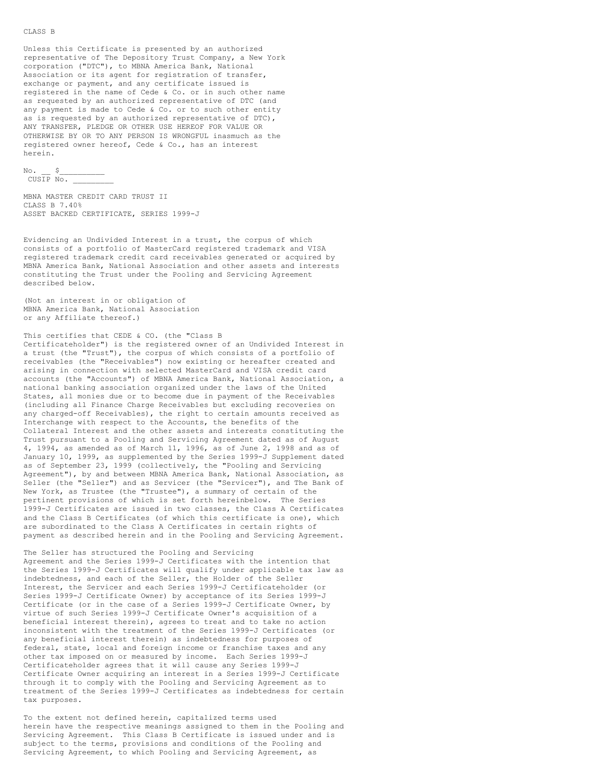CLASS B

Unless this Certificate is presented by an authorized representative of The Depository Trust Company, a New York corporation ("DTC"), to MBNA America Bank, National Association or its agent for registration of transfer, exchange or payment, and any certificate issued is registered in the name of Cede & Co. or in such other name as requested by an authorized representative of DTC (and any payment is made to Cede & Co. or to such other entity as is requested by an authorized representative of DTC), ANY TRANSFER, PLEDGE OR OTHER USE HEREOF FOR VALUE OR OTHERWISE BY OR TO ANY PERSON IS WRONGFUL inasmuch as the registered owner hereof, Cede & Co., has an interest herein.

No. __ $__________
CUSIP No. _________

MBNA MASTER CREDIT CARD TRUST II
CLASS B 7.40%
ASSET BACKED CERTIFICATE, SERIES 1999-J

Evidencing an Undivided Interest in a trust, the corpus of which consists of a portfolio of MasterCard registered trademark and VISA registered trademark credit card receivables generated or acquired by MBNA America Bank, National Association and other assets and interests constituting the Trust under the Pooling and Servicing Agreement described below.

(Not an interest in or obligation of MBNA America Bank, National Association or any Affiliate thereof.)

This certifies that CEDE & CO. (the "Class B Certificateholder") is the registered owner of an Undivided Interest in a trust (the "Trust"), the corpus of which consists of a portfolio of receivables (the "Receivables") now existing or hereafter created and arising in connection with selected MasterCard and VISA credit card accounts (the "Accounts") of MBNA America Bank, National Association, a national banking association organized under the laws of the United States, all monies due or to become due in payment of the Receivables (including all Finance Charge Receivables but excluding recoveries on any charged-off Receivables), the right to certain amounts received as Interchange with respect to the Accounts, the benefits of the Collateral Interest and the other assets and interests constituting the Trust pursuant to a Pooling and Servicing Agreement dated as of August 4, 1994, as amended as of March 11, 1996, as of June 2, 1998 and as of January 10, 1999, as supplemented by the Series 1999-J Supplement dated as of September 23, 1999 (collectively, the "Pooling and Servicing Agreement"), by and between MBNA America Bank, National Association, as Seller (the "Seller") and as Servicer (the "Servicer"), and The Bank of New York, as Trustee (the "Trustee"), a summary of certain of the pertinent provisions of which is set forth hereinbelow. The Series 1999-J Certificates are issued in two classes, the Class A Certificates and the Class B Certificates (of which this certificate is one), which are subordinated to the Class A Certificates in certain rights of payment as described herein and in the Pooling and Servicing Agreement.

The Seller has structured the Pooling and Servicing Agreement and the Series 1999-J Certificates with the intention that the Series 1999-J Certificates will qualify under applicable tax law as indebtedness, and each of the Seller, the Holder of the Seller Interest, the Servicer and each Series 1999-J Certificateholder (or Series 1999-J Certificate Owner) by acceptance of its Series 1999-J Certificate (or in the case of a Series 1999-J Certificate Owner, by virtue of such Series 1999-J Certificate Owner's acquisition of a beneficial interest therein), agrees to treat and to take no action inconsistent with the treatment of the Series 1999-J Certificates (or any beneficial interest therein) as indebtedness for purposes of federal, state, local and foreign income or franchise taxes and any other tax imposed on or measured by income. Each Series 1999-J Certificateholder agrees that it will cause any Series 1999-J Certificate Owner acquiring an interest in a Series 1999-J Certificate through it to comply with the Pooling and Servicing Agreement as to treatment of the Series 1999-J Certificates as indebtedness for certain tax purposes.

To the extent not defined herein, capitalized terms used herein have the respective meanings assigned to them in the Pooling and Servicing Agreement. This Class B Certificate is issued under and is subject to the terms, provisions and conditions of the Pooling and Servicing Agreement, to which Pooling and Servicing Agreement, as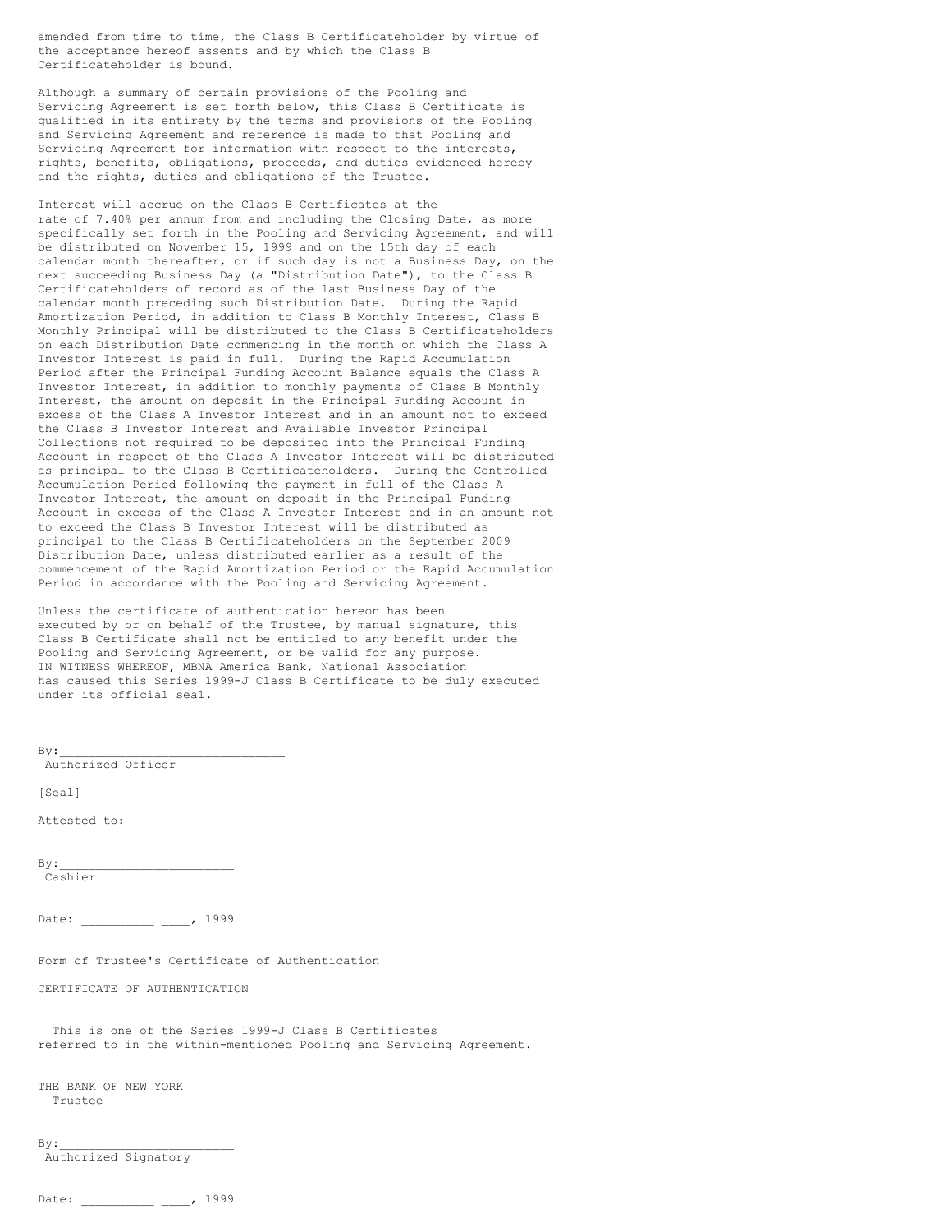amended from time to time, the Class B Certificateholder by virtue of the acceptance hereof assents and by which the Class B Certificateholder is bound.

Although a summary of certain provisions of the Pooling and Servicing Agreement is set forth below, this Class B Certificate is qualified in its entirety by the terms and provisions of the Pooling and Servicing Agreement and reference is made to that Pooling and Servicing Agreement for information with respect to the interests, rights, benefits, obligations, proceeds, and duties evidenced hereby and the rights, duties and obligations of the Trustee.

Interest will accrue on the Class B Certificates at the rate of 7.40% per annum from and including the Closing Date, as more specifically set forth in the Pooling and Servicing Agreement, and will be distributed on November 15, 1999 and on the 15th day of each calendar month thereafter, or if such day is not a Business Day, on the next succeeding Business Day (a "Distribution Date"), to the Class B Certificateholders of record as of the last Business Day of the calendar month preceding such Distribution Date. During the Rapid Amortization Period, in addition to Class B Monthly Interest, Class B Monthly Principal will be distributed to the Class B Certificateholders on each Distribution Date commencing in the month on which the Class A Investor Interest is paid in full. During the Rapid Accumulation Period after the Principal Funding Account Balance equals the Class A Investor Interest, in addition to monthly payments of Class B Monthly Interest, the amount on deposit in the Principal Funding Account in excess of the Class A Investor Interest and in an amount not to exceed the Class B Investor Interest and Available Investor Principal Collections not required to be deposited into the Principal Funding Account in respect of the Class A Investor Interest will be distributed as principal to the Class B Certificateholders. During the Controlled Accumulation Period following the payment in full of the Class A Investor Interest, the amount on deposit in the Principal Funding Account in excess of the Class A Investor Interest and in an amount not to exceed the Class B Investor Interest will be distributed as principal to the Class B Certificateholders on the September 2009 Distribution Date, unless distributed earlier as a result of the commencement of the Rapid Amortization Period or the Rapid Accumulation Period in accordance with the Pooling and Servicing Agreement.

Unless the certificate of authentication hereon has been executed by or on behalf of the Trustee, by manual signature, this Class B Certificate shall not be entitled to any benefit under the Pooling and Servicing Agreement, or be valid for any purpose.

IN WITNESS WHEREOF, MBNA America Bank, National Association has caused this Series 1999-J Class B Certificate to be duly executed under its official seal.

By:______________________________
Authorized Officer

[Seal]

Attested to:

By:________________________
Cashier

Date: __________ ____, 1999

Form of Trustee's Certificate of Authentication

CERTIFICATE OF AUTHENTICATION

This is one of the Series 1999-J Class B Certificates referred to in the within-mentioned Pooling and Servicing Agreement.

THE BANK OF NEW YORK
Trustee

By:________________________
Authorized Signatory

Date: __________ ____, 1999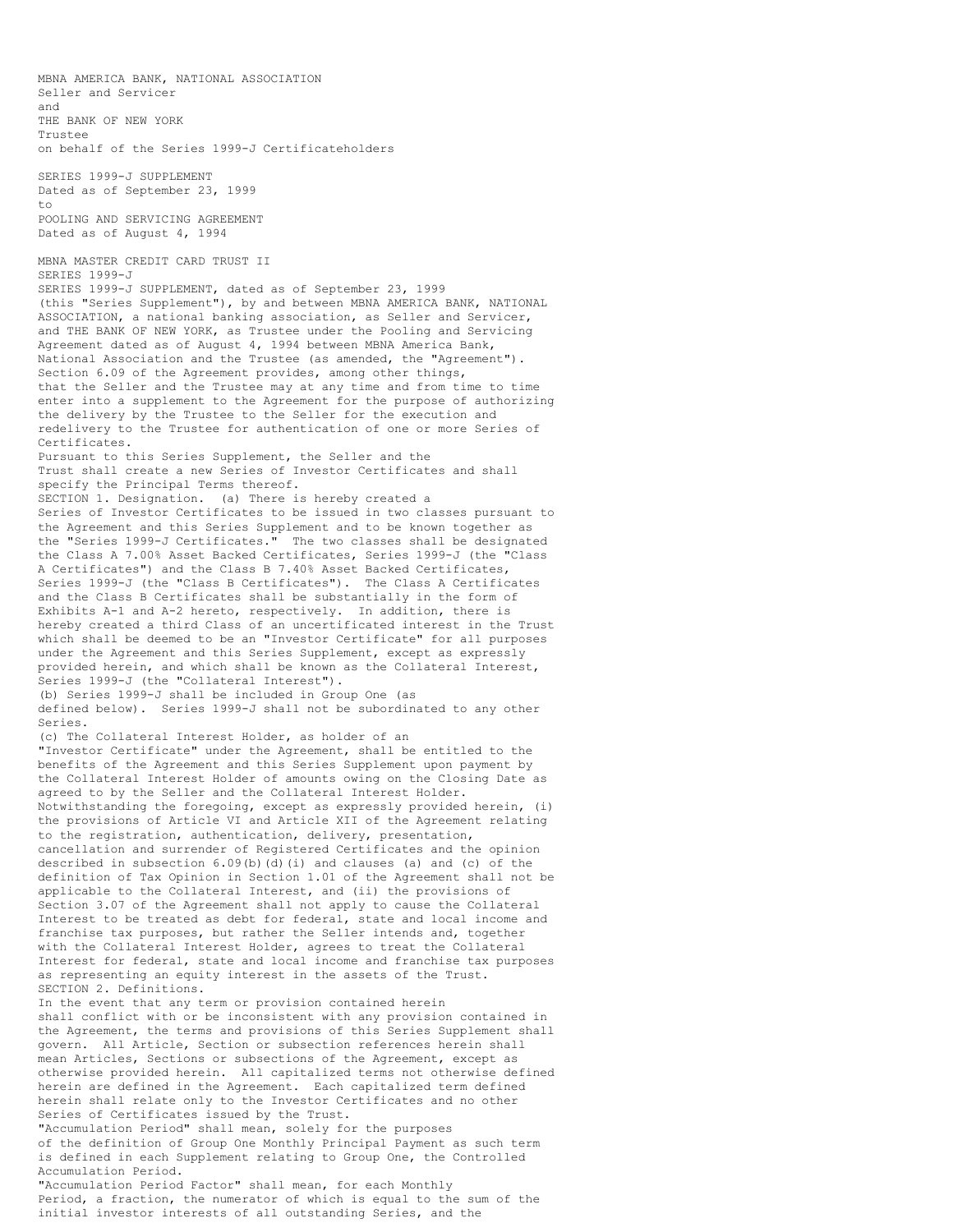MBNA AMERICA BANK, NATIONAL ASSOCIATION
Seller and Servicer
and
THE BANK OF NEW YORK
Trustee
on behalf of the Series 1999-J Certificateholders

SERIES 1999-J SUPPLEMENT
Dated as of September 23, 1999
to
POOLING AND SERVICING AGREEMENT
Dated as of August 4, 1994

MBNA MASTER CREDIT CARD TRUST II
SERIES 1999-J

SERIES 1999-J SUPPLEMENT, dated as of September 23, 1999 (this "Series Supplement"), by and between MBNA AMERICA BANK, NATIONAL ASSOCIATION, a national banking association, as Seller and Servicer, and THE BANK OF NEW YORK, as Trustee under the Pooling and Servicing Agreement dated as of August 4, 1994 between MBNA America Bank, National Association and the Trustee (as amended, the "Agreement").

Section 6.09 of the Agreement provides, among other things, that the Seller and the Trustee may at any time and from time to time enter into a supplement to the Agreement for the purpose of authorizing the delivery by the Trustee to the Seller for the execution and redelivery to the Trustee for authentication of one or more Series of Certificates.

Pursuant to this Series Supplement, the Seller and the Trust shall create a new Series of Investor Certificates and shall specify the Principal Terms thereof.

SECTION 1. Designation. (a) There is hereby created a Series of Investor Certificates to be issued in two classes pursuant to the Agreement and this Series Supplement and to be known together as the "Series 1999-J Certificates." The two classes shall be designated the Class A 7.00% Asset Backed Certificates, Series 1999-J (the "Class A Certificates") and the Class B 7.40% Asset Backed Certificates, Series 1999-J (the "Class B Certificates"). The Class A Certificates and the Class B Certificates shall be substantially in the form of Exhibits A-1 and A-2 hereto, respectively. In addition, there is hereby created a third Class of an uncertificated interest in the Trust which shall be deemed to be an "Investor Certificate" for all purposes under the Agreement and this Series Supplement, except as expressly provided herein, and which shall be known as the Collateral Interest, Series 1999-J (the "Collateral Interest").

(b) Series 1999-J shall be included in Group One (as defined below). Series 1999-J shall not be subordinated to any other Series.

(c) The Collateral Interest Holder, as holder of an "Investor Certificate" under the Agreement, shall be entitled to the benefits of the Agreement and this Series Supplement upon payment by the Collateral Interest Holder of amounts owing on the Closing Date as agreed to by the Seller and the Collateral Interest Holder. Notwithstanding the foregoing, except as expressly provided herein, (i) the provisions of Article VI and Article XII of the Agreement relating to the registration, authentication, delivery, presentation, cancellation and surrender of Registered Certificates and the opinion described in subsection 6.09(b)(d)(i) and clauses (a) and (c) of the definition of Tax Opinion in Section 1.01 of the Agreement shall not be applicable to the Collateral Interest, and (ii) the provisions of Section 3.07 of the Agreement shall not apply to cause the Collateral Interest to be treated as debt for federal, state and local income and franchise tax purposes, but rather the Seller intends and, together with the Collateral Interest Holder, agrees to treat the Collateral Interest for federal, state and local income and franchise tax purposes as representing an equity interest in the assets of the Trust.

SECTION 2. Definitions.

In the event that any term or provision contained herein shall conflict with or be inconsistent with any provision contained in the Agreement, the terms and provisions of this Series Supplement shall govern. All Article, Section or subsection references herein shall mean Articles, Sections or subsections of the Agreement, except as otherwise provided herein. All capitalized terms not otherwise defined herein are defined in the Agreement. Each capitalized term defined herein shall relate only to the Investor Certificates and no other Series of Certificates issued by the Trust.

"Accumulation Period" shall mean, solely for the purposes of the definition of Group One Monthly Principal Payment as such term is defined in each Supplement relating to Group One, the Controlled Accumulation Period.

"Accumulation Period Factor" shall mean, for each Monthly Period, a fraction, the numerator of which is equal to the sum of the initial investor interests of all outstanding Series, and the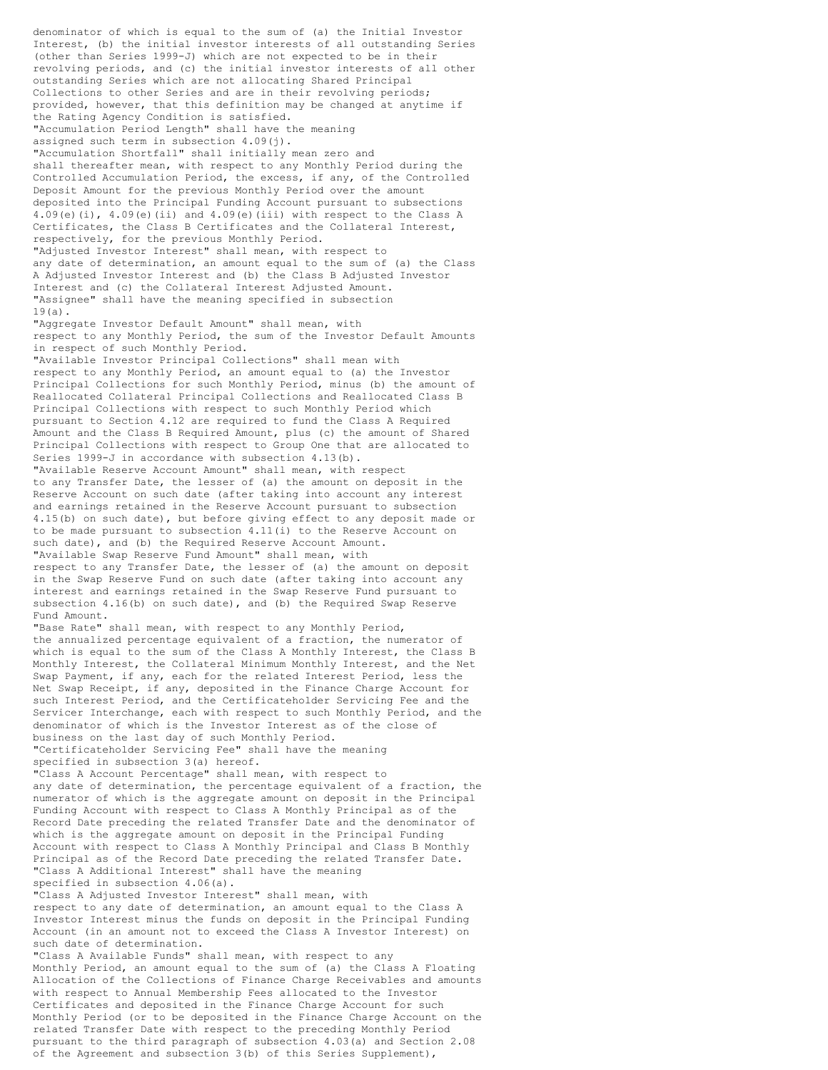denominator of which is equal to the sum of (a) the Initial Investor Interest, (b) the initial investor interests of all outstanding Series (other than Series 1999-J) which are not expected to be in their revolving periods, and (c) the initial investor interests of all other outstanding Series which are not allocating Shared Principal Collections to other Series and are in their revolving periods; provided, however, that this definition may be changed at anytime if the Rating Agency Condition is satisfied.

"Accumulation Period Length" shall have the meaning assigned such term in subsection 4.09(j).

"Accumulation Shortfall" shall initially mean zero and shall thereafter mean, with respect to any Monthly Period during the Controlled Accumulation Period, the excess, if any, of the Controlled Deposit Amount for the previous Monthly Period over the amount deposited into the Principal Funding Account pursuant to subsections 4.09(e)(i), 4.09(e)(ii) and 4.09(e)(iii) with respect to the Class A Certificates, the Class B Certificates and the Collateral Interest, respectively, for the previous Monthly Period.

"Adjusted Investor Interest" shall mean, with respect to any date of determination, an amount equal to the sum of (a) the Class A Adjusted Investor Interest and (b) the Class B Adjusted Investor Interest and (c) the Collateral Interest Adjusted Amount.

"Assignee" shall have the meaning specified in subsection 19(a).

"Aggregate Investor Default Amount" shall mean, with respect to any Monthly Period, the sum of the Investor Default Amounts in respect of such Monthly Period.

"Available Investor Principal Collections" shall mean with respect to any Monthly Period, an amount equal to (a) the Investor Principal Collections for such Monthly Period, minus (b) the amount of Reallocated Collateral Principal Collections and Reallocated Class B Principal Collections with respect to such Monthly Period which pursuant to Section 4.12 are required to fund the Class A Required Amount and the Class B Required Amount, plus (c) the amount of Shared Principal Collections with respect to Group One that are allocated to Series 1999-J in accordance with subsection 4.13(b).

"Available Reserve Account Amount" shall mean, with respect to any Transfer Date, the lesser of (a) the amount on deposit in the Reserve Account on such date (after taking into account any interest and earnings retained in the Reserve Account pursuant to subsection 4.15(b) on such date), but before giving effect to any deposit made or to be made pursuant to subsection 4.11(i) to the Reserve Account on such date), and (b) the Required Reserve Account Amount.

"Available Swap Reserve Fund Amount" shall mean, with respect to any Transfer Date, the lesser of (a) the amount on deposit in the Swap Reserve Fund on such date (after taking into account any interest and earnings retained in the Swap Reserve Fund pursuant to subsection 4.16(b) on such date), and (b) the Required Swap Reserve Fund Amount.

"Base Rate" shall mean, with respect to any Monthly Period, the annualized percentage equivalent of a fraction, the numerator of which is equal to the sum of the Class A Monthly Interest, the Class B Monthly Interest, the Collateral Minimum Monthly Interest, and the Net Swap Payment, if any, each for the related Interest Period, less the Net Swap Receipt, if any, deposited in the Finance Charge Account for such Interest Period, and the Certificateholder Servicing Fee and the Servicer Interchange, each with respect to such Monthly Period, and the denominator of which is the Investor Interest as of the close of business on the last day of such Monthly Period.

"Certificateholder Servicing Fee" shall have the meaning specified in subsection 3(a) hereof.

"Class A Account Percentage" shall mean, with respect to any date of determination, the percentage equivalent of a fraction, the numerator of which is the aggregate amount on deposit in the Principal Funding Account with respect to Class A Monthly Principal as of the Record Date preceding the related Transfer Date and the denominator of which is the aggregate amount on deposit in the Principal Funding Account with respect to Class A Monthly Principal and Class B Monthly Principal as of the Record Date preceding the related Transfer Date.

"Class A Additional Interest" shall have the meaning specified in subsection 4.06(a).

"Class A Adjusted Investor Interest" shall mean, with respect to any date of determination, an amount equal to the Class A Investor Interest minus the funds on deposit in the Principal Funding Account (in an amount not to exceed the Class A Investor Interest) on such date of determination.

"Class A Available Funds" shall mean, with respect to any Monthly Period, an amount equal to the sum of (a) the Class A Floating Allocation of the Collections of Finance Charge Receivables and amounts with respect to Annual Membership Fees allocated to the Investor Certificates and deposited in the Finance Charge Account for such Monthly Period (or to be deposited in the Finance Charge Account on the related Transfer Date with respect to the preceding Monthly Period pursuant to the third paragraph of subsection 4.03(a) and Section 2.08 of the Agreement and subsection 3(b) of this Series Supplement),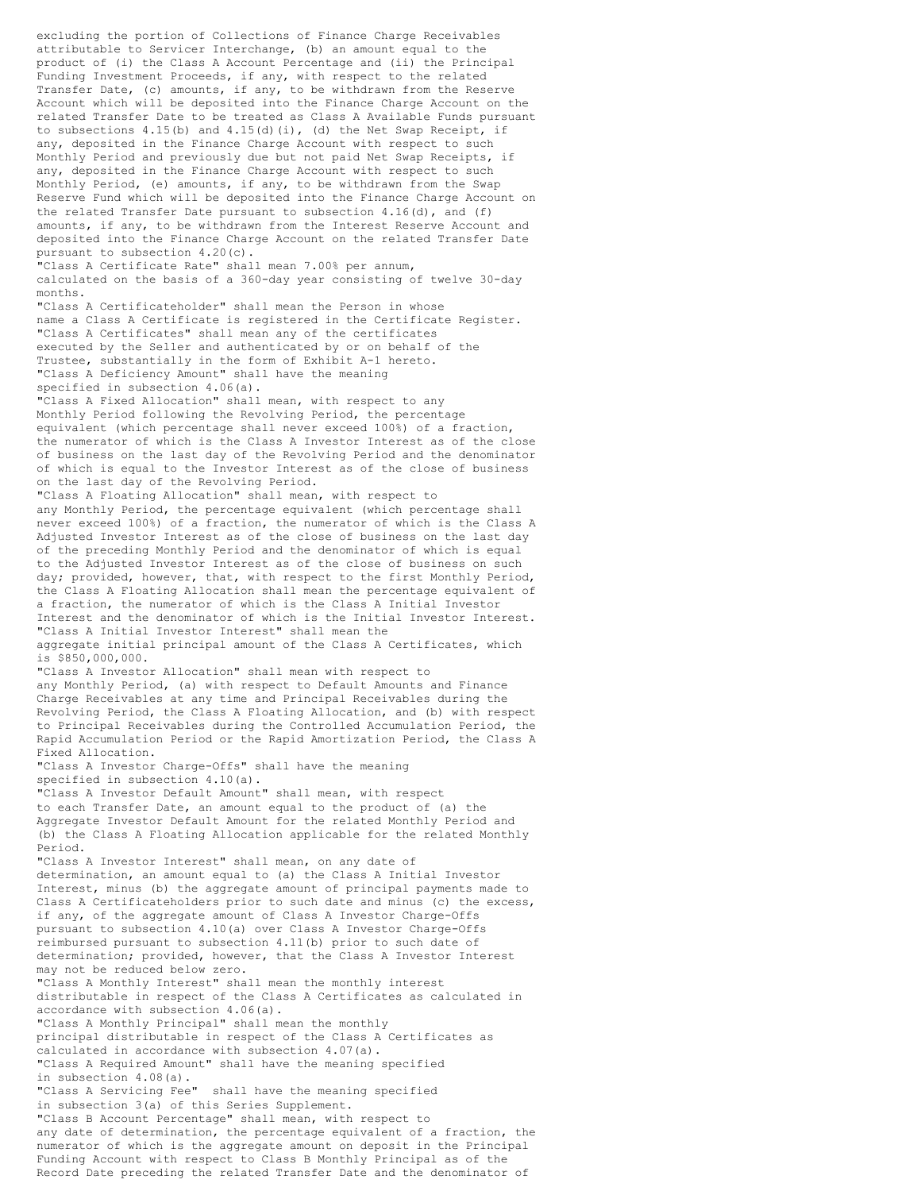excluding the portion of Collections of Finance Charge Receivables attributable to Servicer Interchange, (b) an amount equal to the product of (i) the Class A Account Percentage and (ii) the Principal Funding Investment Proceeds, if any, with respect to the related Transfer Date, (c) amounts, if any, to be withdrawn from the Reserve Account which will be deposited into the Finance Charge Account on the related Transfer Date to be treated as Class A Available Funds pursuant to subsections 4.15(b) and 4.15(d)(i), (d) the Net Swap Receipt, if any, deposited in the Finance Charge Account with respect to such Monthly Period and previously due but not paid Net Swap Receipts, if any, deposited in the Finance Charge Account with respect to such Monthly Period, (e) amounts, if any, to be withdrawn from the Swap Reserve Fund which will be deposited into the Finance Charge Account on the related Transfer Date pursuant to subsection 4.16(d), and (f) amounts, if any, to be withdrawn from the Interest Reserve Account and deposited into the Finance Charge Account on the related Transfer Date pursuant to subsection 4.20(c).

"Class A Certificate Rate" shall mean 7.00% per annum, calculated on the basis of a 360-day year consisting of twelve 30-day months.

"Class A Certificateholder" shall mean the Person in whose name a Class A Certificate is registered in the Certificate Register.

"Class A Certificates" shall mean any of the certificates executed by the Seller and authenticated by or on behalf of the Trustee, substantially in the form of Exhibit A-1 hereto.

"Class A Deficiency Amount" shall have the meaning specified in subsection 4.06(a).

"Class A Fixed Allocation" shall mean, with respect to any Monthly Period following the Revolving Period, the percentage equivalent (which percentage shall never exceed 100%) of a fraction, the numerator of which is the Class A Investor Interest as of the close of business on the last day of the Revolving Period and the denominator of which is equal to the Investor Interest as of the close of business on the last day of the Revolving Period.

"Class A Floating Allocation" shall mean, with respect to any Monthly Period, the percentage equivalent (which percentage shall never exceed 100%) of a fraction, the numerator of which is the Class A Adjusted Investor Interest as of the close of business on the last day of the preceding Monthly Period and the denominator of which is equal to the Adjusted Investor Interest as of the close of business on such day; provided, however, that, with respect to the first Monthly Period, the Class A Floating Allocation shall mean the percentage equivalent of a fraction, the numerator of which is the Class A Initial Investor Interest and the denominator of which is the Initial Investor Interest.

"Class A Initial Investor Interest" shall mean the aggregate initial principal amount of the Class A Certificates, which is $850,000,000.

"Class A Investor Allocation" shall mean with respect to any Monthly Period, (a) with respect to Default Amounts and Finance Charge Receivables at any time and Principal Receivables during the Revolving Period, the Class A Floating Allocation, and (b) with respect to Principal Receivables during the Controlled Accumulation Period, the Rapid Accumulation Period or the Rapid Amortization Period, the Class A Fixed Allocation.

"Class A Investor Charge-Offs" shall have the meaning specified in subsection 4.10(a).

"Class A Investor Default Amount" shall mean, with respect to each Transfer Date, an amount equal to the product of (a) the Aggregate Investor Default Amount for the related Monthly Period and (b) the Class A Floating Allocation applicable for the related Monthly Period.

"Class A Investor Interest" shall mean, on any date of determination, an amount equal to (a) the Class A Initial Investor Interest, minus (b) the aggregate amount of principal payments made to Class A Certificateholders prior to such date and minus (c) the excess, if any, of the aggregate amount of Class A Investor Charge-Offs pursuant to subsection 4.10(a) over Class A Investor Charge-Offs reimbursed pursuant to subsection 4.11(b) prior to such date of determination; provided, however, that the Class A Investor Interest may not be reduced below zero.

"Class A Monthly Interest" shall mean the monthly interest distributable in respect of the Class A Certificates as calculated in accordance with subsection 4.06(a).

"Class A Monthly Principal" shall mean the monthly principal distributable in respect of the Class A Certificates as calculated in accordance with subsection 4.07(a).

"Class A Required Amount" shall have the meaning specified in subsection 4.08(a).

"Class A Servicing Fee" shall have the meaning specified in subsection 3(a) of this Series Supplement.

"Class B Account Percentage" shall mean, with respect to any date of determination, the percentage equivalent of a fraction, the numerator of which is the aggregate amount on deposit in the Principal Funding Account with respect to Class B Monthly Principal as of the Record Date preceding the related Transfer Date and the denominator of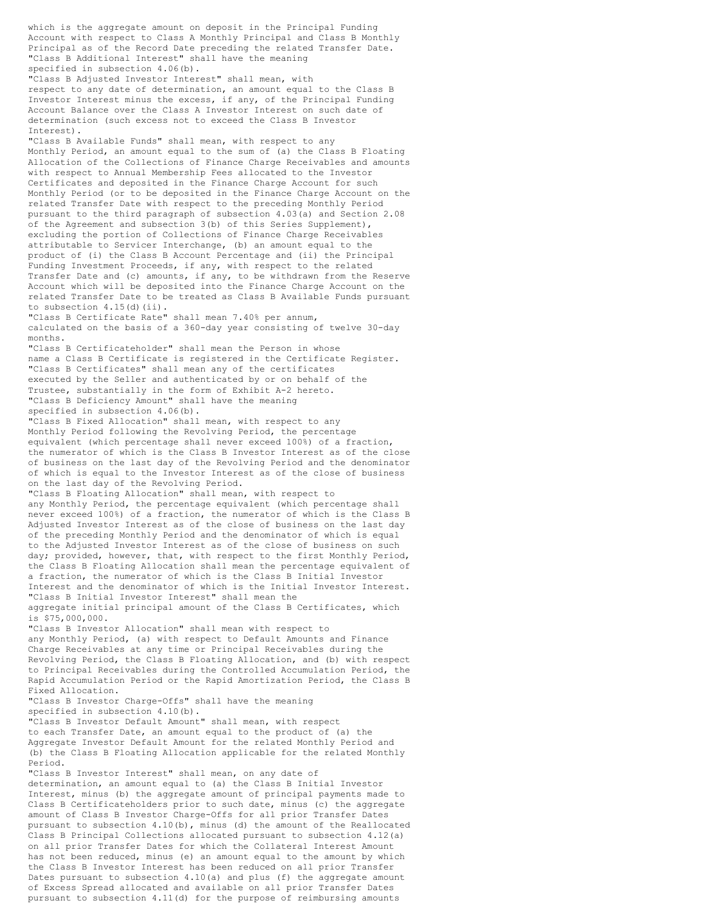which is the aggregate amount on deposit in the Principal Funding Account with respect to Class A Monthly Principal and Class B Monthly Principal as of the Record Date preceding the related Transfer Date.

"Class B Additional Interest" shall have the meaning specified in subsection 4.06(b).

"Class B Adjusted Investor Interest" shall mean, with respect to any date of determination, an amount equal to the Class B Investor Interest minus the excess, if any, of the Principal Funding Account Balance over the Class A Investor Interest on such date of determination (such excess not to exceed the Class B Investor Interest).

"Class B Available Funds" shall mean, with respect to any Monthly Period, an amount equal to the sum of (a) the Class B Floating Allocation of the Collections of Finance Charge Receivables and amounts with respect to Annual Membership Fees allocated to the Investor Certificates and deposited in the Finance Charge Account for such Monthly Period (or to be deposited in the Finance Charge Account on the related Transfer Date with respect to the preceding Monthly Period pursuant to the third paragraph of subsection 4.03(a) and Section 2.08 of the Agreement and subsection 3(b) of this Series Supplement), excluding the portion of Collections of Finance Charge Receivables attributable to Servicer Interchange, (b) an amount equal to the product of (i) the Class B Account Percentage and (ii) the Principal Funding Investment Proceeds, if any, with respect to the related Transfer Date and (c) amounts, if any, to be withdrawn from the Reserve Account which will be deposited into the Finance Charge Account on the related Transfer Date to be treated as Class B Available Funds pursuant to subsection 4.15(d)(ii).

"Class B Certificate Rate" shall mean 7.40% per annum, calculated on the basis of a 360-day year consisting of twelve 30-day months.

"Class B Certificateholder" shall mean the Person in whose name a Class B Certificate is registered in the Certificate Register.

"Class B Certificates" shall mean any of the certificates executed by the Seller and authenticated by or on behalf of the Trustee, substantially in the form of Exhibit A-2 hereto.

"Class B Deficiency Amount" shall have the meaning specified in subsection 4.06(b).

"Class B Fixed Allocation" shall mean, with respect to any Monthly Period following the Revolving Period, the percentage equivalent (which percentage shall never exceed 100%) of a fraction, the numerator of which is the Class B Investor Interest as of the close of business on the last day of the Revolving Period and the denominator of which is equal to the Investor Interest as of the close of business on the last day of the Revolving Period.

"Class B Floating Allocation" shall mean, with respect to any Monthly Period, the percentage equivalent (which percentage shall never exceed 100%) of a fraction, the numerator of which is the Class B Adjusted Investor Interest as of the close of business on the last day of the preceding Monthly Period and the denominator of which is equal to the Adjusted Investor Interest as of the close of business on such day; provided, however, that, with respect to the first Monthly Period, the Class B Floating Allocation shall mean the percentage equivalent of a fraction, the numerator of which is the Class B Initial Investor Interest and the denominator of which is the Initial Investor Interest.

"Class B Initial Investor Interest" shall mean the aggregate initial principal amount of the Class B Certificates, which is $75,000,000.

"Class B Investor Allocation" shall mean with respect to any Monthly Period, (a) with respect to Default Amounts and Finance Charge Receivables at any time or Principal Receivables during the Revolving Period, the Class B Floating Allocation, and (b) with respect to Principal Receivables during the Controlled Accumulation Period, the Rapid Accumulation Period or the Rapid Amortization Period, the Class B Fixed Allocation.

"Class B Investor Charge-Offs" shall have the meaning specified in subsection 4.10(b).

"Class B Investor Default Amount" shall mean, with respect to each Transfer Date, an amount equal to the product of (a) the Aggregate Investor Default Amount for the related Monthly Period and (b) the Class B Floating Allocation applicable for the related Monthly Period.

"Class B Investor Interest" shall mean, on any date of determination, an amount equal to (a) the Class B Initial Investor Interest, minus (b) the aggregate amount of principal payments made to Class B Certificateholders prior to such date, minus (c) the aggregate amount of Class B Investor Charge-Offs for all prior Transfer Dates pursuant to subsection 4.10(b), minus (d) the amount of the Reallocated Class B Principal Collections allocated pursuant to subsection 4.12(a) on all prior Transfer Dates for which the Collateral Interest Amount has not been reduced, minus (e) an amount equal to the amount by which the Class B Investor Interest has been reduced on all prior Transfer Dates pursuant to subsection 4.10(a) and plus (f) the aggregate amount of Excess Spread allocated and available on all prior Transfer Dates pursuant to subsection 4.11(d) for the purpose of reimbursing amounts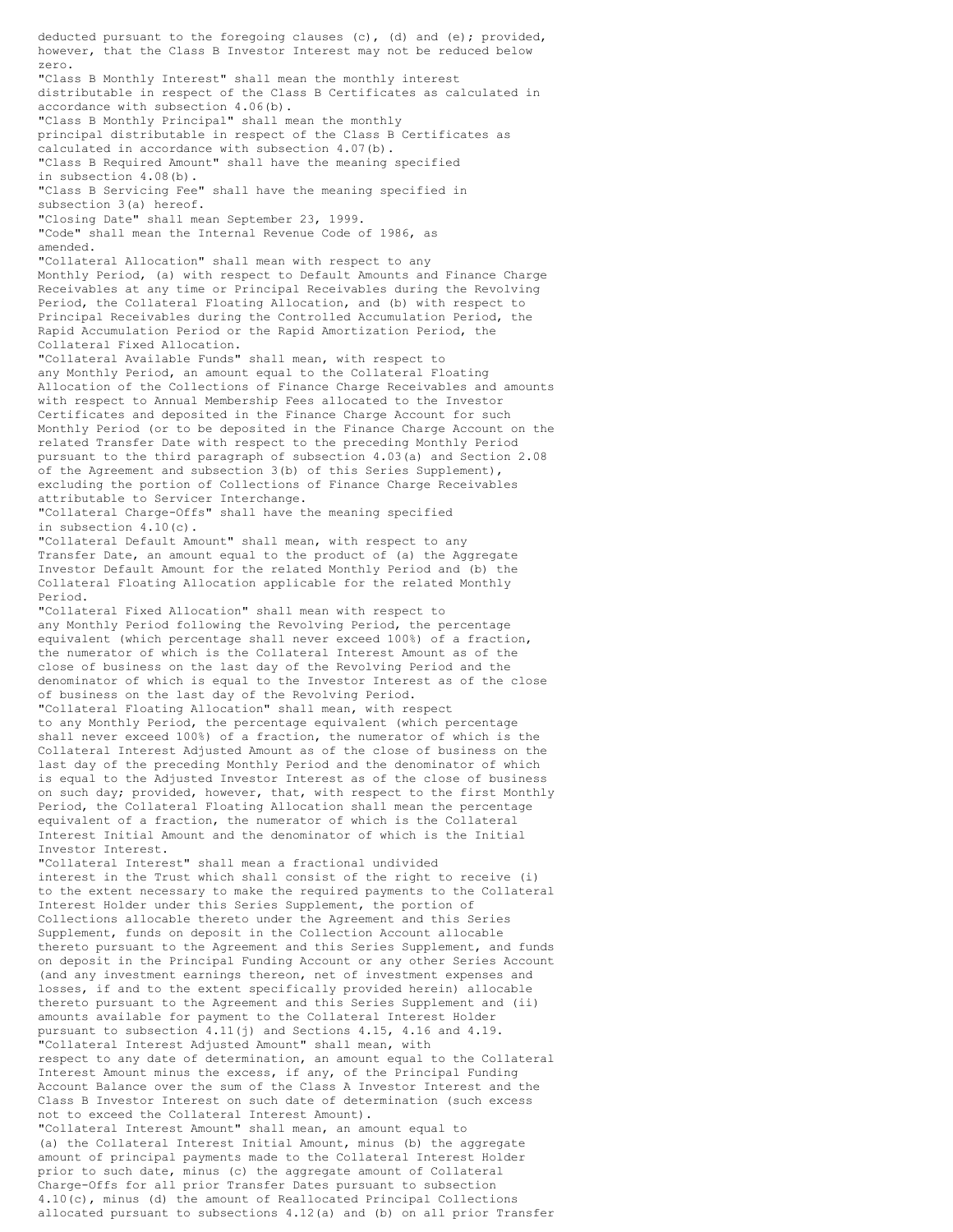deducted pursuant to the foregoing clauses (c), (d) and (e); provided, however, that the Class B Investor Interest may not be reduced below zero.

"Class B Monthly Interest" shall mean the monthly interest distributable in respect of the Class B Certificates as calculated in accordance with subsection 4.06(b).

"Class B Monthly Principal" shall mean the monthly principal distributable in respect of the Class B Certificates as calculated in accordance with subsection 4.07(b).

"Class B Required Amount" shall have the meaning specified in subsection 4.08(b).

"Class B Servicing Fee" shall have the meaning specified in subsection 3(a) hereof.

"Closing Date" shall mean September 23, 1999.

"Code" shall mean the Internal Revenue Code of 1986, as amended.

"Collateral Allocation" shall mean with respect to any Monthly Period, (a) with respect to Default Amounts and Finance Charge Receivables at any time or Principal Receivables during the Revolving Period, the Collateral Floating Allocation, and (b) with respect to Principal Receivables during the Controlled Accumulation Period, the Rapid Accumulation Period or the Rapid Amortization Period, the Collateral Fixed Allocation.

"Collateral Available Funds" shall mean, with respect to any Monthly Period, an amount equal to the Collateral Floating Allocation of the Collections of Finance Charge Receivables and amounts with respect to Annual Membership Fees allocated to the Investor Certificates and deposited in the Finance Charge Account for such Monthly Period (or to be deposited in the Finance Charge Account on the related Transfer Date with respect to the preceding Monthly Period pursuant to the third paragraph of subsection 4.03(a) and Section 2.08 of the Agreement and subsection 3(b) of this Series Supplement), excluding the portion of Collections of Finance Charge Receivables attributable to Servicer Interchange.

"Collateral Charge-Offs" shall have the meaning specified in subsection 4.10(c).

"Collateral Default Amount" shall mean, with respect to any Transfer Date, an amount equal to the product of (a) the Aggregate Investor Default Amount for the related Monthly Period and (b) the Collateral Floating Allocation applicable for the related Monthly Period.

"Collateral Fixed Allocation" shall mean with respect to any Monthly Period following the Revolving Period, the percentage equivalent (which percentage shall never exceed 100%) of a fraction, the numerator of which is the Collateral Interest Amount as of the close of business on the last day of the Revolving Period and the denominator of which is equal to the Investor Interest as of the close of business on the last day of the Revolving Period.

"Collateral Floating Allocation" shall mean, with respect to any Monthly Period, the percentage equivalent (which percentage shall never exceed 100%) of a fraction, the numerator of which is the Collateral Interest Adjusted Amount as of the close of business on the last day of the preceding Monthly Period and the denominator of which is equal to the Adjusted Investor Interest as of the close of business on such day; provided, however, that, with respect to the first Monthly Period, the Collateral Floating Allocation shall mean the percentage equivalent of a fraction, the numerator of which is the Collateral Interest Initial Amount and the denominator of which is the Initial Investor Interest.

"Collateral Interest" shall mean a fractional undivided interest in the Trust which shall consist of the right to receive (i) to the extent necessary to make the required payments to the Collateral Interest Holder under this Series Supplement, the portion of Collections allocable thereto under the Agreement and this Series Supplement, funds on deposit in the Collection Account allocable thereto pursuant to the Agreement and this Series Supplement, and funds on deposit in the Principal Funding Account or any other Series Account (and any investment earnings thereon, net of investment expenses and losses, if and to the extent specifically provided herein) allocable thereto pursuant to the Agreement and this Series Supplement and (ii) amounts available for payment to the Collateral Interest Holder pursuant to subsection 4.11(j) and Sections 4.15, 4.16 and 4.19.

"Collateral Interest Adjusted Amount" shall mean, with respect to any date of determination, an amount equal to the Collateral Interest Amount minus the excess, if any, of the Principal Funding Account Balance over the sum of the Class A Investor Interest and the Class B Investor Interest on such date of determination (such excess not to exceed the Collateral Interest Amount).

"Collateral Interest Amount" shall mean, an amount equal to (a) the Collateral Interest Initial Amount, minus (b) the aggregate amount of principal payments made to the Collateral Interest Holder prior to such date, minus (c) the aggregate amount of Collateral Charge-Offs for all prior Transfer Dates pursuant to subsection 4.10(c), minus (d) the amount of Reallocated Principal Collections allocated pursuant to subsections 4.12(a) and (b) on all prior Transfer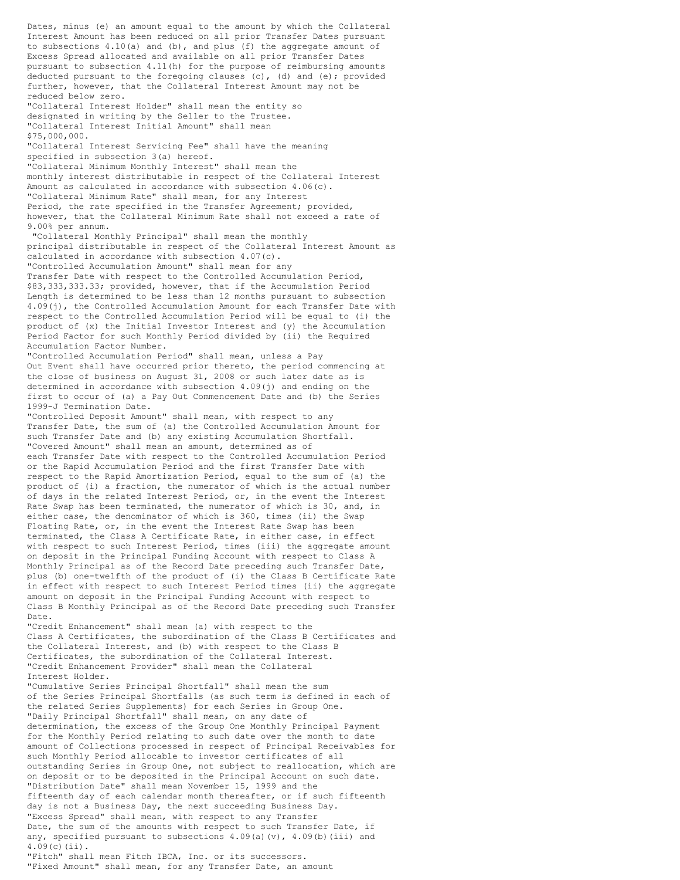Dates, minus (e) an amount equal to the amount by which the Collateral Interest Amount has been reduced on all prior Transfer Dates pursuant to subsections 4.10(a) and (b), and plus (f) the aggregate amount of Excess Spread allocated and available on all prior Transfer Dates pursuant to subsection 4.11(h) for the purpose of reimbursing amounts deducted pursuant to the foregoing clauses (c), (d) and (e); provided further, however, that the Collateral Interest Amount may not be reduced below zero.

"Collateral Interest Holder" shall mean the entity so designated in writing by the Seller to the Trustee.

"Collateral Interest Initial Amount" shall mean $75,000,000.

"Collateral Interest Servicing Fee" shall have the meaning specified in subsection 3(a) hereof.

"Collateral Minimum Monthly Interest" shall mean the monthly interest distributable in respect of the Collateral Interest Amount as calculated in accordance with subsection 4.06(c).

"Collateral Minimum Rate" shall mean, for any Interest Period, the rate specified in the Transfer Agreement; provided, however, that the Collateral Minimum Rate shall not exceed a rate of 9.00% per annum.

"Collateral Monthly Principal" shall mean the monthly principal distributable in respect of the Collateral Interest Amount as calculated in accordance with subsection 4.07(c).

"Controlled Accumulation Amount" shall mean for any Transfer Date with respect to the Controlled Accumulation Period, $83,333,333.33; provided, however, that if the Accumulation Period Length is determined to be less than 12 months pursuant to subsection 4.09(j), the Controlled Accumulation Amount for each Transfer Date with respect to the Controlled Accumulation Period will be equal to (i) the product of (x) the Initial Investor Interest and (y) the Accumulation Period Factor for such Monthly Period divided by (ii) the Required Accumulation Factor Number.

"Controlled Accumulation Period" shall mean, unless a Pay Out Event shall have occurred prior thereto, the period commencing at the close of business on August 31, 2008 or such later date as is determined in accordance with subsection 4.09(j) and ending on the first to occur of (a) a Pay Out Commencement Date and (b) the Series 1999-J Termination Date.

"Controlled Deposit Amount" shall mean, with respect to any Transfer Date, the sum of (a) the Controlled Accumulation Amount for such Transfer Date and (b) any existing Accumulation Shortfall.

"Covered Amount" shall mean an amount, determined as of each Transfer Date with respect to the Controlled Accumulation Period or the Rapid Accumulation Period and the first Transfer Date with respect to the Rapid Amortization Period, equal to the sum of (a) the product of (i) a fraction, the numerator of which is the actual number of days in the related Interest Period, or, in the event the Interest Rate Swap has been terminated, the numerator of which is 30, and, in either case, the denominator of which is 360, times (ii) the Swap Floating Rate, or, in the event the Interest Rate Swap has been terminated, the Class A Certificate Rate, in either case, in effect with respect to such Interest Period, times (iii) the aggregate amount on deposit in the Principal Funding Account with respect to Class A Monthly Principal as of the Record Date preceding such Transfer Date, plus (b) one-twelfth of the product of (i) the Class B Certificate Rate in effect with respect to such Interest Period times (ii) the aggregate amount on deposit in the Principal Funding Account with respect to Class B Monthly Principal as of the Record Date preceding such Transfer Date.

"Credit Enhancement" shall mean (a) with respect to the Class A Certificates, the subordination of the Class B Certificates and the Collateral Interest, and (b) with respect to the Class B Certificates, the subordination of the Collateral Interest.

"Credit Enhancement Provider" shall mean the Collateral Interest Holder.

"Cumulative Series Principal Shortfall" shall mean the sum of the Series Principal Shortfalls (as such term is defined in each of the related Series Supplements) for each Series in Group One.

"Daily Principal Shortfall" shall mean, on any date of determination, the excess of the Group One Monthly Principal Payment for the Monthly Period relating to such date over the month to date amount of Collections processed in respect of Principal Receivables for such Monthly Period allocable to investor certificates of all outstanding Series in Group One, not subject to reallocation, which are on deposit or to be deposited in the Principal Account on such date.

"Distribution Date" shall mean November 15, 1999 and the fifteenth day of each calendar month thereafter, or if such fifteenth day is not a Business Day, the next succeeding Business Day.

"Excess Spread" shall mean, with respect to any Transfer Date, the sum of the amounts with respect to such Transfer Date, if any, specified pursuant to subsections 4.09(a)(v), 4.09(b)(iii) and 4.09(c)(ii).

"Fitch" shall mean Fitch IBCA, Inc. or its successors.

"Fixed Amount" shall mean, for any Transfer Date, an amount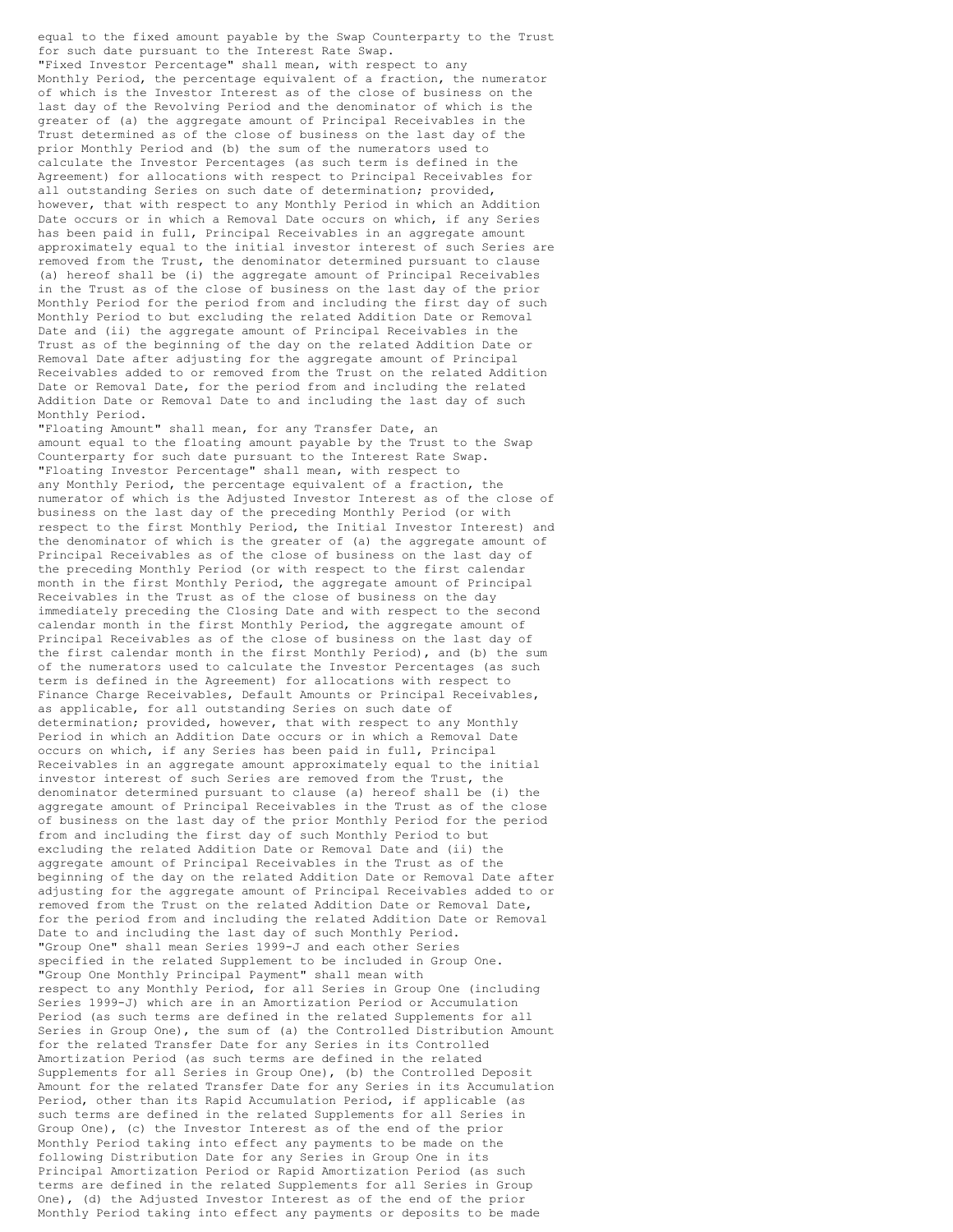equal to the fixed amount payable by the Swap Counterparty to the Trust for such date pursuant to the Interest Rate Swap.

"Fixed Investor Percentage" shall mean, with respect to any Monthly Period, the percentage equivalent of a fraction, the numerator of which is the Investor Interest as of the close of business on the last day of the Revolving Period and the denominator of which is the greater of (a) the aggregate amount of Principal Receivables in the Trust determined as of the close of business on the last day of the prior Monthly Period and (b) the sum of the numerators used to calculate the Investor Percentages (as such term is defined in the Agreement) for allocations with respect to Principal Receivables for all outstanding Series on such date of determination; provided, however, that with respect to any Monthly Period in which an Addition Date occurs or in which a Removal Date occurs on which, if any Series has been paid in full, Principal Receivables in an aggregate amount approximately equal to the initial investor interest of such Series are removed from the Trust, the denominator determined pursuant to clause (a) hereof shall be (i) the aggregate amount of Principal Receivables in the Trust as of the close of business on the last day of the prior Monthly Period for the period from and including the first day of such Monthly Period to but excluding the related Addition Date or Removal Date and (ii) the aggregate amount of Principal Receivables in the Trust as of the beginning of the day on the related Addition Date or Removal Date after adjusting for the aggregate amount of Principal Receivables added to or removed from the Trust on the related Addition Date or Removal Date, for the period from and including the related Addition Date or Removal Date to and including the last day of such Monthly Period.

"Floating Amount" shall mean, for any Transfer Date, an amount equal to the floating amount payable by the Trust to the Swap Counterparty for such date pursuant to the Interest Rate Swap.

"Floating Investor Percentage" shall mean, with respect to any Monthly Period, the percentage equivalent of a fraction, the numerator of which is the Adjusted Investor Interest as of the close of business on the last day of the preceding Monthly Period (or with respect to the first Monthly Period, the Initial Investor Interest) and the denominator of which is the greater of (a) the aggregate amount of Principal Receivables as of the close of business on the last day of the preceding Monthly Period (or with respect to the first calendar month in the first Monthly Period, the aggregate amount of Principal Receivables in the Trust as of the close of business on the day immediately preceding the Closing Date and with respect to the second calendar month in the first Monthly Period, the aggregate amount of Principal Receivables as of the close of business on the last day of the first calendar month in the first Monthly Period), and (b) the sum of the numerators used to calculate the Investor Percentages (as such term is defined in the Agreement) for allocations with respect to Finance Charge Receivables, Default Amounts or Principal Receivables, as applicable, for all outstanding Series on such date of determination; provided, however, that with respect to any Monthly Period in which an Addition Date occurs or in which a Removal Date occurs on which, if any Series has been paid in full, Principal Receivables in an aggregate amount approximately equal to the initial investor interest of such Series are removed from the Trust, the denominator determined pursuant to clause (a) hereof shall be (i) the aggregate amount of Principal Receivables in the Trust as of the close of business on the last day of the prior Monthly Period for the period from and including the first day of such Monthly Period to but excluding the related Addition Date or Removal Date and (ii) the aggregate amount of Principal Receivables in the Trust as of the beginning of the day on the related Addition Date or Removal Date after adjusting for the aggregate amount of Principal Receivables added to or removed from the Trust on the related Addition Date or Removal Date, for the period from and including the related Addition Date or Removal Date to and including the last day of such Monthly Period.

"Group One" shall mean Series 1999-J and each other Series specified in the related Supplement to be included in Group One.

"Group One Monthly Principal Payment" shall mean with respect to any Monthly Period, for all Series in Group One (including Series 1999-J) which are in an Amortization Period or Accumulation Period (as such terms are defined in the related Supplements for all Series in Group One), the sum of (a) the Controlled Distribution Amount for the related Transfer Date for any Series in its Controlled Amortization Period (as such terms are defined in the related Supplements for all Series in Group One), (b) the Controlled Deposit Amount for the related Transfer Date for any Series in its Accumulation Period, other than its Rapid Accumulation Period, if applicable (as such terms are defined in the related Supplements for all Series in Group One), (c) the Investor Interest as of the end of the prior Monthly Period taking into effect any payments to be made on the following Distribution Date for any Series in Group One in its Principal Amortization Period or Rapid Amortization Period (as such terms are defined in the related Supplements for all Series in Group One), (d) the Adjusted Investor Interest as of the end of the prior Monthly Period taking into effect any payments or deposits to be made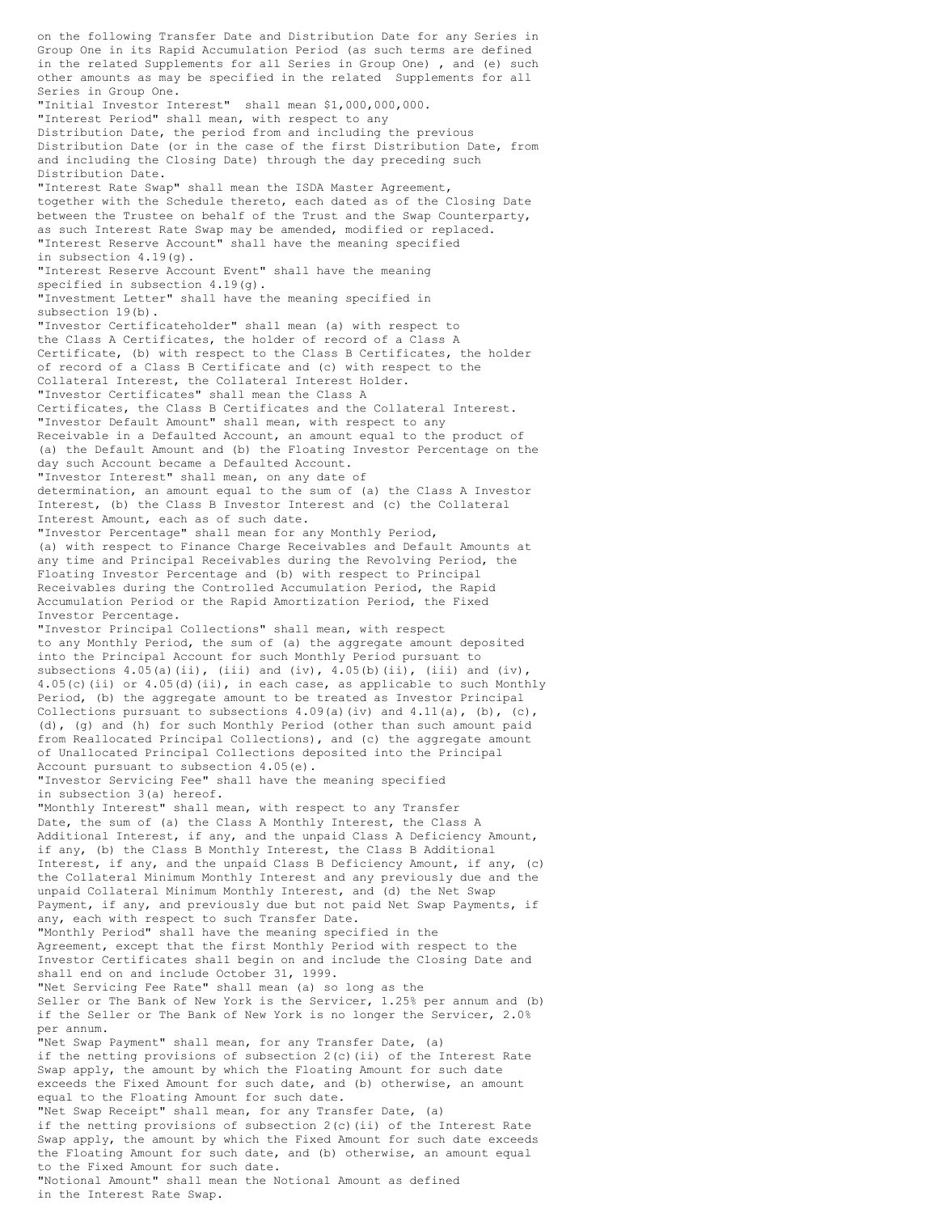on the following Transfer Date and Distribution Date for any Series in Group One in its Rapid Accumulation Period (as such terms are defined in the related Supplements for all Series in Group One) , and (e) such other amounts as may be specified in the related Supplements for all Series in Group One.

"Initial Investor Interest" shall mean $1,000,000,000.

"Interest Period" shall mean, with respect to any Distribution Date, the period from and including the previous Distribution Date (or in the case of the first Distribution Date, from and including the Closing Date) through the day preceding such Distribution Date.

"Interest Rate Swap" shall mean the ISDA Master Agreement, together with the Schedule thereto, each dated as of the Closing Date between the Trustee on behalf of the Trust and the Swap Counterparty, as such Interest Rate Swap may be amended, modified or replaced.

"Interest Reserve Account" shall have the meaning specified in subsection 4.19(g).

"Interest Reserve Account Event" shall have the meaning specified in subsection 4.19(g).

"Investment Letter" shall have the meaning specified in subsection 19(b).

"Investor Certificateholder" shall mean (a) with respect to the Class A Certificates, the holder of record of a Class A Certificate, (b) with respect to the Class B Certificates, the holder of record of a Class B Certificate and (c) with respect to the Collateral Interest, the Collateral Interest Holder.

"Investor Certificates" shall mean the Class A Certificates, the Class B Certificates and the Collateral Interest.

"Investor Default Amount" shall mean, with respect to any Receivable in a Defaulted Account, an amount equal to the product of (a) the Default Amount and (b) the Floating Investor Percentage on the day such Account became a Defaulted Account.

"Investor Interest" shall mean, on any date of determination, an amount equal to the sum of (a) the Class A Investor Interest, (b) the Class B Investor Interest and (c) the Collateral Interest Amount, each as of such date.

"Investor Percentage" shall mean for any Monthly Period, (a) with respect to Finance Charge Receivables and Default Amounts at any time and Principal Receivables during the Revolving Period, the Floating Investor Percentage and (b) with respect to Principal Receivables during the Controlled Accumulation Period, the Rapid Accumulation Period or the Rapid Amortization Period, the Fixed Investor Percentage.

"Investor Principal Collections" shall mean, with respect to any Monthly Period, the sum of (a) the aggregate amount deposited into the Principal Account for such Monthly Period pursuant to subsections 4.05(a)(ii), (iii) and (iv), 4.05(b)(ii), (iii) and (iv), 4.05(c)(ii) or 4.05(d)(ii), in each case, as applicable to such Monthly Period, (b) the aggregate amount to be treated as Investor Principal Collections pursuant to subsections 4.09(a)(iv) and 4.11(a), (b), (c), (d), (g) and (h) for such Monthly Period (other than such amount paid from Reallocated Principal Collections), and (c) the aggregate amount of Unallocated Principal Collections deposited into the Principal Account pursuant to subsection 4.05(e).

"Investor Servicing Fee" shall have the meaning specified in subsection 3(a) hereof.

"Monthly Interest" shall mean, with respect to any Transfer Date, the sum of (a) the Class A Monthly Interest, the Class A Additional Interest, if any, and the unpaid Class A Deficiency Amount, if any, (b) the Class B Monthly Interest, the Class B Additional Interest, if any, and the unpaid Class B Deficiency Amount, if any, (c) the Collateral Minimum Monthly Interest and any previously due and the unpaid Collateral Minimum Monthly Interest, and (d) the Net Swap Payment, if any, and previously due but not paid Net Swap Payments, if any, each with respect to such Transfer Date.

"Monthly Period" shall have the meaning specified in the Agreement, except that the first Monthly Period with respect to the Investor Certificates shall begin on and include the Closing Date and shall end on and include October 31, 1999.

"Net Servicing Fee Rate" shall mean (a) so long as the Seller or The Bank of New York is the Servicer, 1.25% per annum and (b) if the Seller or The Bank of New York is no longer the Servicer, 2.0% per annum.

"Net Swap Payment" shall mean, for any Transfer Date, (a) if the netting provisions of subsection 2(c)(ii) of the Interest Rate Swap apply, the amount by which the Floating Amount for such date exceeds the Fixed Amount for such date, and (b) otherwise, an amount equal to the Floating Amount for such date.

"Net Swap Receipt" shall mean, for any Transfer Date, (a) if the netting provisions of subsection 2(c)(ii) of the Interest Rate Swap apply, the amount by which the Fixed Amount for such date exceeds the Floating Amount for such date, and (b) otherwise, an amount equal to the Fixed Amount for such date.

"Notional Amount" shall mean the Notional Amount as defined in the Interest Rate Swap.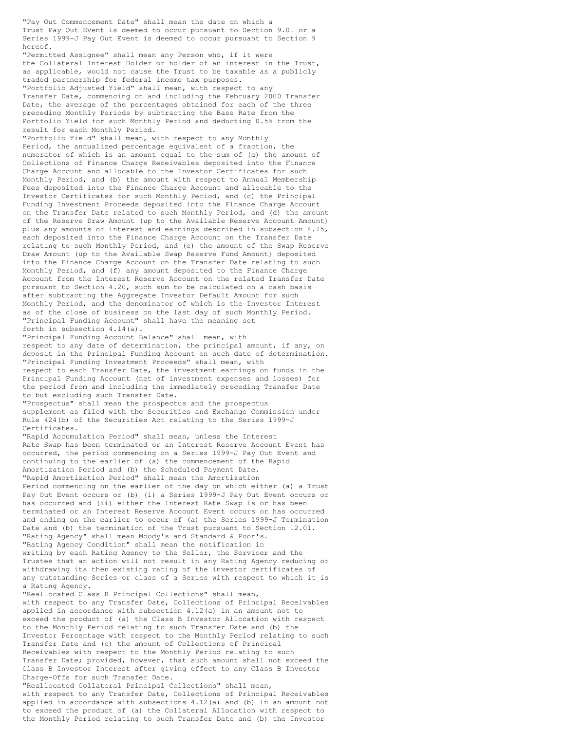"Pay Out Commencement Date" shall mean the date on which a Trust Pay Out Event is deemed to occur pursuant to Section 9.01 or a Series 1999-J Pay Out Event is deemed to occur pursuant to Section 9 hereof.

"Permitted Assignee" shall mean any Person who, if it were the Collateral Interest Holder or holder of an interest in the Trust, as applicable, would not cause the Trust to be taxable as a publicly traded partnership for federal income tax purposes.

"Portfolio Adjusted Yield" shall mean, with respect to any Transfer Date, commencing on and including the February 2000 Transfer Date, the average of the percentages obtained for each of the three preceding Monthly Periods by subtracting the Base Rate from the Portfolio Yield for such Monthly Period and deducting 0.5% from the result for each Monthly Period.

"Portfolio Yield" shall mean, with respect to any Monthly Period, the annualized percentage equivalent of a fraction, the numerator of which is an amount equal to the sum of (a) the amount of Collections of Finance Charge Receivables deposited into the Finance Charge Account and allocable to the Investor Certificates for such Monthly Period, and (b) the amount with respect to Annual Membership Fees deposited into the Finance Charge Account and allocable to the Investor Certificates for such Monthly Period, and (c) the Principal Funding Investment Proceeds deposited into the Finance Charge Account on the Transfer Date related to such Monthly Period, and (d) the amount of the Reserve Draw Amount (up to the Available Reserve Account Amount) plus any amounts of interest and earnings described in subsection 4.15, each deposited into the Finance Charge Account on the Transfer Date relating to such Monthly Period, and (e) the amount of the Swap Reserve Draw Amount (up to the Available Swap Reserve Fund Amount) deposited into the Finance Charge Account on the Transfer Date relating to such Monthly Period, and (f) any amount deposited to the Finance Charge Account from the Interest Reserve Account on the related Transfer Date pursuant to Section 4.20, such sum to be calculated on a cash basis after subtracting the Aggregate Investor Default Amount for such Monthly Period, and the denominator of which is the Investor Interest as of the close of business on the last day of such Monthly Period.

"Principal Funding Account" shall have the meaning set forth in subsection 4.14(a).

"Principal Funding Account Balance" shall mean, with respect to any date of determination, the principal amount, if any, on deposit in the Principal Funding Account on such date of determination.

"Principal Funding Investment Proceeds" shall mean, with respect to each Transfer Date, the investment earnings on funds in the Principal Funding Account (net of investment expenses and losses) for the period from and including the immediately preceding Transfer Date to but excluding such Transfer Date.

"Prospectus" shall mean the prospectus and the prospectus supplement as filed with the Securities and Exchange Commission under Rule 424(b) of the Securities Act relating to the Series 1999-J Certificates.

"Rapid Accumulation Period" shall mean, unless the Interest Rate Swap has been terminated or an Interest Reserve Account Event has occurred, the period commencing on a Series 1999-J Pay Out Event and continuing to the earlier of (a) the commencement of the Rapid Amortization Period and (b) the Scheduled Payment Date.

"Rapid Amortization Period" shall mean the Amortization Period commencing on the earlier of the day on which either (a) a Trust Pay Out Event occurs or (b) (i) a Series 1999-J Pay Out Event occurs or has occurred and (ii) either the Interest Rate Swap is or has been terminated or an Interest Reserve Account Event occurs or has occurred and ending on the earlier to occur of (a) the Series 1999-J Termination Date and (b) the termination of the Trust pursuant to Section 12.01.

"Rating Agency" shall mean Moody's and Standard & Poor's.

"Rating Agency Condition" shall mean the notification in writing by each Rating Agency to the Seller, the Servicer and the Trustee that an action will not result in any Rating Agency reducing or withdrawing its then existing rating of the investor certificates of any outstanding Series or class of a Series with respect to which it is a Rating Agency.

"Reallocated Class B Principal Collections" shall mean, with respect to any Transfer Date, Collections of Principal Receivables applied in accordance with subsection 4.12(a) in an amount not to exceed the product of (a) the Class B Investor Allocation with respect to the Monthly Period relating to such Transfer Date and (b) the Investor Percentage with respect to the Monthly Period relating to such Transfer Date and (c) the amount of Collections of Principal Receivables with respect to the Monthly Period relating to such Transfer Date; provided, however, that such amount shall not exceed the Class B Investor Interest after giving effect to any Class B Investor Charge-Offs for such Transfer Date.

"Reallocated Collateral Principal Collections" shall mean, with respect to any Transfer Date, Collections of Principal Receivables applied in accordance with subsections 4.12(a) and (b) in an amount not to exceed the product of (a) the Collateral Allocation with respect to the Monthly Period relating to such Transfer Date and (b) the Investor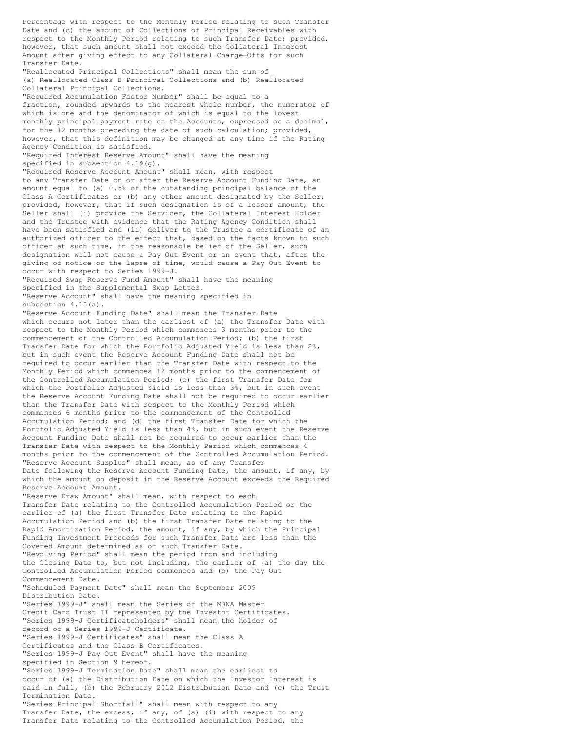Percentage with respect to the Monthly Period relating to such Transfer Date and (c) the amount of Collections of Principal Receivables with respect to the Monthly Period relating to such Transfer Date; provided, however, that such amount shall not exceed the Collateral Interest Amount after giving effect to any Collateral Charge-Offs for such Transfer Date.

"Reallocated Principal Collections" shall mean the sum of (a) Reallocated Class B Principal Collections and (b) Reallocated Collateral Principal Collections.

"Required Accumulation Factor Number" shall be equal to a fraction, rounded upwards to the nearest whole number, the numerator of which is one and the denominator of which is equal to the lowest monthly principal payment rate on the Accounts, expressed as a decimal, for the 12 months preceding the date of such calculation; provided, however, that this definition may be changed at any time if the Rating Agency Condition is satisfied.

"Required Interest Reserve Amount" shall have the meaning specified in subsection 4.19(g).

"Required Reserve Account Amount" shall mean, with respect to any Transfer Date on or after the Reserve Account Funding Date, an amount equal to (a) 0.5% of the outstanding principal balance of the Class A Certificates or (b) any other amount designated by the Seller; provided, however, that if such designation is of a lesser amount, the Seller shall (i) provide the Servicer, the Collateral Interest Holder and the Trustee with evidence that the Rating Agency Condition shall have been satisfied and (ii) deliver to the Trustee a certificate of an authorized officer to the effect that, based on the facts known to such officer at such time, in the reasonable belief of the Seller, such designation will not cause a Pay Out Event or an event that, after the giving of notice or the lapse of time, would cause a Pay Out Event to occur with respect to Series 1999-J.

"Required Swap Reserve Fund Amount" shall have the meaning specified in the Supplemental Swap Letter.

"Reserve Account" shall have the meaning specified in subsection 4.15(a).

"Reserve Account Funding Date" shall mean the Transfer Date which occurs not later than the earliest of (a) the Transfer Date with respect to the Monthly Period which commences 3 months prior to the commencement of the Controlled Accumulation Period; (b) the first Transfer Date for which the Portfolio Adjusted Yield is less than 2%, but in such event the Reserve Account Funding Date shall not be required to occur earlier than the Transfer Date with respect to the Monthly Period which commences 12 months prior to the commencement of the Controlled Accumulation Period; (c) the first Transfer Date for which the Portfolio Adjusted Yield is less than 3%, but in such event the Reserve Account Funding Date shall not be required to occur earlier than the Transfer Date with respect to the Monthly Period which commences 6 months prior to the commencement of the Controlled Accumulation Period; and (d) the first Transfer Date for which the Portfolio Adjusted Yield is less than 4%, but in such event the Reserve Account Funding Date shall not be required to occur earlier than the Transfer Date with respect to the Monthly Period which commences 4 months prior to the commencement of the Controlled Accumulation Period.

"Reserve Account Surplus" shall mean, as of any Transfer Date following the Reserve Account Funding Date, the amount, if any, by which the amount on deposit in the Reserve Account exceeds the Required Reserve Account Amount.

"Reserve Draw Amount" shall mean, with respect to each Transfer Date relating to the Controlled Accumulation Period or the earlier of (a) the first Transfer Date relating to the Rapid Accumulation Period and (b) the first Transfer Date relating to the Rapid Amortization Period, the amount, if any, by which the Principal Funding Investment Proceeds for such Transfer Date are less than the Covered Amount determined as of such Transfer Date.

"Revolving Period" shall mean the period from and including the Closing Date to, but not including, the earlier of (a) the day the Controlled Accumulation Period commences and (b) the Pay Out Commencement Date.

"Scheduled Payment Date" shall mean the September 2009 Distribution Date.

"Series 1999-J" shall mean the Series of the MBNA Master Credit Card Trust II represented by the Investor Certificates.

"Series 1999-J Certificateholders" shall mean the holder of record of a Series 1999-J Certificate.

"Series 1999-J Certificates" shall mean the Class A Certificates and the Class B Certificates.

"Series 1999-J Pay Out Event" shall have the meaning specified in Section 9 hereof.

"Series 1999-J Termination Date" shall mean the earliest to occur of (a) the Distribution Date on which the Investor Interest is paid in full, (b) the February 2012 Distribution Date and (c) the Trust Termination Date.

"Series Principal Shortfall" shall mean with respect to any Transfer Date, the excess, if any, of (a) (i) with respect to any Transfer Date relating to the Controlled Accumulation Period, the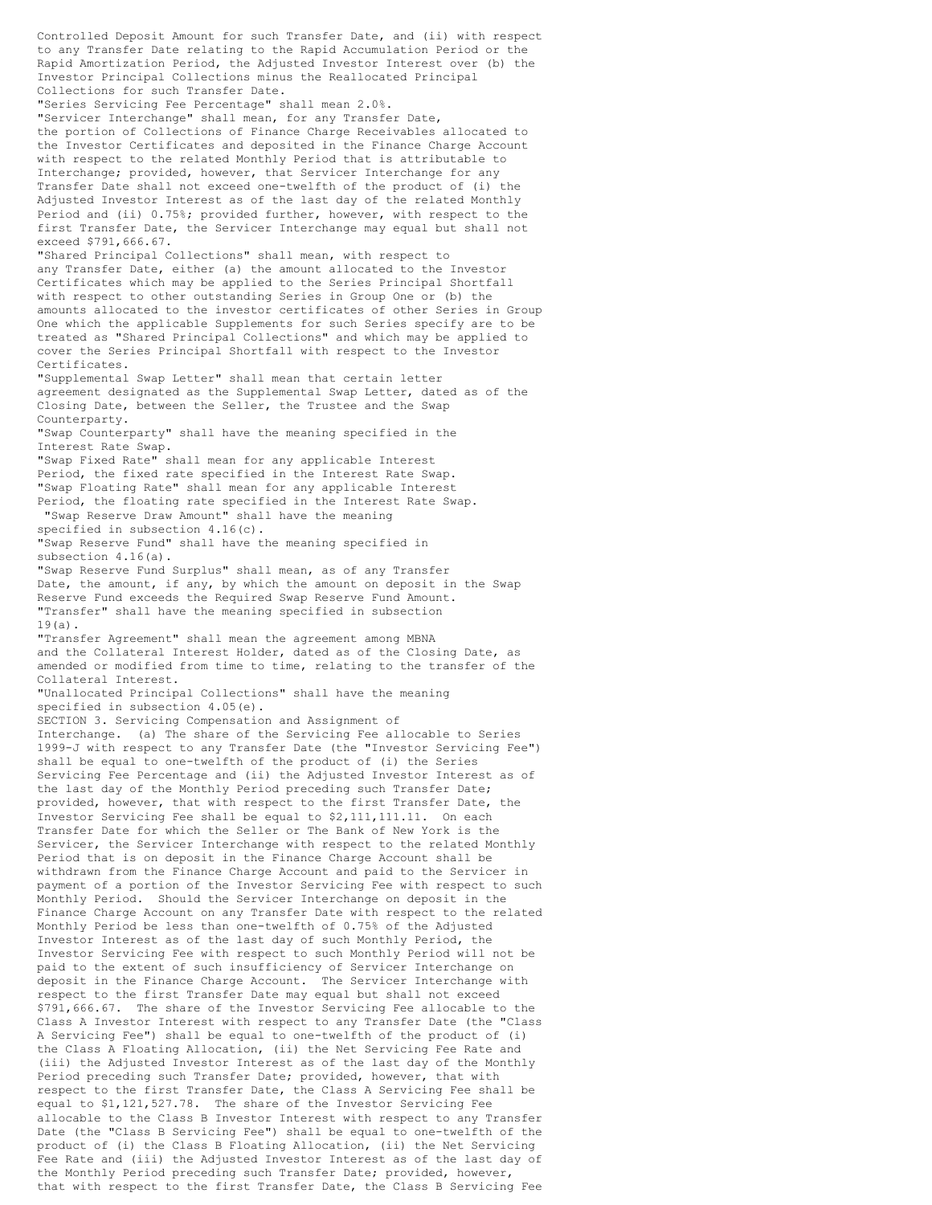Controlled Deposit Amount for such Transfer Date, and (ii) with respect to any Transfer Date relating to the Rapid Accumulation Period or the Rapid Amortization Period, the Adjusted Investor Interest over (b) the Investor Principal Collections minus the Reallocated Principal Collections for such Transfer Date.

"Series Servicing Fee Percentage" shall mean 2.0%.

"Servicer Interchange" shall mean, for any Transfer Date, the portion of Collections of Finance Charge Receivables allocated to the Investor Certificates and deposited in the Finance Charge Account with respect to the related Monthly Period that is attributable to Interchange; provided, however, that Servicer Interchange for any Transfer Date shall not exceed one-twelfth of the product of (i) the Adjusted Investor Interest as of the last day of the related Monthly Period and (ii) 0.75%; provided further, however, with respect to the first Transfer Date, the Servicer Interchange may equal but shall not exceed $791,666.67.

"Shared Principal Collections" shall mean, with respect to any Transfer Date, either (a) the amount allocated to the Investor Certificates which may be applied to the Series Principal Shortfall with respect to other outstanding Series in Group One or (b) the amounts allocated to the investor certificates of other Series in Group One which the applicable Supplements for such Series specify are to be treated as "Shared Principal Collections" and which may be applied to cover the Series Principal Shortfall with respect to the Investor Certificates.

"Supplemental Swap Letter" shall mean that certain letter agreement designated as the Supplemental Swap Letter, dated as of the Closing Date, between the Seller, the Trustee and the Swap Counterparty.

"Swap Counterparty" shall have the meaning specified in the Interest Rate Swap.

"Swap Fixed Rate" shall mean for any applicable Interest Period, the fixed rate specified in the Interest Rate Swap.

"Swap Floating Rate" shall mean for any applicable Interest Period, the floating rate specified in the Interest Rate Swap.

"Swap Reserve Draw Amount" shall have the meaning specified in subsection 4.16(c).

"Swap Reserve Fund" shall have the meaning specified in subsection 4.16(a).

"Swap Reserve Fund Surplus" shall mean, as of any Transfer Date, the amount, if any, by which the amount on deposit in the Swap Reserve Fund exceeds the Required Swap Reserve Fund Amount.

"Transfer" shall have the meaning specified in subsection 19(a).

"Transfer Agreement" shall mean the agreement among MBNA and the Collateral Interest Holder, dated as of the Closing Date, as amended or modified from time to time, relating to the transfer of the Collateral Interest.

"Unallocated Principal Collections" shall have the meaning specified in subsection 4.05(e).

SECTION 3. Servicing Compensation and Assignment of Interchange. (a) The share of the Servicing Fee allocable to Series 1999-J with respect to any Transfer Date (the "Investor Servicing Fee") shall be equal to one-twelfth of the product of (i) the Series Servicing Fee Percentage and (ii) the Adjusted Investor Interest as of the last day of the Monthly Period preceding such Transfer Date; provided, however, that with respect to the first Transfer Date, the Investor Servicing Fee shall be equal to $2,111,111.11. On each Transfer Date for which the Seller or The Bank of New York is the Servicer, the Servicer Interchange with respect to the related Monthly Period that is on deposit in the Finance Charge Account shall be withdrawn from the Finance Charge Account and paid to the Servicer in payment of a portion of the Investor Servicing Fee with respect to such Monthly Period. Should the Servicer Interchange on deposit in the Finance Charge Account on any Transfer Date with respect to the related Monthly Period be less than one-twelfth of 0.75% of the Adjusted Investor Interest as of the last day of such Monthly Period, the Investor Servicing Fee with respect to such Monthly Period will not be paid to the extent of such insufficiency of Servicer Interchange on deposit in the Finance Charge Account. The Servicer Interchange with respect to the first Transfer Date may equal but shall not exceed $791,666.67. The share of the Investor Servicing Fee allocable to the Class A Investor Interest with respect to any Transfer Date (the "Class A Servicing Fee") shall be equal to one-twelfth of the product of (i) the Class A Floating Allocation, (ii) the Net Servicing Fee Rate and (iii) the Adjusted Investor Interest as of the last day of the Monthly Period preceding such Transfer Date; provided, however, that with respect to the first Transfer Date, the Class A Servicing Fee shall be equal to $1,121,527.78. The share of the Investor Servicing Fee allocable to the Class B Investor Interest with respect to any Transfer Date (the "Class B Servicing Fee") shall be equal to one-twelfth of the product of (i) the Class B Floating Allocation, (ii) the Net Servicing Fee Rate and (iii) the Adjusted Investor Interest as of the last day of the Monthly Period preceding such Transfer Date; provided, however, that with respect to the first Transfer Date, the Class B Servicing Fee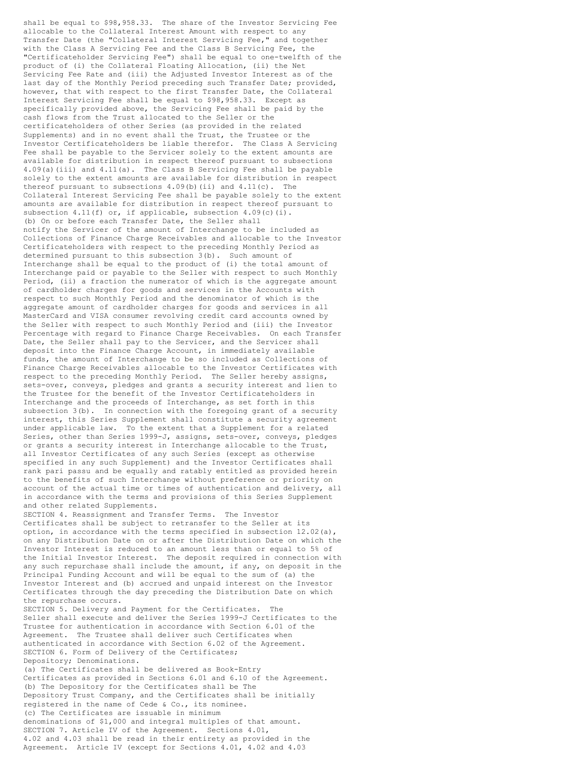shall be equal to $98,958.33. The share of the Investor Servicing Fee allocable to the Collateral Interest Amount with respect to any Transfer Date (the "Collateral Interest Servicing Fee," and together with the Class A Servicing Fee and the Class B Servicing Fee, the "Certificateholder Servicing Fee") shall be equal to one-twelfth of the product of (i) the Collateral Floating Allocation, (ii) the Net Servicing Fee Rate and (iii) the Adjusted Investor Interest as of the last day of the Monthly Period preceding such Transfer Date; provided, however, that with respect to the first Transfer Date, the Collateral Interest Servicing Fee shall be equal to $98,958.33. Except as specifically provided above, the Servicing Fee shall be paid by the cash flows from the Trust allocated to the Seller or the certificateholders of other Series (as provided in the related Supplements) and in no event shall the Trust, the Trustee or the Investor Certificateholders be liable therefor. The Class A Servicing Fee shall be payable to the Servicer solely to the extent amounts are available for distribution in respect thereof pursuant to subsections 4.09(a)(iii) and 4.11(a). The Class B Servicing Fee shall be payable solely to the extent amounts are available for distribution in respect thereof pursuant to subsections 4.09(b)(ii) and 4.11(c). The Collateral Interest Servicing Fee shall be payable solely to the extent amounts are available for distribution in respect thereof pursuant to subsection 4.11(f) or, if applicable, subsection 4.09(c)(i).

(b) On or before each Transfer Date, the Seller shall notify the Servicer of the amount of Interchange to be included as Collections of Finance Charge Receivables and allocable to the Investor Certificateholders with respect to the preceding Monthly Period as determined pursuant to this subsection 3(b). Such amount of Interchange shall be equal to the product of (i) the total amount of Interchange paid or payable to the Seller with respect to such Monthly Period, (ii) a fraction the numerator of which is the aggregate amount of cardholder charges for goods and services in the Accounts with respect to such Monthly Period and the denominator of which is the aggregate amount of cardholder charges for goods and services in all MasterCard and VISA consumer revolving credit card accounts owned by the Seller with respect to such Monthly Period and (iii) the Investor Percentage with regard to Finance Charge Receivables. On each Transfer Date, the Seller shall pay to the Servicer, and the Servicer shall deposit into the Finance Charge Account, in immediately available funds, the amount of Interchange to be so included as Collections of Finance Charge Receivables allocable to the Investor Certificates with respect to the preceding Monthly Period. The Seller hereby assigns, sets-over, conveys, pledges and grants a security interest and lien to the Trustee for the benefit of the Investor Certificateholders in Interchange and the proceeds of Interchange, as set forth in this subsection 3(b). In connection with the foregoing grant of a security interest, this Series Supplement shall constitute a security agreement under applicable law. To the extent that a Supplement for a related Series, other than Series 1999-J, assigns, sets-over, conveys, pledges or grants a security interest in Interchange allocable to the Trust, all Investor Certificates of any such Series (except as otherwise specified in any such Supplement) and the Investor Certificates shall rank pari passu and be equally and ratably entitled as provided herein to the benefits of such Interchange without preference or priority on account of the actual time or times of authentication and delivery, all in accordance with the terms and provisions of this Series Supplement and other related Supplements.

SECTION 4. Reassignment and Transfer Terms. The Investor Certificates shall be subject to retransfer to the Seller at its option, in accordance with the terms specified in subsection 12.02(a), on any Distribution Date on or after the Distribution Date on which the Investor Interest is reduced to an amount less than or equal to 5% of the Initial Investor Interest. The deposit required in connection with any such repurchase shall include the amount, if any, on deposit in the Principal Funding Account and will be equal to the sum of (a) the Investor Interest and (b) accrued and unpaid interest on the Investor Certificates through the day preceding the Distribution Date on which the repurchase occurs.

SECTION 5. Delivery and Payment for the Certificates. The Seller shall execute and deliver the Series 1999-J Certificates to the Trustee for authentication in accordance with Section 6.01 of the Agreement. The Trustee shall deliver such Certificates when authenticated in accordance with Section 6.02 of the Agreement.

SECTION 6. Form of Delivery of the Certificates; Depository; Denominations.

(a) The Certificates shall be delivered as Book-Entry Certificates as provided in Sections 6.01 and 6.10 of the Agreement.

(b) The Depository for the Certificates shall be The Depository Trust Company, and the Certificates shall be initially registered in the name of Cede & Co., its nominee.

(c) The Certificates are issuable in minimum denominations of $1,000 and integral multiples of that amount.

SECTION 7. Article IV of the Agreement. Sections 4.01, 4.02 and 4.03 shall be read in their entirety as provided in the Agreement. Article IV (except for Sections 4.01, 4.02 and 4.03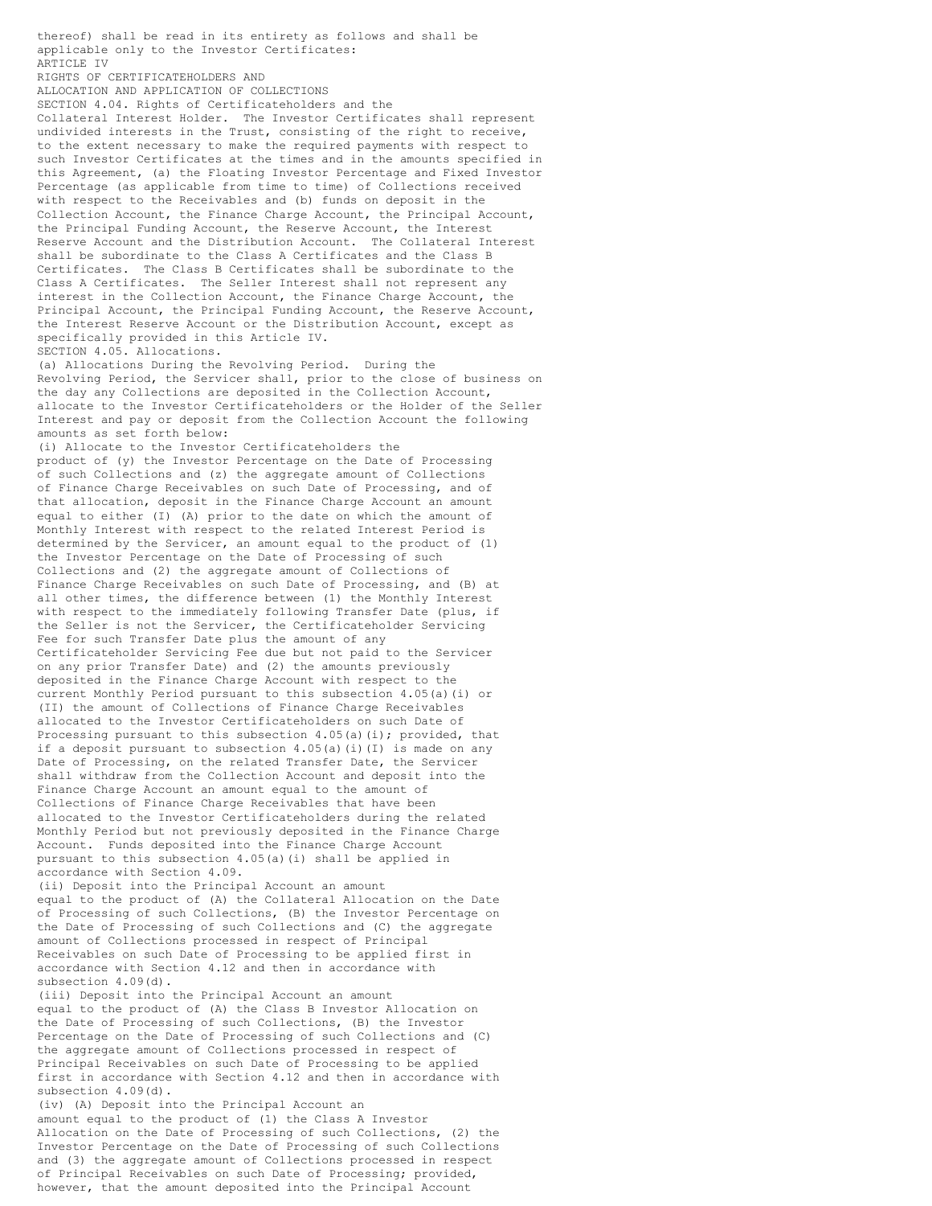thereof) shall be read in its entirety as follows and shall be applicable only to the Investor Certificates:

ARTICLE IV

RIGHTS OF CERTIFICATEHOLDERS AND ALLOCATION AND APPLICATION OF COLLECTIONS

SECTION 4.04. Rights of Certificateholders and the Collateral Interest Holder. The Investor Certificates shall represent undivided interests in the Trust, consisting of the right to receive, to the extent necessary to make the required payments with respect to such Investor Certificates at the times and in the amounts specified in this Agreement, (a) the Floating Investor Percentage and Fixed Investor Percentage (as applicable from time to time) of Collections received with respect to the Receivables and (b) funds on deposit in the Collection Account, the Finance Charge Account, the Principal Account, the Principal Funding Account, the Reserve Account, the Interest Reserve Account and the Distribution Account. The Collateral Interest shall be subordinate to the Class A Certificates and the Class B Certificates. The Class B Certificates shall be subordinate to the Class A Certificates. The Seller Interest shall not represent any interest in the Collection Account, the Finance Charge Account, the Principal Account, the Principal Funding Account, the Reserve Account, the Interest Reserve Account or the Distribution Account, except as specifically provided in this Article IV.

SECTION 4.05. Allocations.

(a) Allocations During the Revolving Period. During the Revolving Period, the Servicer shall, prior to the close of business on the day any Collections are deposited in the Collection Account, allocate to the Investor Certificateholders or the Holder of the Seller Interest and pay or deposit from the Collection Account the following amounts as set forth below:

(i) Allocate to the Investor Certificateholders the product of (y) the Investor Percentage on the Date of Processing of such Collections and (z) the aggregate amount of Collections of Finance Charge Receivables on such Date of Processing, and of that allocation, deposit in the Finance Charge Account an amount equal to either (I) (A) prior to the date on which the amount of Monthly Interest with respect to the related Interest Period is determined by the Servicer, an amount equal to the product of (1) the Investor Percentage on the Date of Processing of such Collections and (2) the aggregate amount of Collections of Finance Charge Receivables on such Date of Processing, and (B) at all other times, the difference between (1) the Monthly Interest with respect to the immediately following Transfer Date (plus, if the Seller is not the Servicer, the Certificateholder Servicing Fee for such Transfer Date plus the amount of any Certificateholder Servicing Fee due but not paid to the Servicer on any prior Transfer Date) and (2) the amounts previously deposited in the Finance Charge Account with respect to the current Monthly Period pursuant to this subsection 4.05(a)(i) or (II) the amount of Collections of Finance Charge Receivables allocated to the Investor Certificateholders on such Date of Processing pursuant to this subsection 4.05(a)(i); provided, that if a deposit pursuant to subsection 4.05(a)(i)(I) is made on any Date of Processing, on the related Transfer Date, the Servicer shall withdraw from the Collection Account and deposit into the Finance Charge Account an amount equal to the amount of Collections of Finance Charge Receivables that have been allocated to the Investor Certificateholders during the related Monthly Period but not previously deposited in the Finance Charge Account. Funds deposited into the Finance Charge Account pursuant to this subsection 4.05(a)(i) shall be applied in accordance with Section 4.09.

(ii) Deposit into the Principal Account an amount equal to the product of (A) the Collateral Allocation on the Date of Processing of such Collections, (B) the Investor Percentage on the Date of Processing of such Collections and (C) the aggregate amount of Collections processed in respect of Principal Receivables on such Date of Processing to be applied first in accordance with Section 4.12 and then in accordance with subsection 4.09(d).

(iii) Deposit into the Principal Account an amount equal to the product of (A) the Class B Investor Allocation on the Date of Processing of such Collections, (B) the Investor Percentage on the Date of Processing of such Collections and (C) the aggregate amount of Collections processed in respect of Principal Receivables on such Date of Processing to be applied first in accordance with Section 4.12 and then in accordance with subsection 4.09(d).

(iv) (A) Deposit into the Principal Account an amount equal to the product of (1) the Class A Investor Allocation on the Date of Processing of such Collections, (2) the Investor Percentage on the Date of Processing of such Collections and (3) the aggregate amount of Collections processed in respect of Principal Receivables on such Date of Processing; provided, however, that the amount deposited into the Principal Account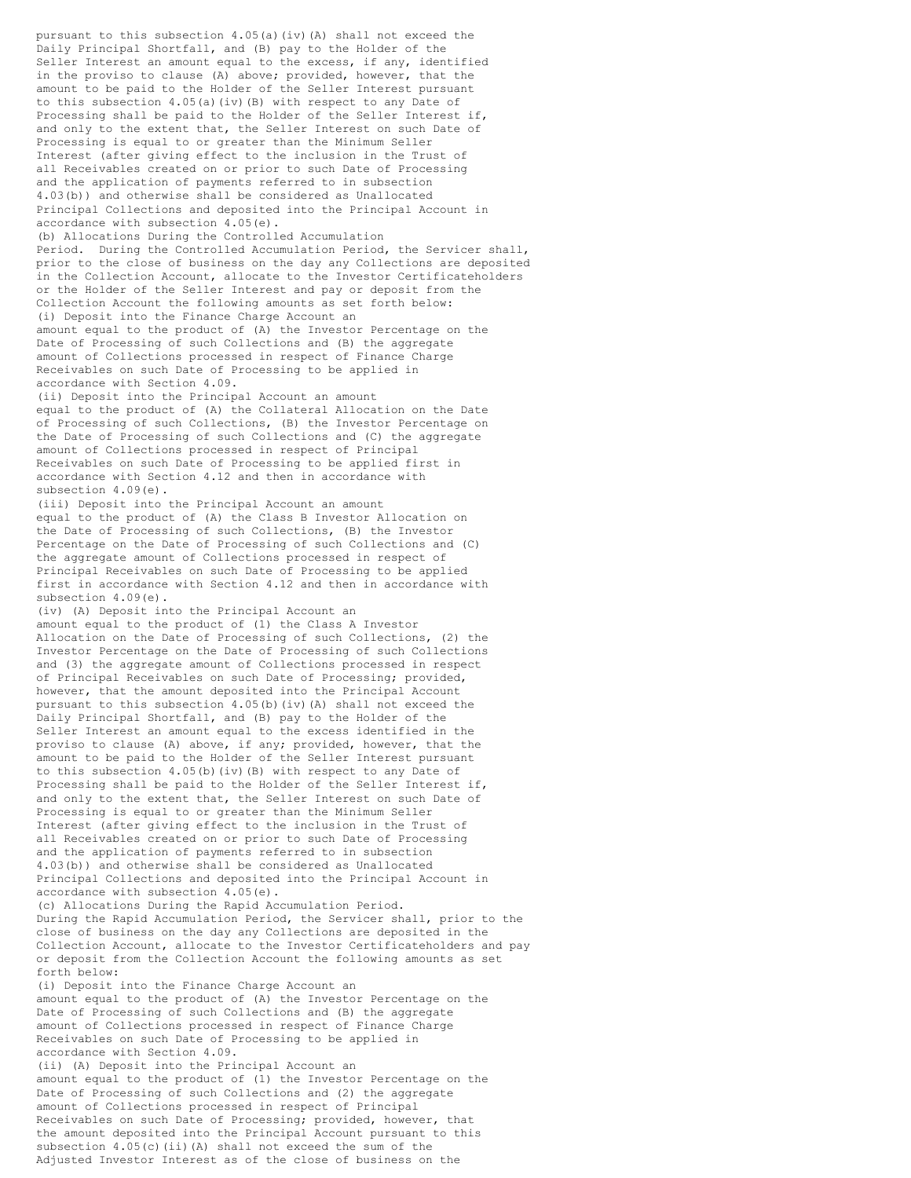pursuant to this subsection 4.05(a)(iv)(A) shall not exceed the Daily Principal Shortfall, and (B) pay to the Holder of the Seller Interest an amount equal to the excess, if any, identified in the proviso to clause (A) above; provided, however, that the amount to be paid to the Holder of the Seller Interest pursuant to this subsection 4.05(a)(iv)(B) with respect to any Date of Processing shall be paid to the Holder of the Seller Interest if, and only to the extent that, the Seller Interest on such Date of Processing is equal to or greater than the Minimum Seller Interest (after giving effect to the inclusion in the Trust of all Receivables created on or prior to such Date of Processing and the application of payments referred to in subsection 4.03(b)) and otherwise shall be considered as Unallocated Principal Collections and deposited into the Principal Account in accordance with subsection 4.05(e).

(b) Allocations During the Controlled Accumulation Period. During the Controlled Accumulation Period, the Servicer shall, prior to the close of business on the day any Collections are deposited in the Collection Account, allocate to the Investor Certificateholders or the Holder of the Seller Interest and pay or deposit from the Collection Account the following amounts as set forth below:

(i) Deposit into the Finance Charge Account an amount equal to the product of (A) the Investor Percentage on the Date of Processing of such Collections and (B) the aggregate amount of Collections processed in respect of Finance Charge Receivables on such Date of Processing to be applied in accordance with Section 4.09.

(ii) Deposit into the Principal Account an amount equal to the product of (A) the Collateral Allocation on the Date of Processing of such Collections, (B) the Investor Percentage on the Date of Processing of such Collections and (C) the aggregate amount of Collections processed in respect of Principal Receivables on such Date of Processing to be applied first in accordance with Section 4.12 and then in accordance with subsection 4.09(e).

(iii) Deposit into the Principal Account an amount equal to the product of (A) the Class B Investor Allocation on the Date of Processing of such Collections, (B) the Investor Percentage on the Date of Processing of such Collections and (C) the aggregate amount of Collections processed in respect of Principal Receivables on such Date of Processing to be applied first in accordance with Section 4.12 and then in accordance with subsection 4.09(e).

(iv) (A) Deposit into the Principal Account an amount equal to the product of (1) the Class A Investor Allocation on the Date of Processing of such Collections, (2) the Investor Percentage on the Date of Processing of such Collections and (3) the aggregate amount of Collections processed in respect of Principal Receivables on such Date of Processing; provided, however, that the amount deposited into the Principal Account pursuant to this subsection 4.05(b)(iv)(A) shall not exceed the Daily Principal Shortfall, and (B) pay to the Holder of the Seller Interest an amount equal to the excess identified in the proviso to clause (A) above, if any; provided, however, that the amount to be paid to the Holder of the Seller Interest pursuant to this subsection 4.05(b)(iv)(B) with respect to any Date of Processing shall be paid to the Holder of the Seller Interest if, and only to the extent that, the Seller Interest on such Date of Processing is equal to or greater than the Minimum Seller Interest (after giving effect to the inclusion in the Trust of all Receivables created on or prior to such Date of Processing and the application of payments referred to in subsection 4.03(b)) and otherwise shall be considered as Unallocated Principal Collections and deposited into the Principal Account in accordance with subsection 4.05(e).

(c) Allocations During the Rapid Accumulation Period. During the Rapid Accumulation Period, the Servicer shall, prior to the close of business on the day any Collections are deposited in the Collection Account, allocate to the Investor Certificateholders and pay or deposit from the Collection Account the following amounts as set forth below:

(i) Deposit into the Finance Charge Account an amount equal to the product of (A) the Investor Percentage on the Date of Processing of such Collections and (B) the aggregate amount of Collections processed in respect of Finance Charge Receivables on such Date of Processing to be applied in accordance with Section 4.09.

(ii) (A) Deposit into the Principal Account an amount equal to the product of (1) the Investor Percentage on the Date of Processing of such Collections and (2) the aggregate amount of Collections processed in respect of Principal Receivables on such Date of Processing; provided, however, that the amount deposited into the Principal Account pursuant to this subsection 4.05(c)(ii)(A) shall not exceed the sum of the Adjusted Investor Interest as of the close of business on the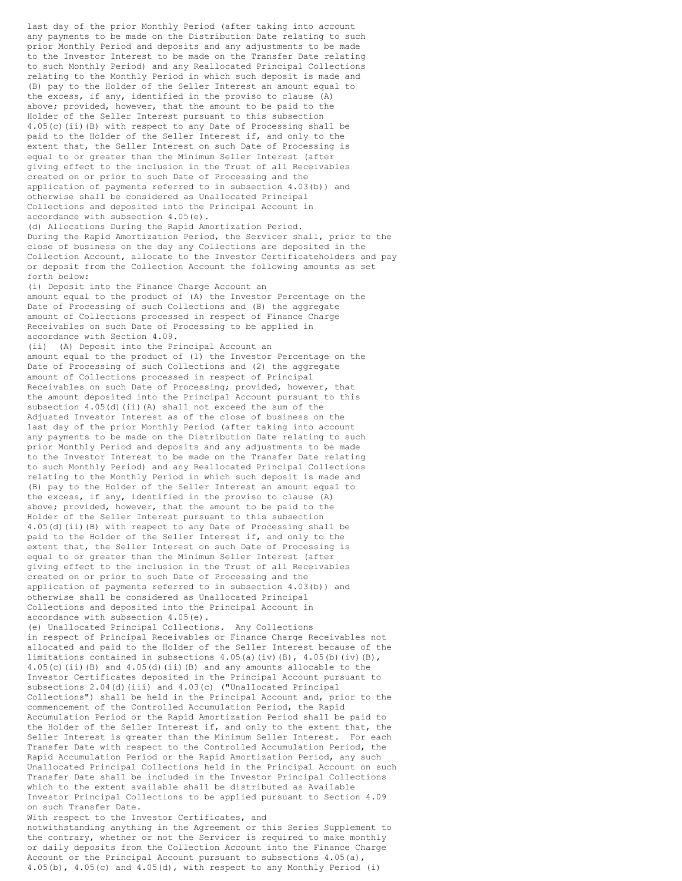last day of the prior Monthly Period (after taking into account any payments to be made on the Distribution Date relating to such prior Monthly Period and deposits and any adjustments to be made to the Investor Interest to be made on the Transfer Date relating to such Monthly Period) and any Reallocated Principal Collections relating to the Monthly Period in which such deposit is made and (B) pay to the Holder of the Seller Interest an amount equal to the excess, if any, identified in the proviso to clause (A) above; provided, however, that the amount to be paid to the Holder of the Seller Interest pursuant to this subsection 4.05(c)(ii)(B) with respect to any Date of Processing shall be paid to the Holder of the Seller Interest if, and only to the extent that, the Seller Interest on such Date of Processing is equal to or greater than the Minimum Seller Interest (after giving effect to the inclusion in the Trust of all Receivables created on or prior to such Date of Processing and the application of payments referred to in subsection 4.03(b)) and otherwise shall be considered as Unallocated Principal Collections and deposited into the Principal Account in accordance with subsection 4.05(e).

(d) Allocations During the Rapid Amortization Period. During the Rapid Amortization Period, the Servicer shall, prior to the close of business on the day any Collections are deposited in the Collection Account, allocate to the Investor Certificateholders and pay or deposit from the Collection Account the following amounts as set forth below:

(i) Deposit into the Finance Charge Account an amount equal to the product of (A) the Investor Percentage on the Date of Processing of such Collections and (B) the aggregate amount of Collections processed in respect of Finance Charge Receivables on such Date of Processing to be applied in accordance with Section 4.09.

(ii) (A) Deposit into the Principal Account an amount equal to the product of (1) the Investor Percentage on the Date of Processing of such Collections and (2) the aggregate amount of Collections processed in respect of Principal Receivables on such Date of Processing; provided, however, that the amount deposited into the Principal Account pursuant to this subsection 4.05(d)(ii)(A) shall not exceed the sum of the Adjusted Investor Interest as of the close of business on the last day of the prior Monthly Period (after taking into account any payments to be made on the Distribution Date relating to such prior Monthly Period and deposits and any adjustments to be made to the Investor Interest to be made on the Transfer Date relating to such Monthly Period) and any Reallocated Principal Collections relating to the Monthly Period in which such deposit is made and (B) pay to the Holder of the Seller Interest an amount equal to the excess, if any, identified in the proviso to clause (A) above; provided, however, that the amount to be paid to the Holder of the Seller Interest pursuant to this subsection 4.05(d)(ii)(B) with respect to any Date of Processing shall be paid to the Holder of the Seller Interest if, and only to the extent that, the Seller Interest on such Date of Processing is equal to or greater than the Minimum Seller Interest (after giving effect to the inclusion in the Trust of all Receivables created on or prior to such Date of Processing and the application of payments referred to in subsection 4.03(b)) and otherwise shall be considered as Unallocated Principal Collections and deposited into the Principal Account in accordance with subsection 4.05(e).

(e) Unallocated Principal Collections. Any Collections in respect of Principal Receivables or Finance Charge Receivables not allocated and paid to the Holder of the Seller Interest because of the limitations contained in subsections 4.05(a)(iv)(B), 4.05(b)(iv)(B), 4.05(c)(ii)(B) and 4.05(d)(ii)(B) and any amounts allocable to the Investor Certificates deposited in the Principal Account pursuant to subsections 2.04(d)(iii) and 4.03(c) ("Unallocated Principal Collections") shall be held in the Principal Account and, prior to the commencement of the Controlled Accumulation Period, the Rapid Accumulation Period or the Rapid Amortization Period shall be paid to the Holder of the Seller Interest if, and only to the extent that, the Seller Interest is greater than the Minimum Seller Interest. For each Transfer Date with respect to the Controlled Accumulation Period, the Rapid Accumulation Period or the Rapid Amortization Period, any such Unallocated Principal Collections held in the Principal Account on such Transfer Date shall be included in the Investor Principal Collections which to the extent available shall be distributed as Available Investor Principal Collections to be applied pursuant to Section 4.09 on such Transfer Date.

With respect to the Investor Certificates, and notwithstanding anything in the Agreement or this Series Supplement to the contrary, whether or not the Servicer is required to make monthly or daily deposits from the Collection Account into the Finance Charge Account or the Principal Account pursuant to subsections 4.05(a), 4.05(b), 4.05(c) and 4.05(d), with respect to any Monthly Period (i)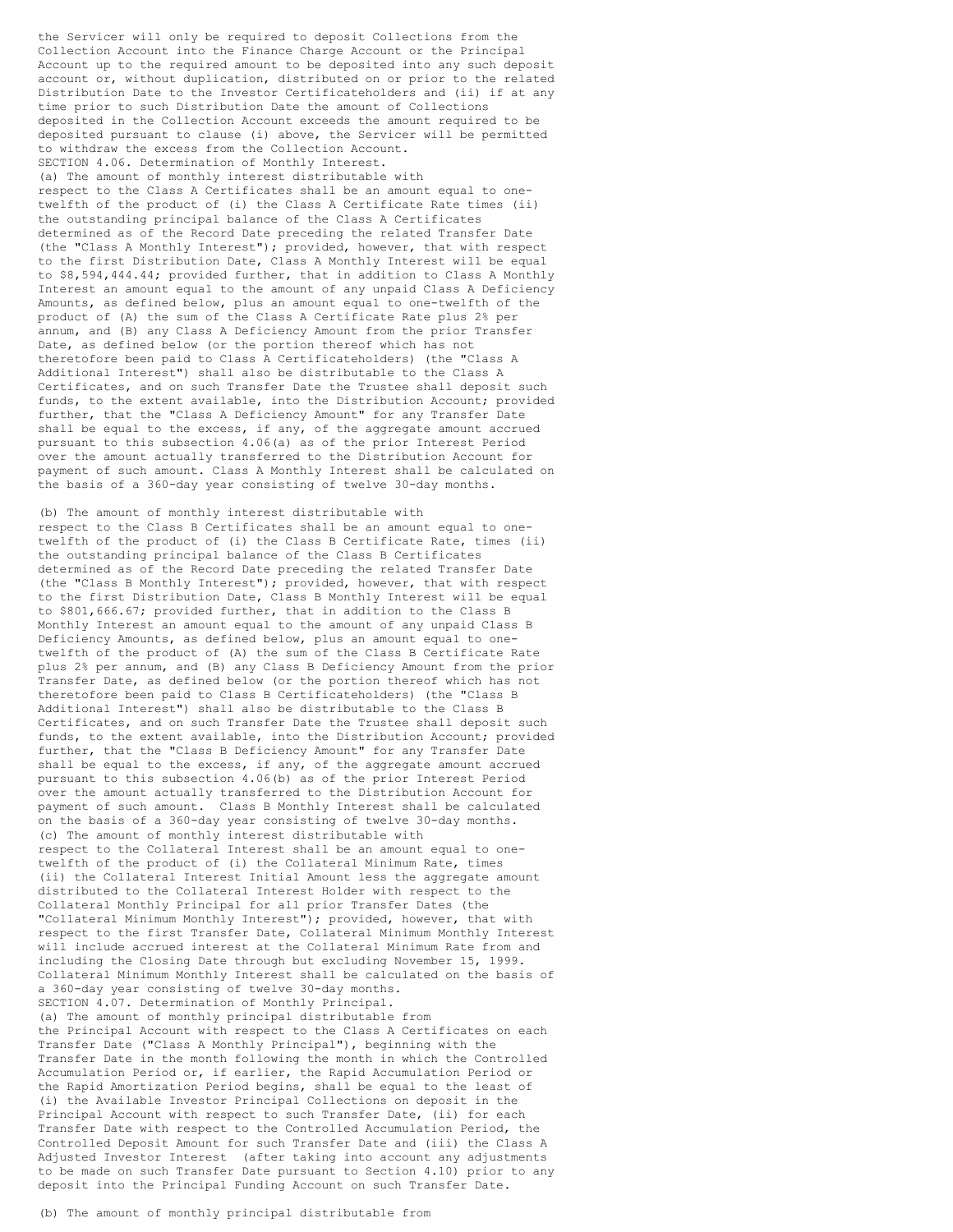the Servicer will only be required to deposit Collections from the Collection Account into the Finance Charge Account or the Principal Account up to the required amount to be deposited into any such deposit account or, without duplication, distributed on or prior to the related Distribution Date to the Investor Certificateholders and (ii) if at any time prior to such Distribution Date the amount of Collections deposited in the Collection Account exceeds the amount required to be deposited pursuant to clause (i) above, the Servicer will be permitted to withdraw the excess from the Collection Account.

SECTION 4.06. Determination of Monthly Interest.

(a) The amount of monthly interest distributable with respect to the Class A Certificates shall be an amount equal to one-twelfth of the product of (i) the Class A Certificate Rate times (ii) the outstanding principal balance of the Class A Certificates determined as of the Record Date preceding the related Transfer Date (the "Class A Monthly Interest"); provided, however, that with respect to the first Distribution Date, Class A Monthly Interest will be equal to $8,594,444.44; provided further, that in addition to Class A Monthly Interest an amount equal to the amount of any unpaid Class A Deficiency Amounts, as defined below, plus an amount equal to one-twelfth of the product of (A) the sum of the Class A Certificate Rate plus 2% per annum, and (B) any Class A Deficiency Amount from the prior Transfer Date, as defined below (or the portion thereof which has not theretofore been paid to Class A Certificateholders) (the "Class A Additional Interest") shall also be distributable to the Class A Certificates, and on such Transfer Date the Trustee shall deposit such funds, to the extent available, into the Distribution Account; provided further, that the "Class A Deficiency Amount" for any Transfer Date shall be equal to the excess, if any, of the aggregate amount accrued pursuant to this subsection 4.06(a) as of the prior Interest Period over the amount actually transferred to the Distribution Account for payment of such amount. Class A Monthly Interest shall be calculated on the basis of a 360-day year consisting of twelve 30-day months.

(b) The amount of monthly interest distributable with respect to the Class B Certificates shall be an amount equal to one-twelfth of the product of (i) the Class B Certificate Rate, times (ii) the outstanding principal balance of the Class B Certificates determined as of the Record Date preceding the related Transfer Date (the "Class B Monthly Interest"); provided, however, that with respect to the first Distribution Date, Class B Monthly Interest will be equal to $801,666.67; provided further, that in addition to the Class B Monthly Interest an amount equal to the amount of any unpaid Class B Deficiency Amounts, as defined below, plus an amount equal to one-twelfth of the product of (A) the sum of the Class B Certificate Rate plus 2% per annum, and (B) any Class B Deficiency Amount from the prior Transfer Date, as defined below (or the portion thereof which has not theretofore been paid to Class B Certificateholders) (the "Class B Additional Interest") shall also be distributable to the Class B Certificates, and on such Transfer Date the Trustee shall deposit such funds, to the extent available, into the Distribution Account; provided further, that the "Class B Deficiency Amount" for any Transfer Date shall be equal to the excess, if any, of the aggregate amount accrued pursuant to this subsection 4.06(b) as of the prior Interest Period over the amount actually transferred to the Distribution Account for payment of such amount. Class B Monthly Interest shall be calculated on the basis of a 360-day year consisting of twelve 30-day months.

(c) The amount of monthly interest distributable with respect to the Collateral Interest shall be an amount equal to one-twelfth of the product of (i) the Collateral Minimum Rate, times (ii) the Collateral Interest Initial Amount less the aggregate amount distributed to the Collateral Interest Holder with respect to the Collateral Monthly Principal for all prior Transfer Dates (the "Collateral Minimum Monthly Interest"); provided, however, that with respect to the first Transfer Date, Collateral Minimum Monthly Interest will include accrued interest at the Collateral Minimum Rate from and including the Closing Date through but excluding November 15, 1999. Collateral Minimum Monthly Interest shall be calculated on the basis of a 360-day year consisting of twelve 30-day months.

SECTION 4.07. Determination of Monthly Principal.

(a) The amount of monthly principal distributable from the Principal Account with respect to the Class A Certificates on each Transfer Date ("Class A Monthly Principal"), beginning with the Transfer Date in the month following the month in which the Controlled Accumulation Period or, if earlier, the Rapid Accumulation Period or the Rapid Amortization Period begins, shall be equal to the least of (i) the Available Investor Principal Collections on deposit in the Principal Account with respect to such Transfer Date, (ii) for each Transfer Date with respect to the Controlled Accumulation Period, the Controlled Deposit Amount for such Transfer Date and (iii) the Class A Adjusted Investor Interest (after taking into account any adjustments to be made on such Transfer Date pursuant to Section 4.10) prior to any deposit into the Principal Funding Account on such Transfer Date.

(b) The amount of monthly principal distributable from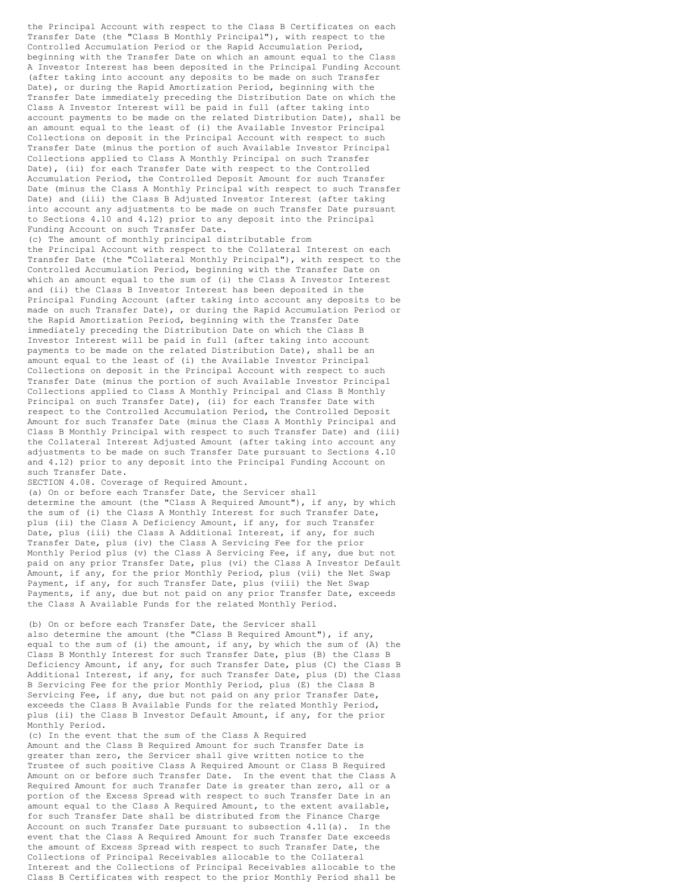the Principal Account with respect to the Class B Certificates on each Transfer Date (the "Class B Monthly Principal"), with respect to the Controlled Accumulation Period or the Rapid Accumulation Period, beginning with the Transfer Date on which an amount equal to the Class A Investor Interest has been deposited in the Principal Funding Account (after taking into account any deposits to be made on such Transfer Date), or during the Rapid Amortization Period, beginning with the Transfer Date immediately preceding the Distribution Date on which the Class A Investor Interest will be paid in full (after taking into account payments to be made on the related Distribution Date), shall be an amount equal to the least of (i) the Available Investor Principal Collections on deposit in the Principal Account with respect to such Transfer Date (minus the portion of such Available Investor Principal Collections applied to Class A Monthly Principal on such Transfer Date), (ii) for each Transfer Date with respect to the Controlled Accumulation Period, the Controlled Deposit Amount for such Transfer Date (minus the Class A Monthly Principal with respect to such Transfer Date) and (iii) the Class B Adjusted Investor Interest (after taking into account any adjustments to be made on such Transfer Date pursuant to Sections 4.10 and 4.12) prior to any deposit into the Principal Funding Account on such Transfer Date.

(c) The amount of monthly principal distributable from the Principal Account with respect to the Collateral Interest on each Transfer Date (the "Collateral Monthly Principal"), with respect to the Controlled Accumulation Period, beginning with the Transfer Date on which an amount equal to the sum of (i) the Class A Investor Interest and (ii) the Class B Investor Interest has been deposited in the Principal Funding Account (after taking into account any deposits to be made on such Transfer Date), or during the Rapid Accumulation Period or the Rapid Amortization Period, beginning with the Transfer Date immediately preceding the Distribution Date on which the Class B Investor Interest will be paid in full (after taking into account payments to be made on the related Distribution Date), shall be an amount equal to the least of (i) the Available Investor Principal Collections on deposit in the Principal Account with respect to such Transfer Date (minus the portion of such Available Investor Principal Collections applied to Class A Monthly Principal and Class B Monthly Principal on such Transfer Date), (ii) for each Transfer Date with respect to the Controlled Accumulation Period, the Controlled Deposit Amount for such Transfer Date (minus the Class A Monthly Principal and Class B Monthly Principal with respect to such Transfer Date) and (iii) the Collateral Interest Adjusted Amount (after taking into account any adjustments to be made on such Transfer Date pursuant to Sections 4.10 and 4.12) prior to any deposit into the Principal Funding Account on such Transfer Date.

SECTION 4.08. Coverage of Required Amount.

(a) On or before each Transfer Date, the Servicer shall determine the amount (the "Class A Required Amount"), if any, by which the sum of (i) the Class A Monthly Interest for such Transfer Date, plus (ii) the Class A Deficiency Amount, if any, for such Transfer Date, plus (iii) the Class A Additional Interest, if any, for such Transfer Date, plus (iv) the Class A Servicing Fee for the prior Monthly Period plus (v) the Class A Servicing Fee, if any, due but not paid on any prior Transfer Date, plus (vi) the Class A Investor Default Amount, if any, for the prior Monthly Period, plus (vii) the Net Swap Payment, if any, for such Transfer Date, plus (viii) the Net Swap Payments, if any, due but not paid on any prior Transfer Date, exceeds the Class A Available Funds for the related Monthly Period.

(b) On or before each Transfer Date, the Servicer shall also determine the amount (the "Class B Required Amount"), if any, equal to the sum of (i) the amount, if any, by which the sum of (A) the Class B Monthly Interest for such Transfer Date, plus (B) the Class B Deficiency Amount, if any, for such Transfer Date, plus (C) the Class B Additional Interest, if any, for such Transfer Date, plus (D) the Class B Servicing Fee for the prior Monthly Period, plus (E) the Class B Servicing Fee, if any, due but not paid on any prior Transfer Date, exceeds the Class B Available Funds for the related Monthly Period, plus (ii) the Class B Investor Default Amount, if any, for the prior Monthly Period.

(c) In the event that the sum of the Class A Required Amount and the Class B Required Amount for such Transfer Date is greater than zero, the Servicer shall give written notice to the Trustee of such positive Class A Required Amount or Class B Required Amount on or before such Transfer Date. In the event that the Class A Required Amount for such Transfer Date is greater than zero, all or a portion of the Excess Spread with respect to such Transfer Date in an amount equal to the Class A Required Amount, to the extent available, for such Transfer Date shall be distributed from the Finance Charge Account on such Transfer Date pursuant to subsection 4.11(a). In the event that the Class A Required Amount for such Transfer Date exceeds the amount of Excess Spread with respect to such Transfer Date, the Collections of Principal Receivables allocable to the Collateral Interest and the Collections of Principal Receivables allocable to the Class B Certificates with respect to the prior Monthly Period shall be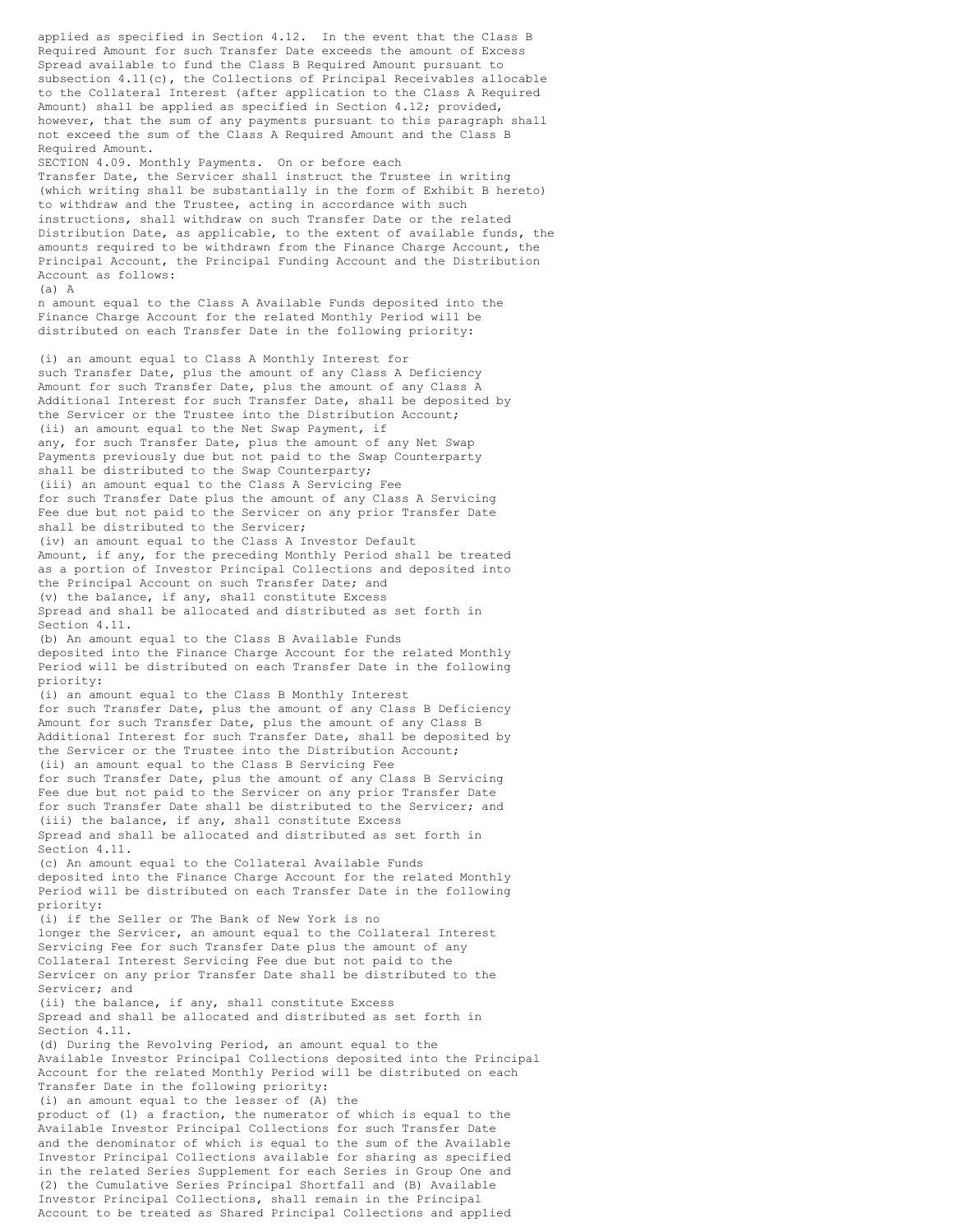applied as specified in Section 4.12. In the event that the Class B Required Amount for such Transfer Date exceeds the amount of Excess Spread available to fund the Class B Required Amount pursuant to subsection 4.11(c), the Collections of Principal Receivables allocable to the Collateral Interest (after application to the Class A Required Amount) shall be applied as specified in Section 4.12; provided, however, that the sum of any payments pursuant to this paragraph shall not exceed the sum of the Class A Required Amount and the Class B Required Amount.

SECTION 4.09. Monthly Payments. On or before each Transfer Date, the Servicer shall instruct the Trustee in writing (which writing shall be substantially in the form of Exhibit B hereto) to withdraw and the Trustee, acting in accordance with such instructions, shall withdraw on such Transfer Date or the related Distribution Date, as applicable, to the extent of available funds, the amounts required to be withdrawn from the Finance Charge Account, the Principal Account, the Principal Funding Account and the Distribution Account as follows:

(a) An amount equal to the Class A Available Funds deposited into the Finance Charge Account for the related Monthly Period will be distributed on each Transfer Date in the following priority:

(i) an amount equal to Class A Monthly Interest for such Transfer Date, plus the amount of any Class A Deficiency Amount for such Transfer Date, plus the amount of any Class A Additional Interest for such Transfer Date, shall be deposited by the Servicer or the Trustee into the Distribution Account;

(ii) an amount equal to the Net Swap Payment, if any, for such Transfer Date, plus the amount of any Net Swap Payments previously due but not paid to the Swap Counterparty shall be distributed to the Swap Counterparty;

(iii) an amount equal to the Class A Servicing Fee for such Transfer Date plus the amount of any Class A Servicing Fee due but not paid to the Servicer on any prior Transfer Date shall be distributed to the Servicer;

(iv) an amount equal to the Class A Investor Default Amount, if any, for the preceding Monthly Period shall be treated as a portion of Investor Principal Collections and deposited into the Principal Account on such Transfer Date; and

(v) the balance, if any, shall constitute Excess Spread and shall be allocated and distributed as set forth in Section 4.11.

(b) An amount equal to the Class B Available Funds deposited into the Finance Charge Account for the related Monthly Period will be distributed on each Transfer Date in the following priority:

(i) an amount equal to the Class B Monthly Interest for such Transfer Date, plus the amount of any Class B Deficiency Amount for such Transfer Date, plus the amount of any Class B Additional Interest for such Transfer Date, shall be deposited by the Servicer or the Trustee into the Distribution Account;

(ii) an amount equal to the Class B Servicing Fee for such Transfer Date, plus the amount of any Class B Servicing Fee due but not paid to the Servicer on any prior Transfer Date for such Transfer Date shall be distributed to the Servicer; and

(iii) the balance, if any, shall constitute Excess Spread and shall be allocated and distributed as set forth in Section 4.11.

(c) An amount equal to the Collateral Available Funds deposited into the Finance Charge Account for the related Monthly Period will be distributed on each Transfer Date in the following priority:

(i) if the Seller or The Bank of New York is no longer the Servicer, an amount equal to the Collateral Interest Servicing Fee for such Transfer Date plus the amount of any Collateral Interest Servicing Fee due but not paid to the Servicer on any prior Transfer Date shall be distributed to the Servicer; and

(ii) the balance, if any, shall constitute Excess Spread and shall be allocated and distributed as set forth in Section 4.11.

(d) During the Revolving Period, an amount equal to the Available Investor Principal Collections deposited into the Principal Account for the related Monthly Period will be distributed on each Transfer Date in the following priority:

(i) an amount equal to the lesser of (A) the product of (1) a fraction, the numerator of which is equal to the Available Investor Principal Collections for such Transfer Date and the denominator of which is equal to the sum of the Available Investor Principal Collections available for sharing as specified in the related Series Supplement for each Series in Group One and (2) the Cumulative Series Principal Shortfall and (B) Available Investor Principal Collections, shall remain in the Principal Account to be treated as Shared Principal Collections and applied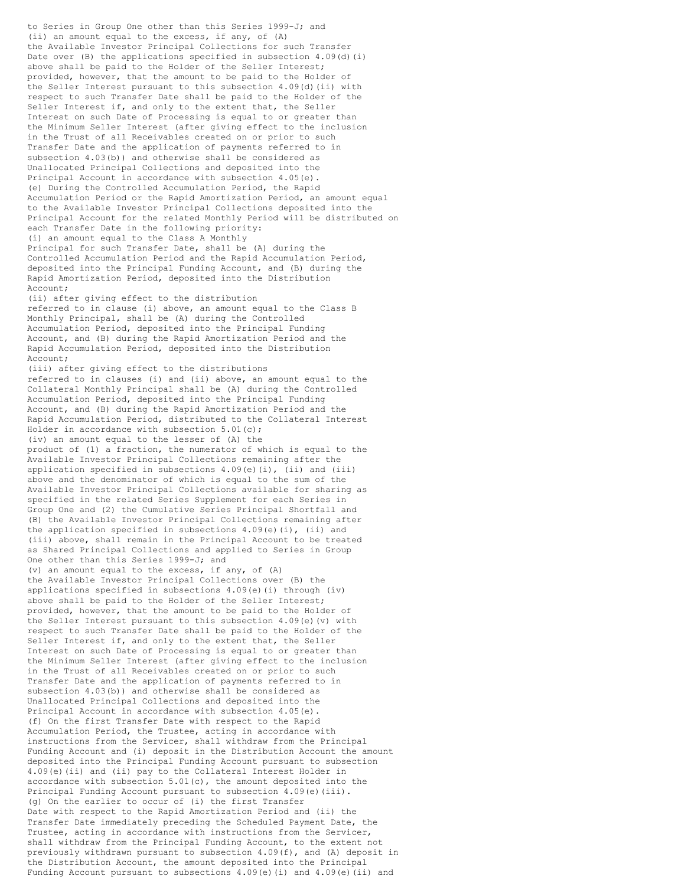to Series in Group One other than this Series 1999-J; and

(ii) an amount equal to the excess, if any, of (A) the Available Investor Principal Collections for such Transfer Date over (B) the applications specified in subsection 4.09(d)(i) above shall be paid to the Holder of the Seller Interest; provided, however, that the amount to be paid to the Holder of the Seller Interest pursuant to this subsection 4.09(d)(ii) with respect to such Transfer Date shall be paid to the Holder of the Seller Interest if, and only to the extent that, the Seller Interest on such Date of Processing is equal to or greater than the Minimum Seller Interest (after giving effect to the inclusion in the Trust of all Receivables created on or prior to such Transfer Date and the application of payments referred to in subsection 4.03(b)) and otherwise shall be considered as Unallocated Principal Collections and deposited into the Principal Account in accordance with subsection 4.05(e).

(e) During the Controlled Accumulation Period, the Rapid Accumulation Period or the Rapid Amortization Period, an amount equal to the Available Investor Principal Collections deposited into the Principal Account for the related Monthly Period will be distributed on each Transfer Date in the following priority:

(i) an amount equal to the Class A Monthly Principal for such Transfer Date, shall be (A) during the Controlled Accumulation Period and the Rapid Accumulation Period, deposited into the Principal Funding Account, and (B) during the Rapid Amortization Period, deposited into the Distribution Account;

(ii) after giving effect to the distribution referred to in clause (i) above, an amount equal to the Class B Monthly Principal, shall be (A) during the Controlled Accumulation Period, deposited into the Principal Funding Account, and (B) during the Rapid Amortization Period and the Rapid Accumulation Period, deposited into the Distribution Account;

(iii) after giving effect to the distributions referred to in clauses (i) and (ii) above, an amount equal to the Collateral Monthly Principal shall be (A) during the Controlled Accumulation Period, deposited into the Principal Funding Account, and (B) during the Rapid Amortization Period and the Rapid Accumulation Period, distributed to the Collateral Interest Holder in accordance with subsection 5.01(c);

(iv) an amount equal to the lesser of (A) the product of (1) a fraction, the numerator of which is equal to the Available Investor Principal Collections remaining after the application specified in subsections 4.09(e)(i), (ii) and (iii) above and the denominator of which is equal to the sum of the Available Investor Principal Collections available for sharing as specified in the related Series Supplement for each Series in Group One and (2) the Cumulative Series Principal Shortfall and (B) the Available Investor Principal Collections remaining after the application specified in subsections 4.09(e)(i), (ii) and (iii) above, shall remain in the Principal Account to be treated as Shared Principal Collections and applied to Series in Group One other than this Series 1999-J; and

(v) an amount equal to the excess, if any, of (A) the Available Investor Principal Collections over (B) the applications specified in subsections 4.09(e)(i) through (iv) above shall be paid to the Holder of the Seller Interest; provided, however, that the amount to be paid to the Holder of the Seller Interest pursuant to this subsection 4.09(e)(v) with respect to such Transfer Date shall be paid to the Holder of the Seller Interest if, and only to the extent that, the Seller Interest on such Date of Processing is equal to or greater than the Minimum Seller Interest (after giving effect to the inclusion in the Trust of all Receivables created on or prior to such Transfer Date and the application of payments referred to in subsection 4.03(b)) and otherwise shall be considered as Unallocated Principal Collections and deposited into the Principal Account in accordance with subsection 4.05(e).

(f) On the first Transfer Date with respect to the Rapid Accumulation Period, the Trustee, acting in accordance with instructions from the Servicer, shall withdraw from the Principal Funding Account and (i) deposit in the Distribution Account the amount deposited into the Principal Funding Account pursuant to subsection 4.09(e)(ii) and (ii) pay to the Collateral Interest Holder in accordance with subsection 5.01(c), the amount deposited into the Principal Funding Account pursuant to subsection 4.09(e)(iii).

(g) On the earlier to occur of (i) the first Transfer Date with respect to the Rapid Amortization Period and (ii) the Transfer Date immediately preceding the Scheduled Payment Date, the Trustee, acting in accordance with instructions from the Servicer, shall withdraw from the Principal Funding Account, to the extent not previously withdrawn pursuant to subsection 4.09(f), and (A) deposit in the Distribution Account, the amount deposited into the Principal Funding Account pursuant to subsections 4.09(e)(i) and 4.09(e)(ii) and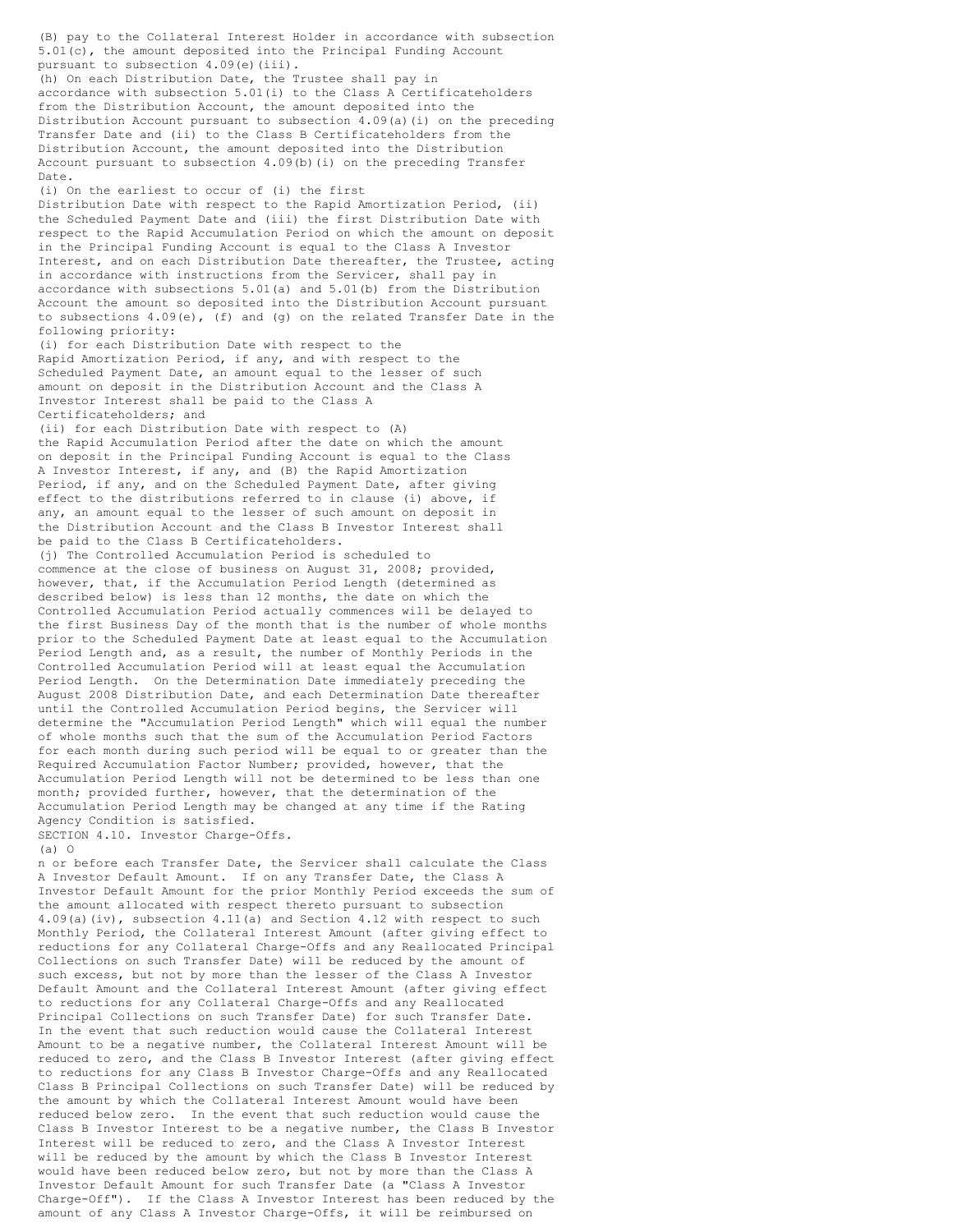(B) pay to the Collateral Interest Holder in accordance with subsection 5.01(c), the amount deposited into the Principal Funding Account pursuant to subsection 4.09(e)(iii).

(h) On each Distribution Date, the Trustee shall pay in accordance with subsection 5.01(i) to the Class A Certificateholders from the Distribution Account, the amount deposited into the Distribution Account pursuant to subsection 4.09(a)(i) on the preceding Transfer Date and (ii) to the Class B Certificateholders from the Distribution Account, the amount deposited into the Distribution Account pursuant to subsection 4.09(b)(i) on the preceding Transfer Date.

(i) On the earliest to occur of (i) the first Distribution Date with respect to the Rapid Amortization Period, (ii) the Scheduled Payment Date and (iii) the first Distribution Date with respect to the Rapid Accumulation Period on which the amount on deposit in the Principal Funding Account is equal to the Class A Investor Interest, and on each Distribution Date thereafter, the Trustee, acting in accordance with instructions from the Servicer, shall pay in accordance with subsections 5.01(a) and 5.01(b) from the Distribution Account the amount so deposited into the Distribution Account pursuant to subsections 4.09(e), (f) and (g) on the related Transfer Date in the following priority:

(i) for each Distribution Date with respect to the Rapid Amortization Period, if any, and with respect to the Scheduled Payment Date, an amount equal to the lesser of such amount on deposit in the Distribution Account and the Class A Investor Interest shall be paid to the Class A Certificateholders; and

(ii) for each Distribution Date with respect to (A) the Rapid Accumulation Period after the date on which the amount on deposit in the Principal Funding Account is equal to the Class A Investor Interest, if any, and (B) the Rapid Amortization Period, if any, and on the Scheduled Payment Date, after giving effect to the distributions referred to in clause (i) above, if any, an amount equal to the lesser of such amount on deposit in the Distribution Account and the Class B Investor Interest shall be paid to the Class B Certificateholders.

(j) The Controlled Accumulation Period is scheduled to commence at the close of business on August 31, 2008; provided, however, that, if the Accumulation Period Length (determined as described below) is less than 12 months, the date on which the Controlled Accumulation Period actually commences will be delayed to the first Business Day of the month that is the number of whole months prior to the Scheduled Payment Date at least equal to the Accumulation Period Length and, as a result, the number of Monthly Periods in the Controlled Accumulation Period will at least equal the Accumulation Period Length. On the Determination Date immediately preceding the August 2008 Distribution Date, and each Determination Date thereafter until the Controlled Accumulation Period begins, the Servicer will determine the "Accumulation Period Length" which will equal the number of whole months such that the sum of the Accumulation Period Factors for each month during such period will be equal to or greater than the Required Accumulation Factor Number; provided, however, that the Accumulation Period Length will not be determined to be less than one month; provided further, however, that the determination of the Accumulation Period Length may be changed at any time if the Rating Agency Condition is satisfied.

SECTION 4.10. Investor Charge-Offs.

(a) On or before each Transfer Date, the Servicer shall calculate the Class A Investor Default Amount. If on any Transfer Date, the Class A Investor Default Amount for the prior Monthly Period exceeds the sum of the amount allocated with respect thereto pursuant to subsection 4.09(a)(iv), subsection 4.11(a) and Section 4.12 with respect to such Monthly Period, the Collateral Interest Amount (after giving effect to reductions for any Collateral Charge-Offs and any Reallocated Principal Collections on such Transfer Date) will be reduced by the amount of such excess, but not by more than the lesser of the Class A Investor Default Amount and the Collateral Interest Amount (after giving effect to reductions for any Collateral Charge-Offs and any Reallocated Principal Collections on such Transfer Date) for such Transfer Date. In the event that such reduction would cause the Collateral Interest Amount to be a negative number, the Collateral Interest Amount will be reduced to zero, and the Class B Investor Interest (after giving effect to reductions for any Class B Investor Charge-Offs and any Reallocated Class B Principal Collections on such Transfer Date) will be reduced by the amount by which the Collateral Interest Amount would have been reduced below zero. In the event that such reduction would cause the Class B Investor Interest to be a negative number, the Class B Investor Interest will be reduced to zero, and the Class A Investor Interest will be reduced by the amount by which the Class B Investor Interest would have been reduced below zero, but not by more than the Class A Investor Default Amount for such Transfer Date (a "Class A Investor Charge-Off"). If the Class A Investor Interest has been reduced by the amount of any Class A Investor Charge-Offs, it will be reimbursed on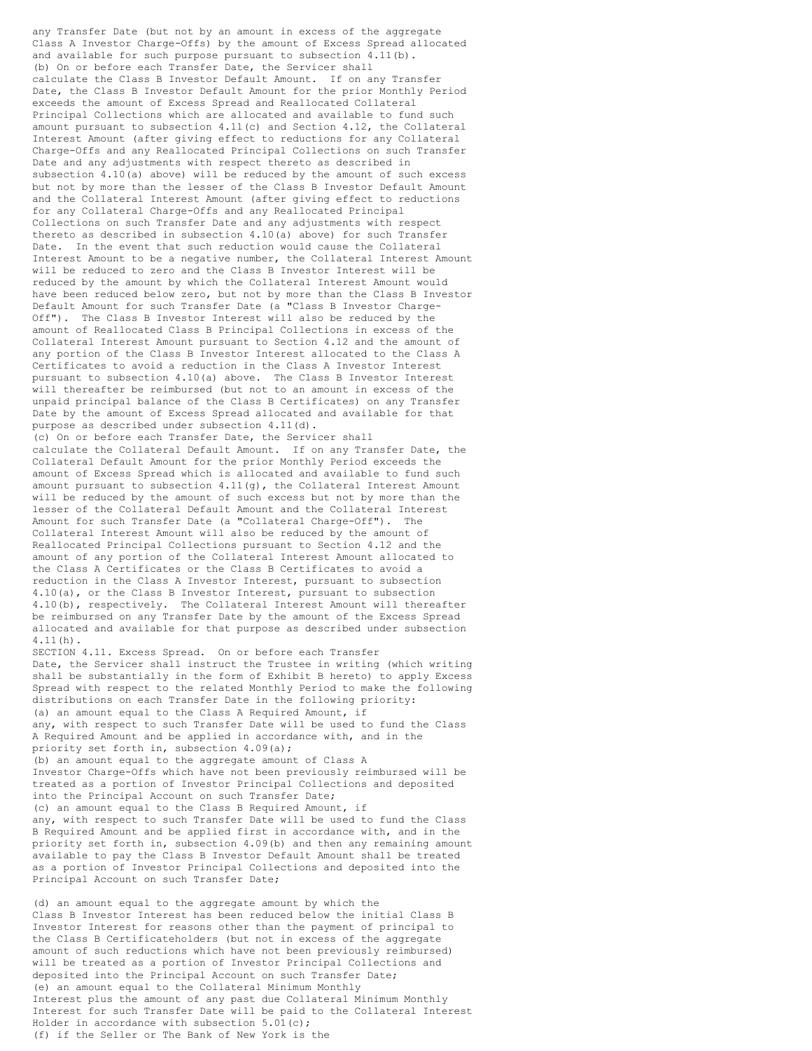any Transfer Date (but not by an amount in excess of the aggregate Class A Investor Charge-Offs) by the amount of Excess Spread allocated and available for such purpose pursuant to subsection 4.11(b).

(b) On or before each Transfer Date, the Servicer shall calculate the Class B Investor Default Amount. If on any Transfer Date, the Class B Investor Default Amount for the prior Monthly Period exceeds the amount of Excess Spread and Reallocated Collateral Principal Collections which are allocated and available to fund such amount pursuant to subsection 4.11(c) and Section 4.12, the Collateral Interest Amount (after giving effect to reductions for any Collateral Charge-Offs and any Reallocated Principal Collections on such Transfer Date and any adjustments with respect thereto as described in subsection 4.10(a) above) will be reduced by the amount of such excess but not by more than the lesser of the Class B Investor Default Amount and the Collateral Interest Amount (after giving effect to reductions for any Collateral Charge-Offs and any Reallocated Principal Collections on such Transfer Date and any adjustments with respect thereto as described in subsection 4.10(a) above) for such Transfer Date. In the event that such reduction would cause the Collateral Interest Amount to be a negative number, the Collateral Interest Amount will be reduced to zero and the Class B Investor Interest will be reduced by the amount by which the Collateral Interest Amount would have been reduced below zero, but not by more than the Class B Investor Default Amount for such Transfer Date (a "Class B Investor Charge-Off"). The Class B Investor Interest will also be reduced by the amount of Reallocated Class B Principal Collections in excess of the Collateral Interest Amount pursuant to Section 4.12 and the amount of any portion of the Class B Investor Interest allocated to the Class A Certificates to avoid a reduction in the Class A Investor Interest pursuant to subsection 4.10(a) above. The Class B Investor Interest will thereafter be reimbursed (but not to an amount in excess of the unpaid principal balance of the Class B Certificates) on any Transfer Date by the amount of Excess Spread allocated and available for that purpose as described under subsection 4.11(d).

(c) On or before each Transfer Date, the Servicer shall calculate the Collateral Default Amount. If on any Transfer Date, the Collateral Default Amount for the prior Monthly Period exceeds the amount of Excess Spread which is allocated and available to fund such amount pursuant to subsection 4.11(g), the Collateral Interest Amount will be reduced by the amount of such excess but not by more than the lesser of the Collateral Default Amount and the Collateral Interest Amount for such Transfer Date (a "Collateral Charge-Off"). The Collateral Interest Amount will also be reduced by the amount of Reallocated Principal Collections pursuant to Section 4.12 and the amount of any portion of the Collateral Interest Amount allocated to the Class A Certificates or the Class B Certificates to avoid a reduction in the Class A Investor Interest, pursuant to subsection 4.10(a), or the Class B Investor Interest, pursuant to subsection 4.10(b), respectively. The Collateral Interest Amount will thereafter be reimbursed on any Transfer Date by the amount of the Excess Spread allocated and available for that purpose as described under subsection 4.11(h).

SECTION 4.11. Excess Spread. On or before each Transfer Date, the Servicer shall instruct the Trustee in writing (which writing shall be substantially in the form of Exhibit B hereto) to apply Excess Spread with respect to the related Monthly Period to make the following distributions on each Transfer Date in the following priority:

(a) an amount equal to the Class A Required Amount, if any, with respect to such Transfer Date will be used to fund the Class A Required Amount and be applied in accordance with, and in the priority set forth in, subsection 4.09(a);

(b) an amount equal to the aggregate amount of Class A Investor Charge-Offs which have not been previously reimbursed will be treated as a portion of Investor Principal Collections and deposited into the Principal Account on such Transfer Date;

(c) an amount equal to the Class B Required Amount, if any, with respect to such Transfer Date will be used to fund the Class B Required Amount and be applied first in accordance with, and in the priority set forth in, subsection 4.09(b) and then any remaining amount available to pay the Class B Investor Default Amount shall be treated as a portion of Investor Principal Collections and deposited into the Principal Account on such Transfer Date;

(d) an amount equal to the aggregate amount by which the Class B Investor Interest has been reduced below the initial Class B Investor Interest for reasons other than the payment of principal to the Class B Certificateholders (but not in excess of the aggregate amount of such reductions which have not been previously reimbursed) will be treated as a portion of Investor Principal Collections and deposited into the Principal Account on such Transfer Date;

(e) an amount equal to the Collateral Minimum Monthly Interest plus the amount of any past due Collateral Minimum Monthly Interest for such Transfer Date will be paid to the Collateral Interest Holder in accordance with subsection 5.01(c);

(f) if the Seller or The Bank of New York is the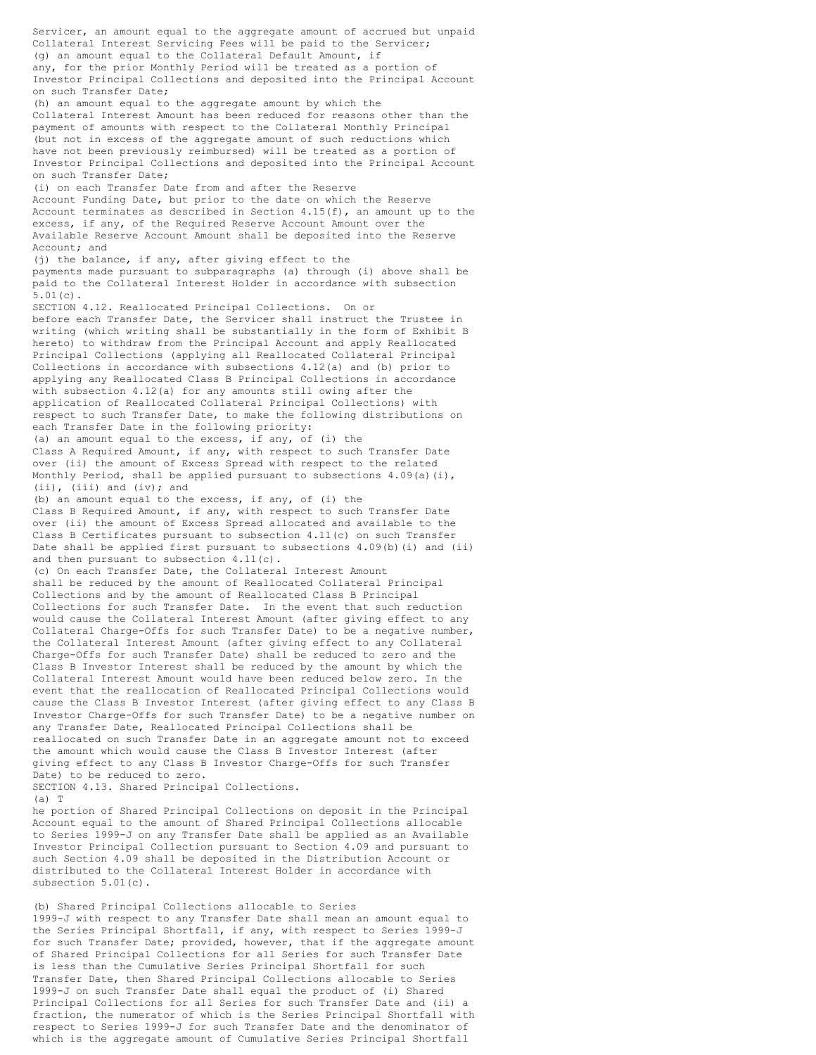Servicer, an amount equal to the aggregate amount of accrued but unpaid Collateral Interest Servicing Fees will be paid to the Servicer;

(g) an amount equal to the Collateral Default Amount, if any, for the prior Monthly Period will be treated as a portion of Investor Principal Collections and deposited into the Principal Account on such Transfer Date;

(h) an amount equal to the aggregate amount by which the Collateral Interest Amount has been reduced for reasons other than the payment of amounts with respect to the Collateral Monthly Principal (but not in excess of the aggregate amount of such reductions which have not been previously reimbursed) will be treated as a portion of Investor Principal Collections and deposited into the Principal Account on such Transfer Date;

(i) on each Transfer Date from and after the Reserve Account Funding Date, but prior to the date on which the Reserve Account terminates as described in Section 4.15(f), an amount up to the excess, if any, of the Required Reserve Account Amount over the Available Reserve Account Amount shall be deposited into the Reserve Account; and

(j) the balance, if any, after giving effect to the payments made pursuant to subparagraphs (a) through (i) above shall be paid to the Collateral Interest Holder in accordance with subsection 5.01(c).

SECTION 4.12. Reallocated Principal Collections. On or before each Transfer Date, the Servicer shall instruct the Trustee in writing (which writing shall be substantially in the form of Exhibit B hereto) to withdraw from the Principal Account and apply Reallocated Principal Collections (applying all Reallocated Collateral Principal Collections in accordance with subsections 4.12(a) and (b) prior to applying any Reallocated Class B Principal Collections in accordance with subsection 4.12(a) for any amounts still owing after the application of Reallocated Collateral Principal Collections) with respect to such Transfer Date, to make the following distributions on each Transfer Date in the following priority:

(a) an amount equal to the excess, if any, of (i) the Class A Required Amount, if any, with respect to such Transfer Date over (ii) the amount of Excess Spread with respect to the related Monthly Period, shall be applied pursuant to subsections 4.09(a)(i), (ii), (iii) and (iv); and

(b) an amount equal to the excess, if any, of (i) the Class B Required Amount, if any, with respect to such Transfer Date over (ii) the amount of Excess Spread allocated and available to the Class B Certificates pursuant to subsection 4.11(c) on such Transfer Date shall be applied first pursuant to subsections 4.09(b)(i) and (ii) and then pursuant to subsection 4.11(c).

(c) On each Transfer Date, the Collateral Interest Amount shall be reduced by the amount of Reallocated Collateral Principal Collections and by the amount of Reallocated Class B Principal Collections for such Transfer Date. In the event that such reduction would cause the Collateral Interest Amount (after giving effect to any Collateral Charge-Offs for such Transfer Date) to be a negative number, the Collateral Interest Amount (after giving effect to any Collateral Charge-Offs for such Transfer Date) shall be reduced to zero and the Class B Investor Interest shall be reduced by the amount by which the Collateral Interest Amount would have been reduced below zero. In the event that the reallocation of Reallocated Principal Collections would cause the Class B Investor Interest (after giving effect to any Class B Investor Charge-Offs for such Transfer Date) to be a negative number on any Transfer Date, Reallocated Principal Collections shall be reallocated on such Transfer Date in an aggregate amount not to exceed the amount which would cause the Class B Investor Interest (after giving effect to any Class B Investor Charge-Offs for such Transfer Date) to be reduced to zero.

SECTION 4.13. Shared Principal Collections.

(a) The portion of Shared Principal Collections on deposit in the Principal Account equal to the amount of Shared Principal Collections allocable to Series 1999-J on any Transfer Date shall be applied as an Available Investor Principal Collection pursuant to Section 4.09 and pursuant to such Section 4.09 shall be deposited in the Distribution Account or distributed to the Collateral Interest Holder in accordance with subsection 5.01(c).

(b) Shared Principal Collections allocable to Series 1999-J with respect to any Transfer Date shall mean an amount equal to the Series Principal Shortfall, if any, with respect to Series 1999-J for such Transfer Date; provided, however, that if the aggregate amount of Shared Principal Collections for all Series for such Transfer Date is less than the Cumulative Series Principal Shortfall for such Transfer Date, then Shared Principal Collections allocable to Series 1999-J on such Transfer Date shall equal the product of (i) Shared Principal Collections for all Series for such Transfer Date and (ii) a fraction, the numerator of which is the Series Principal Shortfall with respect to Series 1999-J for such Transfer Date and the denominator of which is the aggregate amount of Cumulative Series Principal Shortfall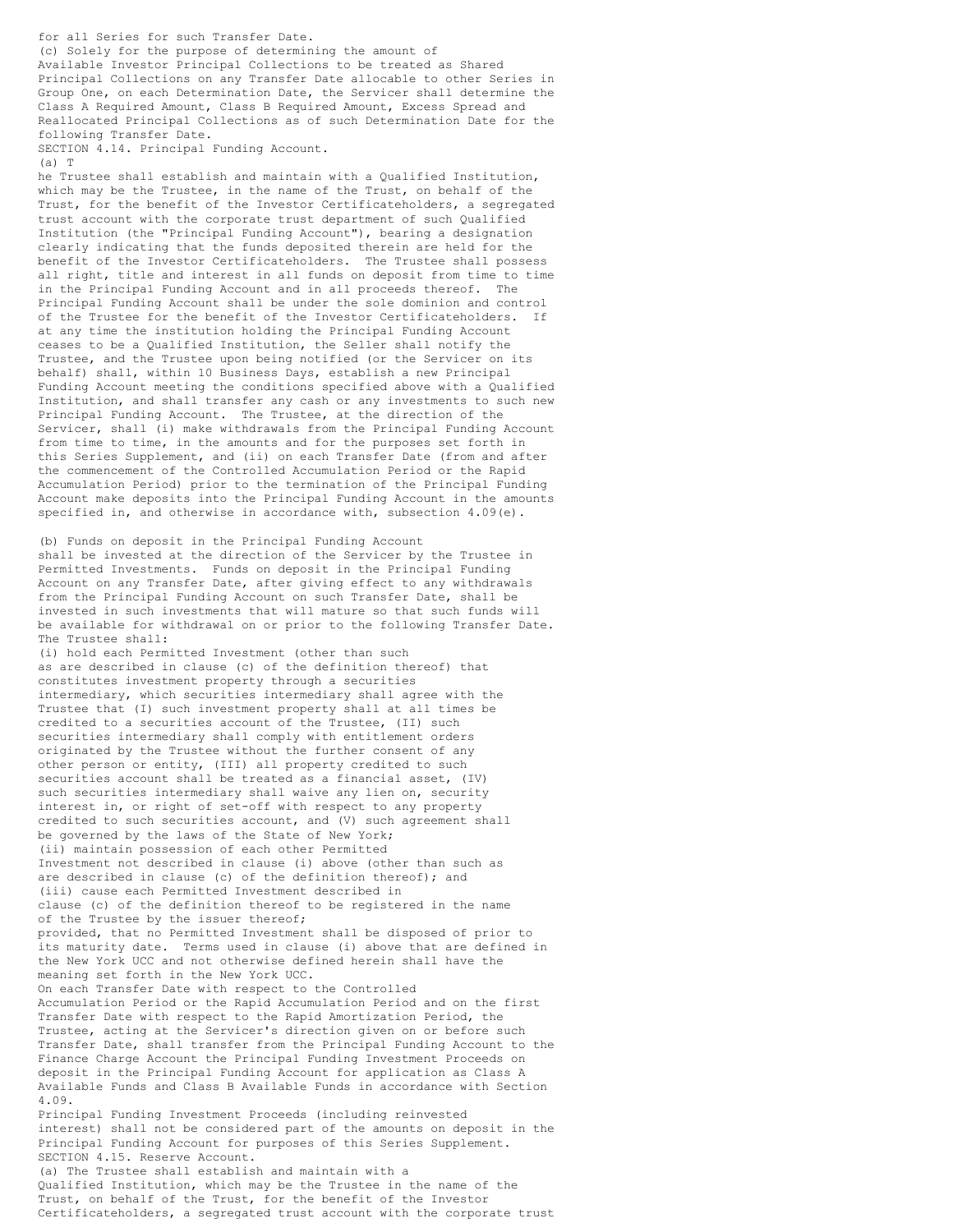for all Series for such Transfer Date.

(c) Solely for the purpose of determining the amount of Available Investor Principal Collections to be treated as Shared Principal Collections on any Transfer Date allocable to other Series in Group One, on each Determination Date, the Servicer shall determine the Class A Required Amount, Class B Required Amount, Excess Spread and Reallocated Principal Collections as of such Determination Date for the following Transfer Date.

SECTION 4.14. Principal Funding Account.

(a) The Trustee shall establish and maintain with a Qualified Institution, which may be the Trustee, in the name of the Trust, on behalf of the Trust, for the benefit of the Investor Certificateholders, a segregated trust account with the corporate trust department of such Qualified Institution (the "Principal Funding Account"), bearing a designation clearly indicating that the funds deposited therein are held for the benefit of the Investor Certificateholders. The Trustee shall possess all right, title and interest in all funds on deposit from time to time in the Principal Funding Account and in all proceeds thereof. The Principal Funding Account shall be under the sole dominion and control of the Trustee for the benefit of the Investor Certificateholders. If at any time the institution holding the Principal Funding Account ceases to be a Qualified Institution, the Seller shall notify the Trustee, and the Trustee upon being notified (or the Servicer on its behalf) shall, within 10 Business Days, establish a new Principal Funding Account meeting the conditions specified above with a Qualified Institution, and shall transfer any cash or any investments to such new Principal Funding Account. The Trustee, at the direction of the Servicer, shall (i) make withdrawals from the Principal Funding Account from time to time, in the amounts and for the purposes set forth in this Series Supplement, and (ii) on each Transfer Date (from and after the commencement of the Controlled Accumulation Period or the Rapid Accumulation Period) prior to the termination of the Principal Funding Account make deposits into the Principal Funding Account in the amounts specified in, and otherwise in accordance with, subsection 4.09(e).

(b) Funds on deposit in the Principal Funding Account shall be invested at the direction of the Servicer by the Trustee in Permitted Investments. Funds on deposit in the Principal Funding Account on any Transfer Date, after giving effect to any withdrawals from the Principal Funding Account on such Transfer Date, shall be invested in such investments that will mature so that such funds will be available for withdrawal on or prior to the following Transfer Date. The Trustee shall:

(i) hold each Permitted Investment (other than such as are described in clause (c) of the definition thereof) that constitutes investment property through a securities intermediary, which securities intermediary shall agree with the Trustee that (I) such investment property shall at all times be credited to a securities account of the Trustee, (II) such securities intermediary shall comply with entitlement orders originated by the Trustee without the further consent of any other person or entity, (III) all property credited to such securities account shall be treated as a financial asset, (IV) such securities intermediary shall waive any lien on, security interest in, or right of set-off with respect to any property credited to such securities account, and (V) such agreement shall be governed by the laws of the State of New York;

(ii) maintain possession of each other Permitted Investment not described in clause (i) above (other than such as are described in clause (c) of the definition thereof); and

(iii) cause each Permitted Investment described in clause (c) of the definition thereof to be registered in the name of the Trustee by the issuer thereof;

provided, that no Permitted Investment shall be disposed of prior to its maturity date. Terms used in clause (i) above that are defined in the New York UCC and not otherwise defined herein shall have the meaning set forth in the New York UCC.

On each Transfer Date with respect to the Controlled Accumulation Period or the Rapid Accumulation Period and on the first Transfer Date with respect to the Rapid Amortization Period, the Trustee, acting at the Servicer's direction given on or before such Transfer Date, shall transfer from the Principal Funding Account to the Finance Charge Account the Principal Funding Investment Proceeds on deposit in the Principal Funding Account for application as Class A Available Funds and Class B Available Funds in accordance with Section 4.09.

Principal Funding Investment Proceeds (including reinvested interest) shall not be considered part of the amounts on deposit in the Principal Funding Account for purposes of this Series Supplement.

SECTION 4.15. Reserve Account.

(a) The Trustee shall establish and maintain with a Qualified Institution, which may be the Trustee in the name of the Trust, on behalf of the Trust, for the benefit of the Investor Certificateholders, a segregated trust account with the corporate trust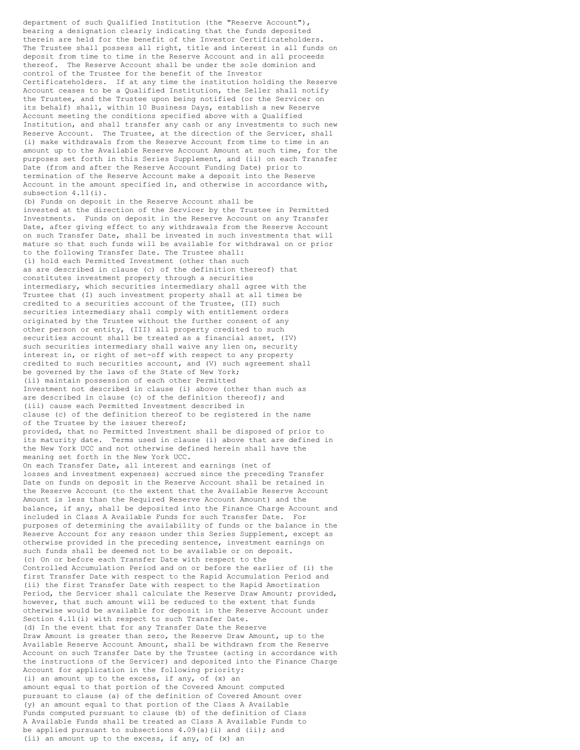department of such Qualified Institution (the "Reserve Account"), bearing a designation clearly indicating that the funds deposited therein are held for the benefit of the Investor Certificateholders. The Trustee shall possess all right, title and interest in all funds on deposit from time to time in the Reserve Account and in all proceeds thereof. The Reserve Account shall be under the sole dominion and control of the Trustee for the benefit of the Investor Certificateholders. If at any time the institution holding the Reserve Account ceases to be a Qualified Institution, the Seller shall notify the Trustee, and the Trustee upon being notified (or the Servicer on its behalf) shall, within 10 Business Days, establish a new Reserve Account meeting the conditions specified above with a Qualified Institution, and shall transfer any cash or any investments to such new Reserve Account. The Trustee, at the direction of the Servicer, shall (i) make withdrawals from the Reserve Account from time to time in an amount up to the Available Reserve Account Amount at such time, for the purposes set forth in this Series Supplement, and (ii) on each Transfer Date (from and after the Reserve Account Funding Date) prior to termination of the Reserve Account make a deposit into the Reserve Account in the amount specified in, and otherwise in accordance with, subsection 4.11(i).

(b) Funds on deposit in the Reserve Account shall be invested at the direction of the Servicer by the Trustee in Permitted Investments. Funds on deposit in the Reserve Account on any Transfer Date, after giving effect to any withdrawals from the Reserve Account on such Transfer Date, shall be invested in such investments that will mature so that such funds will be available for withdrawal on or prior to the following Transfer Date. The Trustee shall:

(i) hold each Permitted Investment (other than such as are described in clause (c) of the definition thereof) that constitutes investment property through a securities intermediary, which securities intermediary shall agree with the Trustee that (I) such investment property shall at all times be credited to a securities account of the Trustee, (II) such securities intermediary shall comply with entitlement orders originated by the Trustee without the further consent of any other person or entity, (III) all property credited to such securities account shall be treated as a financial asset, (IV) such securities intermediary shall waive any lien on, security interest in, or right of set-off with respect to any property credited to such securities account, and (V) such agreement shall be governed by the laws of the State of New York;

(ii) maintain possession of each other Permitted Investment not described in clause (i) above (other than such as are described in clause (c) of the definition thereof); and

(iii) cause each Permitted Investment described in clause (c) of the definition thereof to be registered in the name of the Trustee by the issuer thereof;

provided, that no Permitted Investment shall be disposed of prior to its maturity date. Terms used in clause (i) above that are defined in the New York UCC and not otherwise defined herein shall have the meaning set forth in the New York UCC.

On each Transfer Date, all interest and earnings (net of losses and investment expenses) accrued since the preceding Transfer Date on funds on deposit in the Reserve Account shall be retained in the Reserve Account (to the extent that the Available Reserve Account Amount is less than the Required Reserve Account Amount) and the balance, if any, shall be deposited into the Finance Charge Account and included in Class A Available Funds for such Transfer Date. For purposes of determining the availability of funds or the balance in the Reserve Account for any reason under this Series Supplement, except as otherwise provided in the preceding sentence, investment earnings on such funds shall be deemed not to be available or on deposit.

(c) On or before each Transfer Date with respect to the Controlled Accumulation Period and on or before the earlier of (i) the first Transfer Date with respect to the Rapid Accumulation Period and (ii) the first Transfer Date with respect to the Rapid Amortization Period, the Servicer shall calculate the Reserve Draw Amount; provided, however, that such amount will be reduced to the extent that funds otherwise would be available for deposit in the Reserve Account under Section 4.11(i) with respect to such Transfer Date.

(d) In the event that for any Transfer Date the Reserve Draw Amount is greater than zero, the Reserve Draw Amount, up to the Available Reserve Account Amount, shall be withdrawn from the Reserve Account on such Transfer Date by the Trustee (acting in accordance with the instructions of the Servicer) and deposited into the Finance Charge Account for application in the following priority:

(i) an amount up to the excess, if any, of (x) an amount equal to that portion of the Covered Amount computed pursuant to clause (a) of the definition of Covered Amount over (y) an amount equal to that portion of the Class A Available Funds computed pursuant to clause (b) of the definition of Class A Available Funds shall be treated as Class A Available Funds to be applied pursuant to subsections 4.09(a)(i) and (ii); and

(ii) an amount up to the excess, if any, of (x) an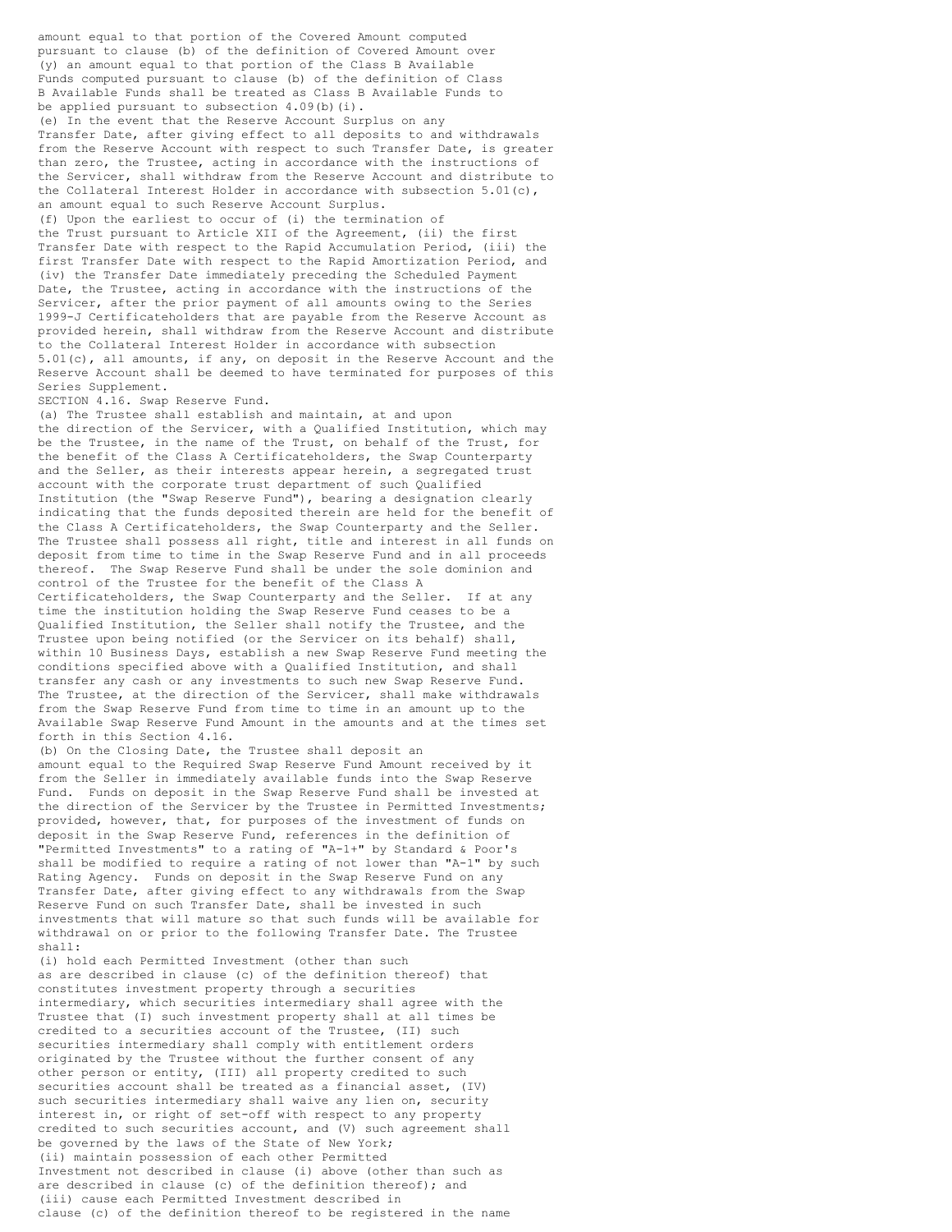amount equal to that portion of the Covered Amount computed pursuant to clause (b) of the definition of Covered Amount over (y) an amount equal to that portion of the Class B Available Funds computed pursuant to clause (b) of the definition of Class B Available Funds shall be treated as Class B Available Funds to be applied pursuant to subsection 4.09(b)(i).

(e) In the event that the Reserve Account Surplus on any Transfer Date, after giving effect to all deposits to and withdrawals from the Reserve Account with respect to such Transfer Date, is greater than zero, the Trustee, acting in accordance with the instructions of the Servicer, shall withdraw from the Reserve Account and distribute to the Collateral Interest Holder in accordance with subsection 5.01(c), an amount equal to such Reserve Account Surplus.

(f) Upon the earliest to occur of (i) the termination of the Trust pursuant to Article XII of the Agreement, (ii) the first Transfer Date with respect to the Rapid Accumulation Period, (iii) the first Transfer Date with respect to the Rapid Amortization Period, and (iv) the Transfer Date immediately preceding the Scheduled Payment Date, the Trustee, acting in accordance with the instructions of the Servicer, after the prior payment of all amounts owing to the Series 1999-J Certificateholders that are payable from the Reserve Account as provided herein, shall withdraw from the Reserve Account and distribute to the Collateral Interest Holder in accordance with subsection 5.01(c), all amounts, if any, on deposit in the Reserve Account and the Reserve Account shall be deemed to have terminated for purposes of this Series Supplement.

SECTION 4.16. Swap Reserve Fund.

(a) The Trustee shall establish and maintain, at and upon the direction of the Servicer, with a Qualified Institution, which may be the Trustee, in the name of the Trust, on behalf of the Trust, for the benefit of the Class A Certificateholders, the Swap Counterparty and the Seller, as their interests appear herein, a segregated trust account with the corporate trust department of such Qualified Institution (the "Swap Reserve Fund"), bearing a designation clearly indicating that the funds deposited therein are held for the benefit of the Class A Certificateholders, the Swap Counterparty and the Seller. The Trustee shall possess all right, title and interest in all funds on deposit from time to time in the Swap Reserve Fund and in all proceeds thereof. The Swap Reserve Fund shall be under the sole dominion and control of the Trustee for the benefit of the Class A Certificateholders, the Swap Counterparty and the Seller. If at any time the institution holding the Swap Reserve Fund ceases to be a Qualified Institution, the Seller shall notify the Trustee, and the Trustee upon being notified (or the Servicer on its behalf) shall, within 10 Business Days, establish a new Swap Reserve Fund meeting the conditions specified above with a Qualified Institution, and shall transfer any cash or any investments to such new Swap Reserve Fund. The Trustee, at the direction of the Servicer, shall make withdrawals from the Swap Reserve Fund from time to time in an amount up to the Available Swap Reserve Fund Amount in the amounts and at the times set forth in this Section 4.16.

(b) On the Closing Date, the Trustee shall deposit an amount equal to the Required Swap Reserve Fund Amount received by it from the Seller in immediately available funds into the Swap Reserve Fund. Funds on deposit in the Swap Reserve Fund shall be invested at the direction of the Servicer by the Trustee in Permitted Investments; provided, however, that, for purposes of the investment of funds on deposit in the Swap Reserve Fund, references in the definition of "Permitted Investments" to a rating of "A-1+" by Standard & Poor's shall be modified to require a rating of not lower than "A-1" by such Rating Agency. Funds on deposit in the Swap Reserve Fund on any Transfer Date, after giving effect to any withdrawals from the Swap Reserve Fund on such Transfer Date, shall be invested in such investments that will mature so that such funds will be available for withdrawal on or prior to the following Transfer Date. The Trustee shall:

(i) hold each Permitted Investment (other than such as are described in clause (c) of the definition thereof) that constitutes investment property through a securities intermediary, which securities intermediary shall agree with the Trustee that (I) such investment property shall at all times be credited to a securities account of the Trustee, (II) such securities intermediary shall comply with entitlement orders originated by the Trustee without the further consent of any other person or entity, (III) all property credited to such securities account shall be treated as a financial asset, (IV) such securities intermediary shall waive any lien on, security interest in, or right of set-off with respect to any property credited to such securities account, and (V) such agreement shall be governed by the laws of the State of New York;

(ii) maintain possession of each other Permitted Investment not described in clause (i) above (other than such as are described in clause (c) of the definition thereof); and

(iii) cause each Permitted Investment described in clause (c) of the definition thereof to be registered in the name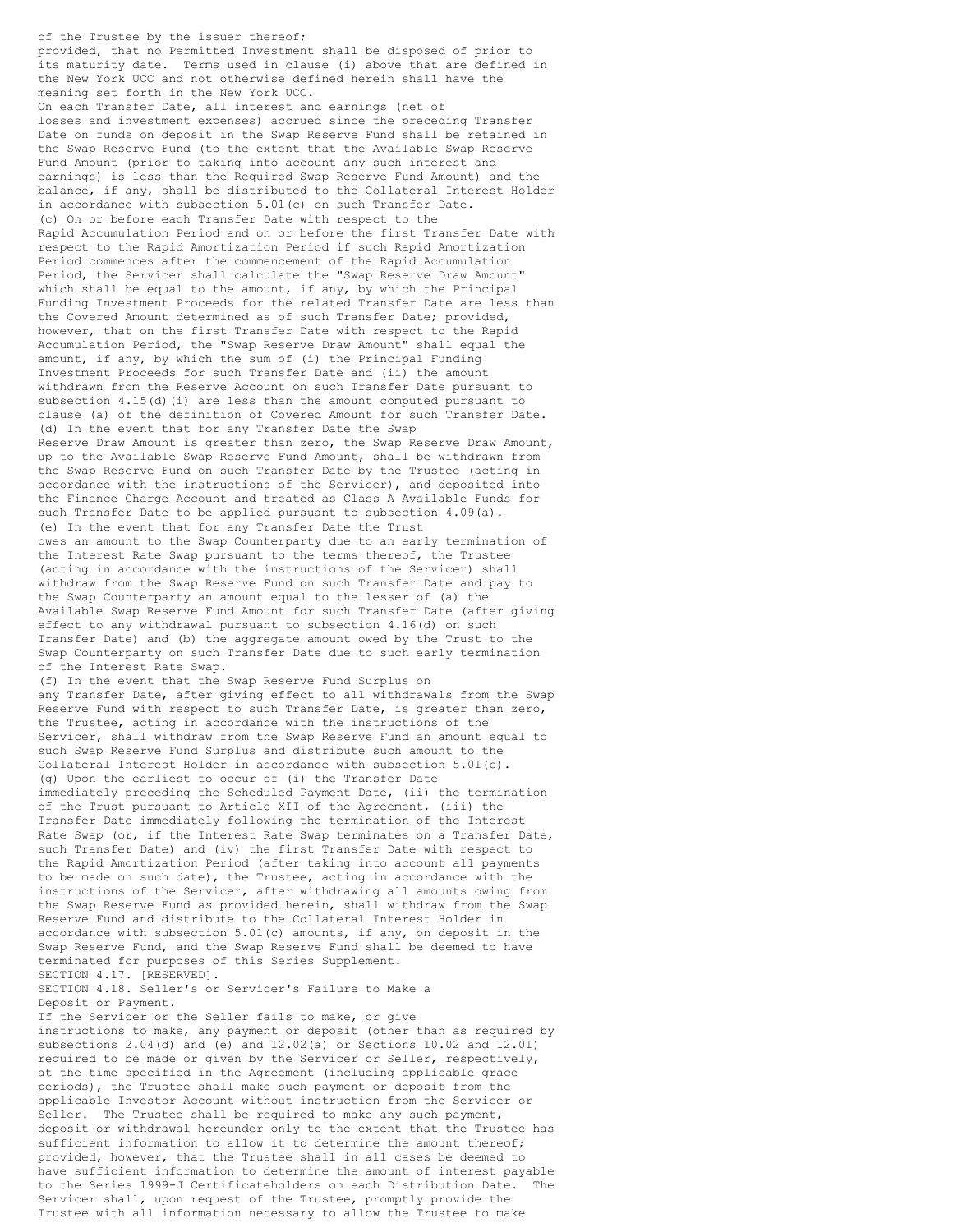of the Trustee by the issuer thereof;

provided, that no Permitted Investment shall be disposed of prior to its maturity date. Terms used in clause (i) above that are defined in the New York UCC and not otherwise defined herein shall have the meaning set forth in the New York UCC.

On each Transfer Date, all interest and earnings (net of losses and investment expenses) accrued since the preceding Transfer Date on funds on deposit in the Swap Reserve Fund shall be retained in the Swap Reserve Fund (to the extent that the Available Swap Reserve Fund Amount (prior to taking into account any such interest and earnings) is less than the Required Swap Reserve Fund Amount) and the balance, if any, shall be distributed to the Collateral Interest Holder in accordance with subsection 5.01(c) on such Transfer Date.

(c) On or before each Transfer Date with respect to the Rapid Accumulation Period and on or before the first Transfer Date with respect to the Rapid Amortization Period if such Rapid Amortization Period commences after the commencement of the Rapid Accumulation Period, the Servicer shall calculate the "Swap Reserve Draw Amount" which shall be equal to the amount, if any, by which the Principal Funding Investment Proceeds for the related Transfer Date are less than the Covered Amount determined as of such Transfer Date; provided, however, that on the first Transfer Date with respect to the Rapid Accumulation Period, the "Swap Reserve Draw Amount" shall equal the amount, if any, by which the sum of (i) the Principal Funding Investment Proceeds for such Transfer Date and (ii) the amount withdrawn from the Reserve Account on such Transfer Date pursuant to subsection 4.15(d)(i) are less than the amount computed pursuant to clause (a) of the definition of Covered Amount for such Transfer Date.

(d) In the event that for any Transfer Date the Swap Reserve Draw Amount is greater than zero, the Swap Reserve Draw Amount, up to the Available Swap Reserve Fund Amount, shall be withdrawn from the Swap Reserve Fund on such Transfer Date by the Trustee (acting in accordance with the instructions of the Servicer), and deposited into the Finance Charge Account and treated as Class A Available Funds for such Transfer Date to be applied pursuant to subsection 4.09(a).

(e) In the event that for any Transfer Date the Trust owes an amount to the Swap Counterparty due to an early termination of the Interest Rate Swap pursuant to the terms thereof, the Trustee (acting in accordance with the instructions of the Servicer) shall withdraw from the Swap Reserve Fund on such Transfer Date and pay to the Swap Counterparty an amount equal to the lesser of (a) the Available Swap Reserve Fund Amount for such Transfer Date (after giving effect to any withdrawal pursuant to subsection 4.16(d) on such Transfer Date) and (b) the aggregate amount owed by the Trust to the Swap Counterparty on such Transfer Date due to such early termination of the Interest Rate Swap.

(f) In the event that the Swap Reserve Fund Surplus on any Transfer Date, after giving effect to all withdrawals from the Swap Reserve Fund with respect to such Transfer Date, is greater than zero, the Trustee, acting in accordance with the instructions of the Servicer, shall withdraw from the Swap Reserve Fund an amount equal to such Swap Reserve Fund Surplus and distribute such amount to the Collateral Interest Holder in accordance with subsection 5.01(c).

(g) Upon the earliest to occur of (i) the Transfer Date immediately preceding the Scheduled Payment Date, (ii) the termination of the Trust pursuant to Article XII of the Agreement, (iii) the Transfer Date immediately following the termination of the Interest Rate Swap (or, if the Interest Rate Swap terminates on a Transfer Date, such Transfer Date) and (iv) the first Transfer Date with respect to the Rapid Amortization Period (after taking into account all payments to be made on such date), the Trustee, acting in accordance with the instructions of the Servicer, after withdrawing all amounts owing from the Swap Reserve Fund as provided herein, shall withdraw from the Swap Reserve Fund and distribute to the Collateral Interest Holder in accordance with subsection 5.01(c) amounts, if any, on deposit in the Swap Reserve Fund, and the Swap Reserve Fund shall be deemed to have terminated for purposes of this Series Supplement.

SECTION 4.17. [RESERVED].

SECTION 4.18. Seller's or Servicer's Failure to Make a Deposit or Payment.

If the Servicer or the Seller fails to make, or give instructions to make, any payment or deposit (other than as required by subsections 2.04(d) and (e) and 12.02(a) or Sections 10.02 and 12.01) required to be made or given by the Servicer or Seller, respectively, at the time specified in the Agreement (including applicable grace periods), the Trustee shall make such payment or deposit from the applicable Investor Account without instruction from the Servicer or Seller. The Trustee shall be required to make any such payment, deposit or withdrawal hereunder only to the extent that the Trustee has sufficient information to allow it to determine the amount thereof; provided, however, that the Trustee shall in all cases be deemed to have sufficient information to determine the amount of interest payable to the Series 1999-J Certificateholders on each Distribution Date. The Servicer shall, upon request of the Trustee, promptly provide the Trustee with all information necessary to allow the Trustee to make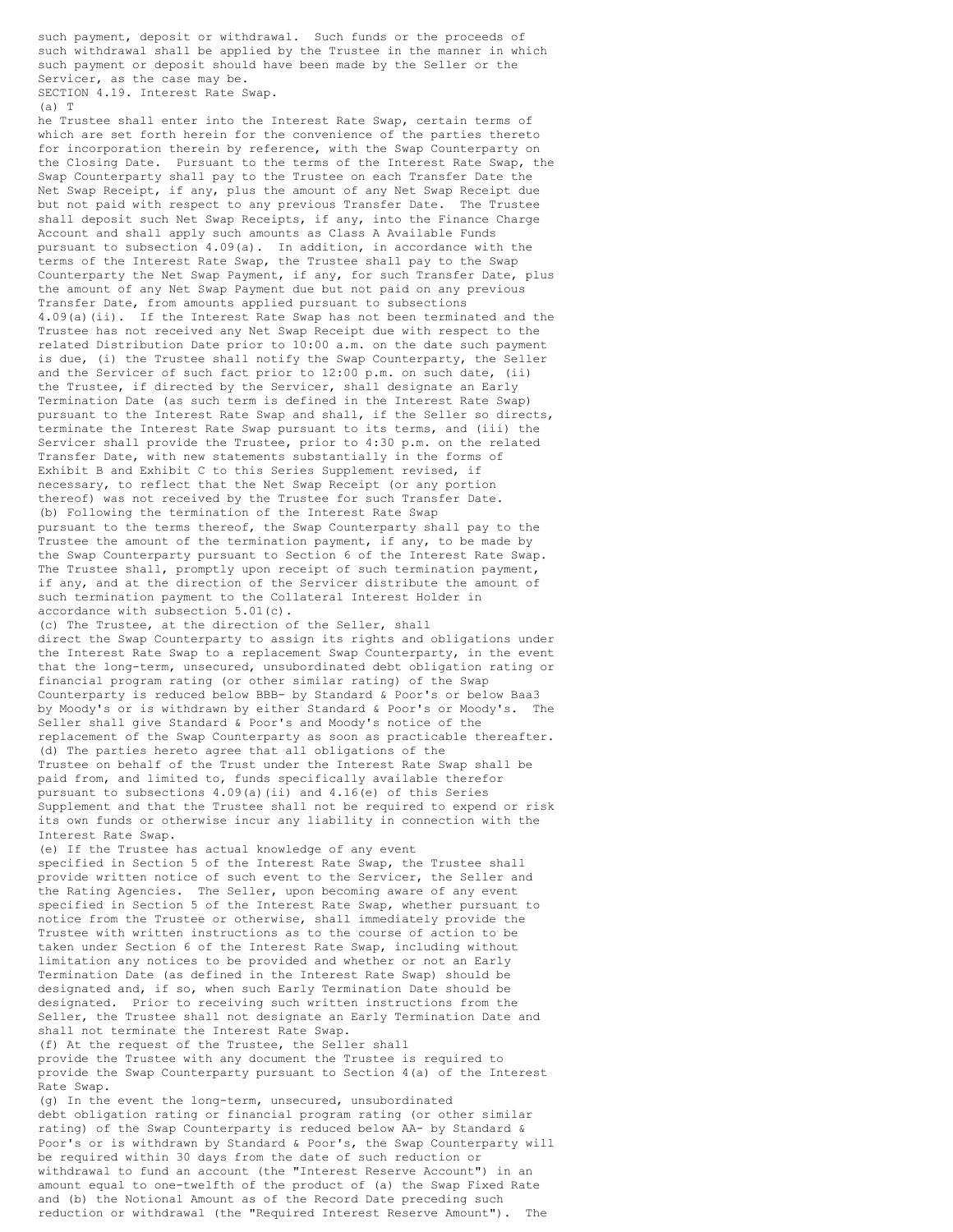such payment, deposit or withdrawal. Such funds or the proceeds of such withdrawal shall be applied by the Trustee in the manner in which such payment or deposit should have been made by the Seller or the Servicer, as the case may be.

SECTION 4.19. Interest Rate Swap.

(a) The Trustee shall enter into the Interest Rate Swap, certain terms of which are set forth herein for the convenience of the parties thereto for incorporation therein by reference, with the Swap Counterparty on the Closing Date. Pursuant to the terms of the Interest Rate Swap, the Swap Counterparty shall pay to the Trustee on each Transfer Date the Net Swap Receipt, if any, plus the amount of any Net Swap Receipt due but not paid with respect to any previous Transfer Date. The Trustee shall deposit such Net Swap Receipts, if any, into the Finance Charge Account and shall apply such amounts as Class A Available Funds pursuant to subsection 4.09(a). In addition, in accordance with the terms of the Interest Rate Swap, the Trustee shall pay to the Swap Counterparty the Net Swap Payment, if any, for such Transfer Date, plus the amount of any Net Swap Payment due but not paid on any previous Transfer Date, from amounts applied pursuant to subsections 4.09(a)(ii). If the Interest Rate Swap has not been terminated and the Trustee has not received any Net Swap Receipt due with respect to the related Distribution Date prior to 10:00 a.m. on the date such payment is due, (i) the Trustee shall notify the Swap Counterparty, the Seller and the Servicer of such fact prior to 12:00 p.m. on such date, (ii) the Trustee, if directed by the Servicer, shall designate an Early Termination Date (as such term is defined in the Interest Rate Swap) pursuant to the Interest Rate Swap and shall, if the Seller so directs, terminate the Interest Rate Swap pursuant to its terms, and (iii) the Servicer shall provide the Trustee, prior to 4:30 p.m. on the related Transfer Date, with new statements substantially in the forms of Exhibit B and Exhibit C to this Series Supplement revised, if necessary, to reflect that the Net Swap Receipt (or any portion thereof) was not received by the Trustee for such Transfer Date.

(b) Following the termination of the Interest Rate Swap pursuant to the terms thereof, the Swap Counterparty shall pay to the Trustee the amount of the termination payment, if any, to be made by the Swap Counterparty pursuant to Section 6 of the Interest Rate Swap. The Trustee shall, promptly upon receipt of such termination payment, if any, and at the direction of the Servicer distribute the amount of such termination payment to the Collateral Interest Holder in accordance with subsection 5.01(c).

(c) The Trustee, at the direction of the Seller, shall direct the Swap Counterparty to assign its rights and obligations under the Interest Rate Swap to a replacement Swap Counterparty, in the event that the long-term, unsecured, unsubordinated debt obligation rating or financial program rating (or other similar rating) of the Swap Counterparty is reduced below BBB- by Standard & Poor's or below Baa3 by Moody's or is withdrawn by either Standard & Poor's or Moody's. The Seller shall give Standard & Poor's and Moody's notice of the replacement of the Swap Counterparty as soon as practicable thereafter.

(d) The parties hereto agree that all obligations of the Trustee on behalf of the Trust under the Interest Rate Swap shall be paid from, and limited to, funds specifically available therefor pursuant to subsections 4.09(a)(ii) and 4.16(e) of this Series Supplement and that the Trustee shall not be required to expend or risk its own funds or otherwise incur any liability in connection with the Interest Rate Swap.

(e) If the Trustee has actual knowledge of any event specified in Section 5 of the Interest Rate Swap, the Trustee shall provide written notice of such event to the Servicer, the Seller and the Rating Agencies. The Seller, upon becoming aware of any event specified in Section 5 of the Interest Rate Swap, whether pursuant to notice from the Trustee or otherwise, shall immediately provide the Trustee with written instructions as to the course of action to be taken under Section 6 of the Interest Rate Swap, including without limitation any notices to be provided and whether or not an Early Termination Date (as defined in the Interest Rate Swap) should be designated and, if so, when such Early Termination Date should be designated. Prior to receiving such written instructions from the Seller, the Trustee shall not designate an Early Termination Date and shall not terminate the Interest Rate Swap.

(f) At the request of the Trustee, the Seller shall provide the Trustee with any document the Trustee is required to provide the Swap Counterparty pursuant to Section 4(a) of the Interest Rate Swap.

(g) In the event the long-term, unsecured, unsubordinated debt obligation rating or financial program rating (or other similar rating) of the Swap Counterparty is reduced below AA- by Standard & Poor's or is withdrawn by Standard & Poor's, the Swap Counterparty will be required within 30 days from the date of such reduction or withdrawal to fund an account (the "Interest Reserve Account") in an amount equal to one-twelfth of the product of (a) the Swap Fixed Rate and (b) the Notional Amount as of the Record Date preceding such reduction or withdrawal (the "Required Interest Reserve Amount"). The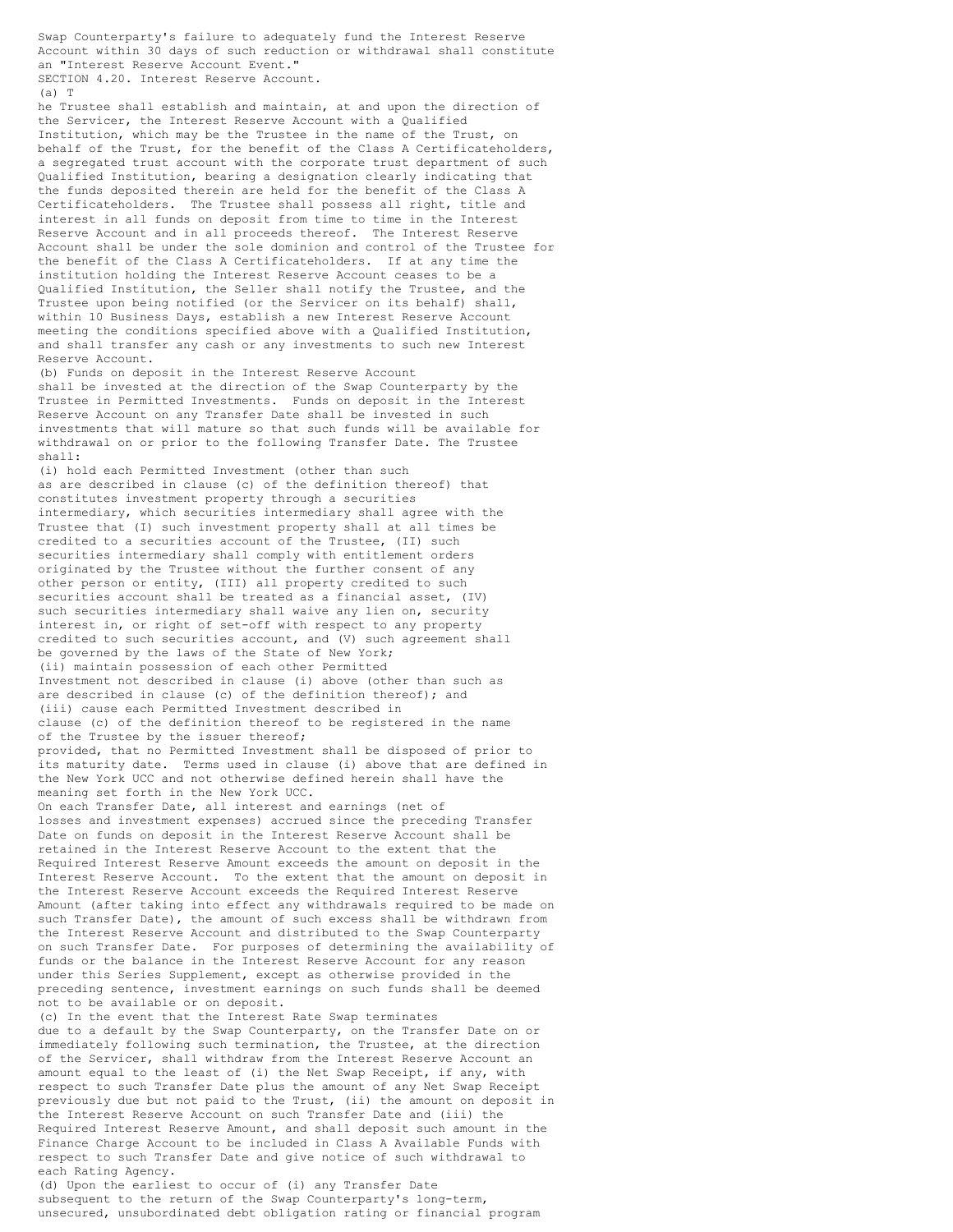Swap Counterparty's failure to adequately fund the Interest Reserve Account within 30 days of such reduction or withdrawal shall constitute an "Interest Reserve Account Event."

SECTION 4.20. Interest Reserve Account.

(a) The Trustee shall establish and maintain, at and upon the direction of the Servicer, the Interest Reserve Account with a Qualified Institution, which may be the Trustee in the name of the Trust, on behalf of the Trust, for the benefit of the Class A Certificateholders, a segregated trust account with the corporate trust department of such Qualified Institution, bearing a designation clearly indicating that the funds deposited therein are held for the benefit of the Class A Certificateholders. The Trustee shall possess all right, title and interest in all funds on deposit from time to time in the Interest Reserve Account and in all proceeds thereof. The Interest Reserve Account shall be under the sole dominion and control of the Trustee for the benefit of the Class A Certificateholders. If at any time the institution holding the Interest Reserve Account ceases to be a Qualified Institution, the Seller shall notify the Trustee, and the Trustee upon being notified (or the Servicer on its behalf) shall, within 10 Business Days, establish a new Interest Reserve Account meeting the conditions specified above with a Qualified Institution, and shall transfer any cash or any investments to such new Interest Reserve Account.

(b) Funds on deposit in the Interest Reserve Account shall be invested at the direction of the Swap Counterparty by the Trustee in Permitted Investments. Funds on deposit in the Interest Reserve Account on any Transfer Date shall be invested in such investments that will mature so that such funds will be available for withdrawal on or prior to the following Transfer Date. The Trustee shall:

(i) hold each Permitted Investment (other than such as are described in clause (c) of the definition thereof) that constitutes investment property through a securities intermediary, which securities intermediary shall agree with the Trustee that (I) such investment property shall at all times be credited to a securities account of the Trustee, (II) such securities intermediary shall comply with entitlement orders originated by the Trustee without the further consent of any other person or entity, (III) all property credited to such securities account shall be treated as a financial asset, (IV) such securities intermediary shall waive any lien on, security interest in, or right of set-off with respect to any property credited to such securities account, and (V) such agreement shall be governed by the laws of the State of New York;

(ii) maintain possession of each other Permitted Investment not described in clause (i) above (other than such as are described in clause (c) of the definition thereof); and

(iii) cause each Permitted Investment described in clause (c) of the definition thereof to be registered in the name of the Trustee by the issuer thereof;

provided, that no Permitted Investment shall be disposed of prior to its maturity date. Terms used in clause (i) above that are defined in the New York UCC and not otherwise defined herein shall have the meaning set forth in the New York UCC.

On each Transfer Date, all interest and earnings (net of losses and investment expenses) accrued since the preceding Transfer Date on funds on deposit in the Interest Reserve Account shall be retained in the Interest Reserve Account to the extent that the Required Interest Reserve Amount exceeds the amount on deposit in the Interest Reserve Account. To the extent that the amount on deposit in the Interest Reserve Account exceeds the Required Interest Reserve Amount (after taking into effect any withdrawals required to be made on such Transfer Date), the amount of such excess shall be withdrawn from the Interest Reserve Account and distributed to the Swap Counterparty on such Transfer Date. For purposes of determining the availability of funds or the balance in the Interest Reserve Account for any reason under this Series Supplement, except as otherwise provided in the preceding sentence, investment earnings on such funds shall be deemed not to be available or on deposit.

(c) In the event that the Interest Rate Swap terminates due to a default by the Swap Counterparty, on the Transfer Date on or immediately following such termination, the Trustee, at the direction of the Servicer, shall withdraw from the Interest Reserve Account an amount equal to the least of (i) the Net Swap Receipt, if any, with respect to such Transfer Date plus the amount of any Net Swap Receipt previously due but not paid to the Trust, (ii) the amount on deposit in the Interest Reserve Account on such Transfer Date and (iii) the Required Interest Reserve Amount, and shall deposit such amount in the Finance Charge Account to be included in Class A Available Funds with respect to such Transfer Date and give notice of such withdrawal to each Rating Agency.

(d) Upon the earliest to occur of (i) any Transfer Date subsequent to the return of the Swap Counterparty's long-term, unsecured, unsubordinated debt obligation rating or financial program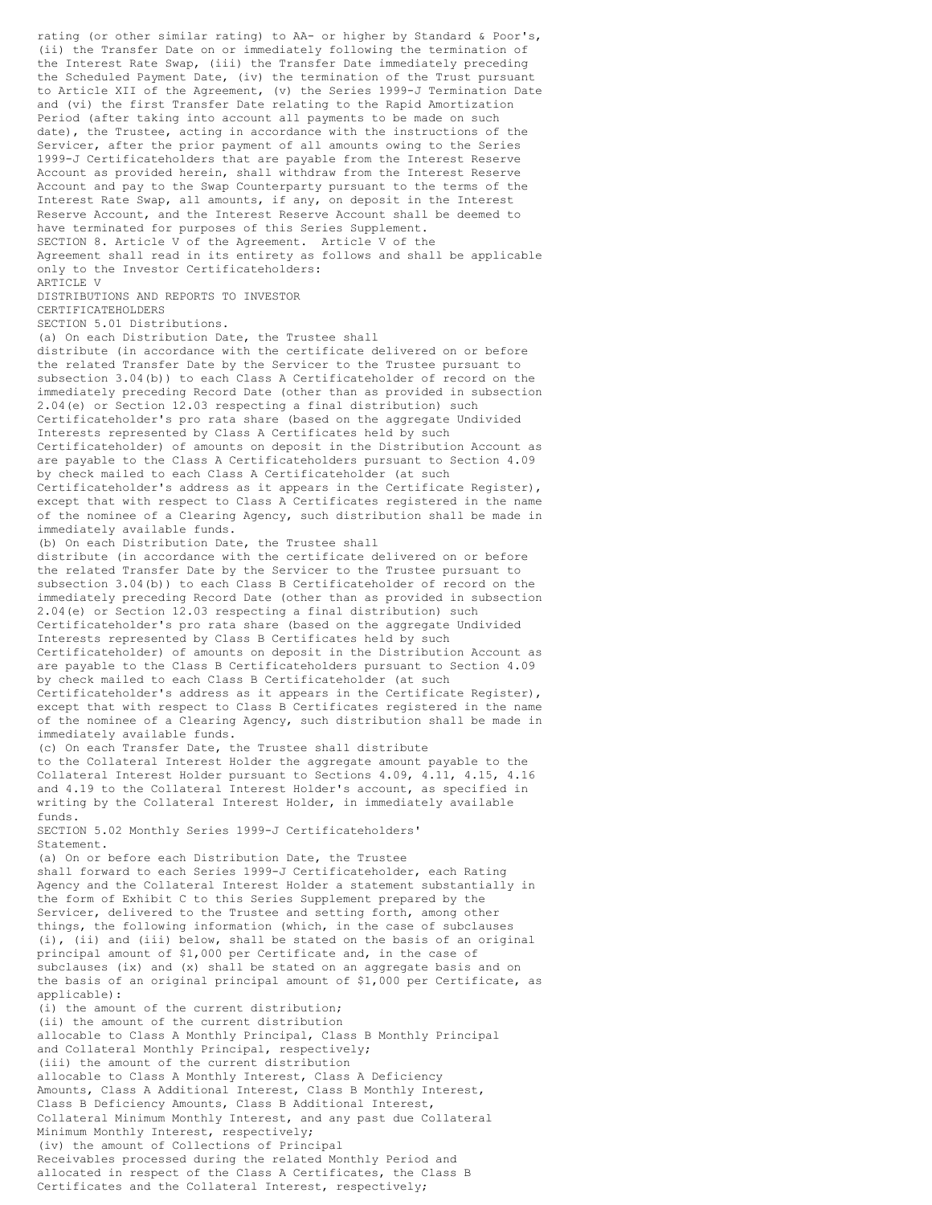rating (or other similar rating) to AA- or higher by Standard & Poor's, (ii) the Transfer Date on or immediately following the termination of the Interest Rate Swap, (iii) the Transfer Date immediately preceding the Scheduled Payment Date, (iv) the termination of the Trust pursuant to Article XII of the Agreement, (v) the Series 1999-J Termination Date and (vi) the first Transfer Date relating to the Rapid Amortization Period (after taking into account all payments to be made on such date), the Trustee, acting in accordance with the instructions of the Servicer, after the prior payment of all amounts owing to the Series 1999-J Certificateholders that are payable from the Interest Reserve Account as provided herein, shall withdraw from the Interest Reserve Account and pay to the Swap Counterparty pursuant to the terms of the Interest Rate Swap, all amounts, if any, on deposit in the Interest Reserve Account, and the Interest Reserve Account shall be deemed to have terminated for purposes of this Series Supplement.

SECTION 8. Article V of the Agreement. Article V of the Agreement shall read in its entirety as follows and shall be applicable only to the Investor Certificateholders:

ARTICLE V

DISTRIBUTIONS AND REPORTS TO INVESTOR CERTIFICATEHOLDERS

SECTION 5.01 Distributions.

(a) On each Distribution Date, the Trustee shall distribute (in accordance with the certificate delivered on or before the related Transfer Date by the Servicer to the Trustee pursuant to subsection 3.04(b)) to each Class A Certificateholder of record on the immediately preceding Record Date (other than as provided in subsection 2.04(e) or Section 12.03 respecting a final distribution) such Certificateholder's pro rata share (based on the aggregate Undivided Interests represented by Class A Certificates held by such Certificateholder) of amounts on deposit in the Distribution Account as are payable to the Class A Certificateholders pursuant to Section 4.09 by check mailed to each Class A Certificateholder (at such Certificateholder's address as it appears in the Certificate Register), except that with respect to Class A Certificates registered in the name of the nominee of a Clearing Agency, such distribution shall be made in immediately available funds.

(b) On each Distribution Date, the Trustee shall distribute (in accordance with the certificate delivered on or before the related Transfer Date by the Servicer to the Trustee pursuant to subsection 3.04(b)) to each Class B Certificateholder of record on the immediately preceding Record Date (other than as provided in subsection 2.04(e) or Section 12.03 respecting a final distribution) such Certificateholder's pro rata share (based on the aggregate Undivided Interests represented by Class B Certificates held by such Certificateholder) of amounts on deposit in the Distribution Account as are payable to the Class B Certificateholders pursuant to Section 4.09 by check mailed to each Class B Certificateholder (at such Certificateholder's address as it appears in the Certificate Register), except that with respect to Class B Certificates registered in the name of the nominee of a Clearing Agency, such distribution shall be made in immediately available funds.

(c) On each Transfer Date, the Trustee shall distribute to the Collateral Interest Holder the aggregate amount payable to the Collateral Interest Holder pursuant to Sections 4.09, 4.11, 4.15, 4.16 and 4.19 to the Collateral Interest Holder's account, as specified in writing by the Collateral Interest Holder, in immediately available funds.

SECTION 5.02 Monthly Series 1999-J Certificateholders' Statement.

(a) On or before each Distribution Date, the Trustee shall forward to each Series 1999-J Certificateholder, each Rating Agency and the Collateral Interest Holder a statement substantially in the form of Exhibit C to this Series Supplement prepared by the Servicer, delivered to the Trustee and setting forth, among other things, the following information (which, in the case of subclauses (i), (ii) and (iii) below, shall be stated on the basis of an original principal amount of $1,000 per Certificate and, in the case of subclauses (ix) and (x) shall be stated on an aggregate basis and on the basis of an original principal amount of $1,000 per Certificate, as applicable):

(i) the amount of the current distribution;

(ii) the amount of the current distribution allocable to Class A Monthly Principal, Class B Monthly Principal and Collateral Monthly Principal, respectively;

(iii) the amount of the current distribution allocable to Class A Monthly Interest, Class A Deficiency Amounts, Class A Additional Interest, Class B Monthly Interest, Class B Deficiency Amounts, Class B Additional Interest, Collateral Minimum Monthly Interest, and any past due Collateral Minimum Monthly Interest, respectively;

(iv) the amount of Collections of Principal Receivables processed during the related Monthly Period and allocated in respect of the Class A Certificates, the Class B Certificates and the Collateral Interest, respectively;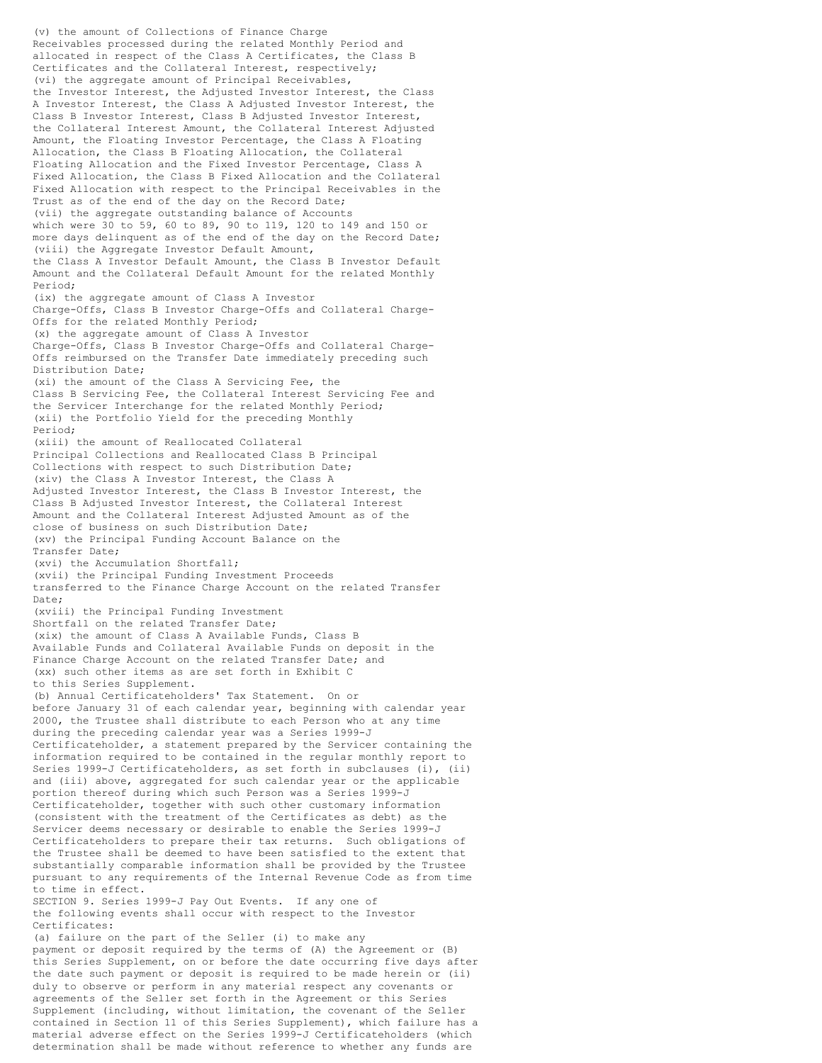(v) the amount of Collections of Finance Charge Receivables processed during the related Monthly Period and allocated in respect of the Class A Certificates, the Class B Certificates and the Collateral Interest, respectively;

(vi) the aggregate amount of Principal Receivables, the Investor Interest, the Adjusted Investor Interest, the Class A Investor Interest, the Class A Adjusted Investor Interest, the Class B Investor Interest, Class B Adjusted Investor Interest, the Collateral Interest Amount, the Collateral Interest Adjusted Amount, the Floating Investor Percentage, the Class A Floating Allocation, the Class B Floating Allocation, the Collateral Floating Allocation and the Fixed Investor Percentage, Class A Fixed Allocation, the Class B Fixed Allocation and the Collateral Fixed Allocation with respect to the Principal Receivables in the Trust as of the end of the day on the Record Date;

(vii) the aggregate outstanding balance of Accounts which were 30 to 59, 60 to 89, 90 to 119, 120 to 149 and 150 or more days delinquent as of the end of the day on the Record Date;

(viii) the Aggregate Investor Default Amount, the Class A Investor Default Amount, the Class B Investor Default Amount and the Collateral Default Amount for the related Monthly Period;

(ix) the aggregate amount of Class A Investor Charge-Offs, Class B Investor Charge-Offs and Collateral Charge-Offs for the related Monthly Period;

(x) the aggregate amount of Class A Investor Charge-Offs, Class B Investor Charge-Offs and Collateral Charge-Offs reimbursed on the Transfer Date immediately preceding such Distribution Date;

(xi) the amount of the Class A Servicing Fee, the Class B Servicing Fee, the Collateral Interest Servicing Fee and the Servicer Interchange for the related Monthly Period;

(xii) the Portfolio Yield for the preceding Monthly Period;

(xiii) the amount of Reallocated Collateral Principal Collections and Reallocated Class B Principal Collections with respect to such Distribution Date;

(xiv) the Class A Investor Interest, the Class A Adjusted Investor Interest, the Class B Investor Interest, the Class B Adjusted Investor Interest, the Collateral Interest Amount and the Collateral Interest Adjusted Amount as of the close of business on such Distribution Date;

(xv) the Principal Funding Account Balance on the Transfer Date;

(xvi) the Accumulation Shortfall;

(xvii) the Principal Funding Investment Proceeds transferred to the Finance Charge Account on the related Transfer Date;

(xviii) the Principal Funding Investment Shortfall on the related Transfer Date;

(xix) the amount of Class A Available Funds, Class B Available Funds and Collateral Available Funds on deposit in the Finance Charge Account on the related Transfer Date; and

(xx) such other items as are set forth in Exhibit C to this Series Supplement.

(b) Annual Certificateholders' Tax Statement. On or before January 31 of each calendar year, beginning with calendar year 2000, the Trustee shall distribute to each Person who at any time during the preceding calendar year was a Series 1999-J Certificateholder, a statement prepared by the Servicer containing the information required to be contained in the regular monthly report to Series 1999-J Certificateholders, as set forth in subclauses (i), (ii) and (iii) above, aggregated for such calendar year or the applicable portion thereof during which such Person was a Series 1999-J Certificateholder, together with such other customary information (consistent with the treatment of the Certificates as debt) as the Servicer deems necessary or desirable to enable the Series 1999-J Certificateholders to prepare their tax returns. Such obligations of the Trustee shall be deemed to have been satisfied to the extent that substantially comparable information shall be provided by the Trustee pursuant to any requirements of the Internal Revenue Code as from time to time in effect.

SECTION 9. Series 1999-J Pay Out Events. If any one of the following events shall occur with respect to the Investor Certificates:

(a) failure on the part of the Seller (i) to make any payment or deposit required by the terms of (A) the Agreement or (B) this Series Supplement, on or before the date occurring five days after the date such payment or deposit is required to be made herein or (ii) duly to observe or perform in any material respect any covenants or agreements of the Seller set forth in the Agreement or this Series Supplement (including, without limitation, the covenant of the Seller contained in Section 11 of this Series Supplement), which failure has a material adverse effect on the Series 1999-J Certificateholders (which determination shall be made without reference to whether any funds are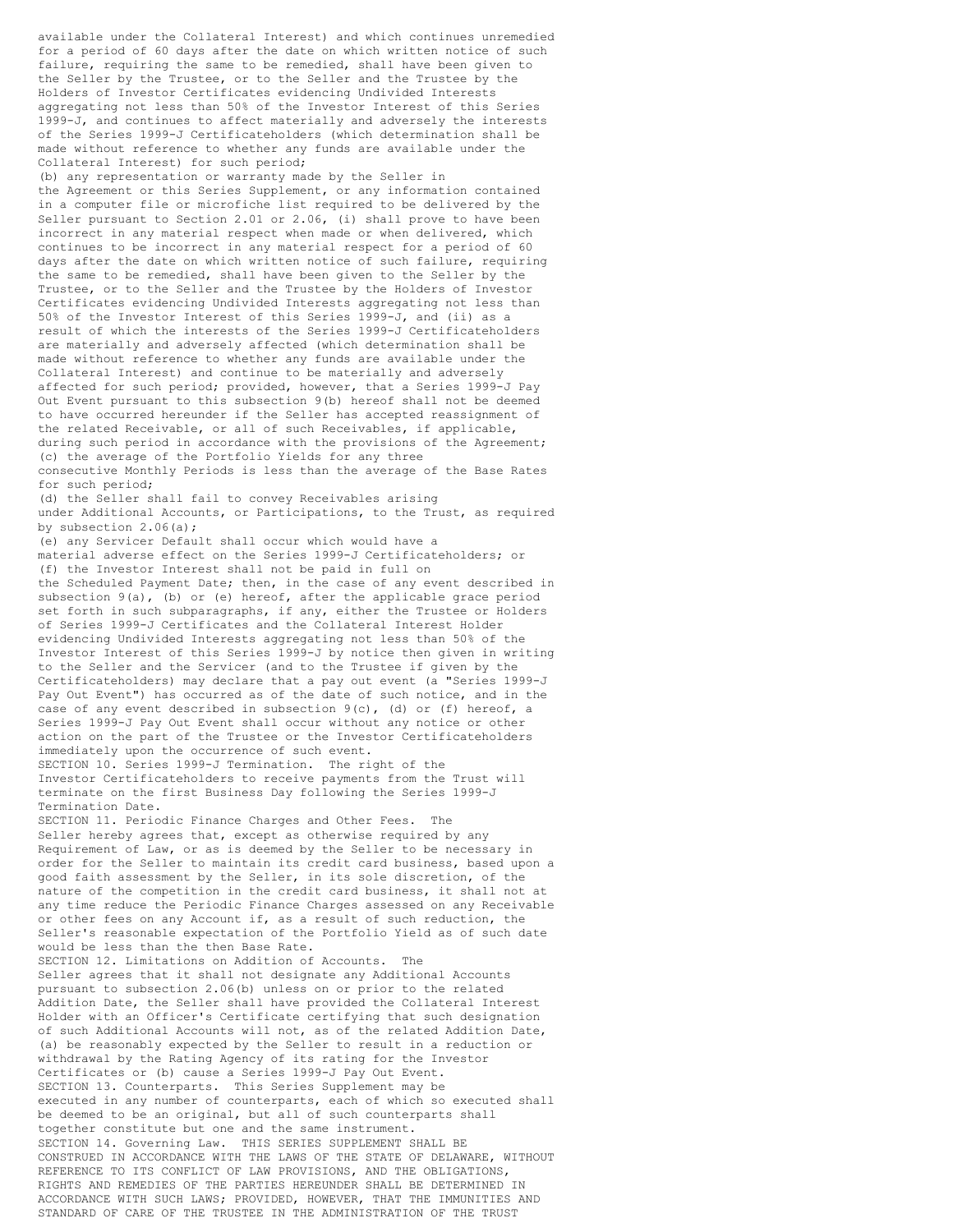available under the Collateral Interest) and which continues unremedied for a period of 60 days after the date on which written notice of such failure, requiring the same to be remedied, shall have been given to the Seller by the Trustee, or to the Seller and the Trustee by the Holders of Investor Certificates evidencing Undivided Interests aggregating not less than 50% of the Investor Interest of this Series 1999-J, and continues to affect materially and adversely the interests of the Series 1999-J Certificateholders (which determination shall be made without reference to whether any funds are available under the Collateral Interest) for such period;

(b) any representation or warranty made by the Seller in the Agreement or this Series Supplement, or any information contained in a computer file or microfiche list required to be delivered by the Seller pursuant to Section 2.01 or 2.06, (i) shall prove to have been incorrect in any material respect when made or when delivered, which continues to be incorrect in any material respect for a period of 60 days after the date on which written notice of such failure, requiring the same to be remedied, shall have been given to the Seller by the Trustee, or to the Seller and the Trustee by the Holders of Investor Certificates evidencing Undivided Interests aggregating not less than 50% of the Investor Interest of this Series 1999-J, and (ii) as a result of which the interests of the Series 1999-J Certificateholders are materially and adversely affected (which determination shall be made without reference to whether any funds are available under the Collateral Interest) and continue to be materially and adversely affected for such period; provided, however, that a Series 1999-J Pay Out Event pursuant to this subsection 9(b) hereof shall not be deemed to have occurred hereunder if the Seller has accepted reassignment of the related Receivable, or all of such Receivables, if applicable, during such period in accordance with the provisions of the Agreement;

(c) the average of the Portfolio Yields for any three consecutive Monthly Periods is less than the average of the Base Rates for such period;

(d) the Seller shall fail to convey Receivables arising under Additional Accounts, or Participations, to the Trust, as required by subsection 2.06(a);

(e) any Servicer Default shall occur which would have a material adverse effect on the Series 1999-J Certificateholders; or

(f) the Investor Interest shall not be paid in full on the Scheduled Payment Date; then, in the case of any event described in subsection 9(a), (b) or (e) hereof, after the applicable grace period set forth in such subparagraphs, if any, either the Trustee or Holders of Series 1999-J Certificates and the Collateral Interest Holder evidencing Undivided Interests aggregating not less than 50% of the Investor Interest of this Series 1999-J by notice then given in writing to the Seller and the Servicer (and to the Trustee if given by the Certificateholders) may declare that a pay out event (a "Series 1999-J Pay Out Event") has occurred as of the date of such notice, and in the case of any event described in subsection 9(c), (d) or (f) hereof, a Series 1999-J Pay Out Event shall occur without any notice or other action on the part of the Trustee or the Investor Certificateholders immediately upon the occurrence of such event.

SECTION 10. Series 1999-J Termination. The right of the Investor Certificateholders to receive payments from the Trust will terminate on the first Business Day following the Series 1999-J Termination Date.

SECTION 11. Periodic Finance Charges and Other Fees. The Seller hereby agrees that, except as otherwise required by any Requirement of Law, or as is deemed by the Seller to be necessary in order for the Seller to maintain its credit card business, based upon a good faith assessment by the Seller, in its sole discretion, of the nature of the competition in the credit card business, it shall not at any time reduce the Periodic Finance Charges assessed on any Receivable or other fees on any Account if, as a result of such reduction, the Seller's reasonable expectation of the Portfolio Yield as of such date would be less than the then Base Rate.

SECTION 12. Limitations on Addition of Accounts. The Seller agrees that it shall not designate any Additional Accounts pursuant to subsection 2.06(b) unless on or prior to the related Addition Date, the Seller shall have provided the Collateral Interest Holder with an Officer's Certificate certifying that such designation of such Additional Accounts will not, as of the related Addition Date, (a) be reasonably expected by the Seller to result in a reduction or withdrawal by the Rating Agency of its rating for the Investor Certificates or (b) cause a Series 1999-J Pay Out Event.

SECTION 13. Counterparts. This Series Supplement may be executed in any number of counterparts, each of which so executed shall be deemed to be an original, but all of such counterparts shall together constitute but one and the same instrument.

SECTION 14. Governing Law. THIS SERIES SUPPLEMENT SHALL BE CONSTRUED IN ACCORDANCE WITH THE LAWS OF THE STATE OF DELAWARE, WITHOUT REFERENCE TO ITS CONFLICT OF LAW PROVISIONS, AND THE OBLIGATIONS, RIGHTS AND REMEDIES OF THE PARTIES HEREUNDER SHALL BE DETERMINED IN ACCORDANCE WITH SUCH LAWS; PROVIDED, HOWEVER, THAT THE IMMUNITIES AND STANDARD OF CARE OF THE TRUSTEE IN THE ADMINISTRATION OF THE TRUST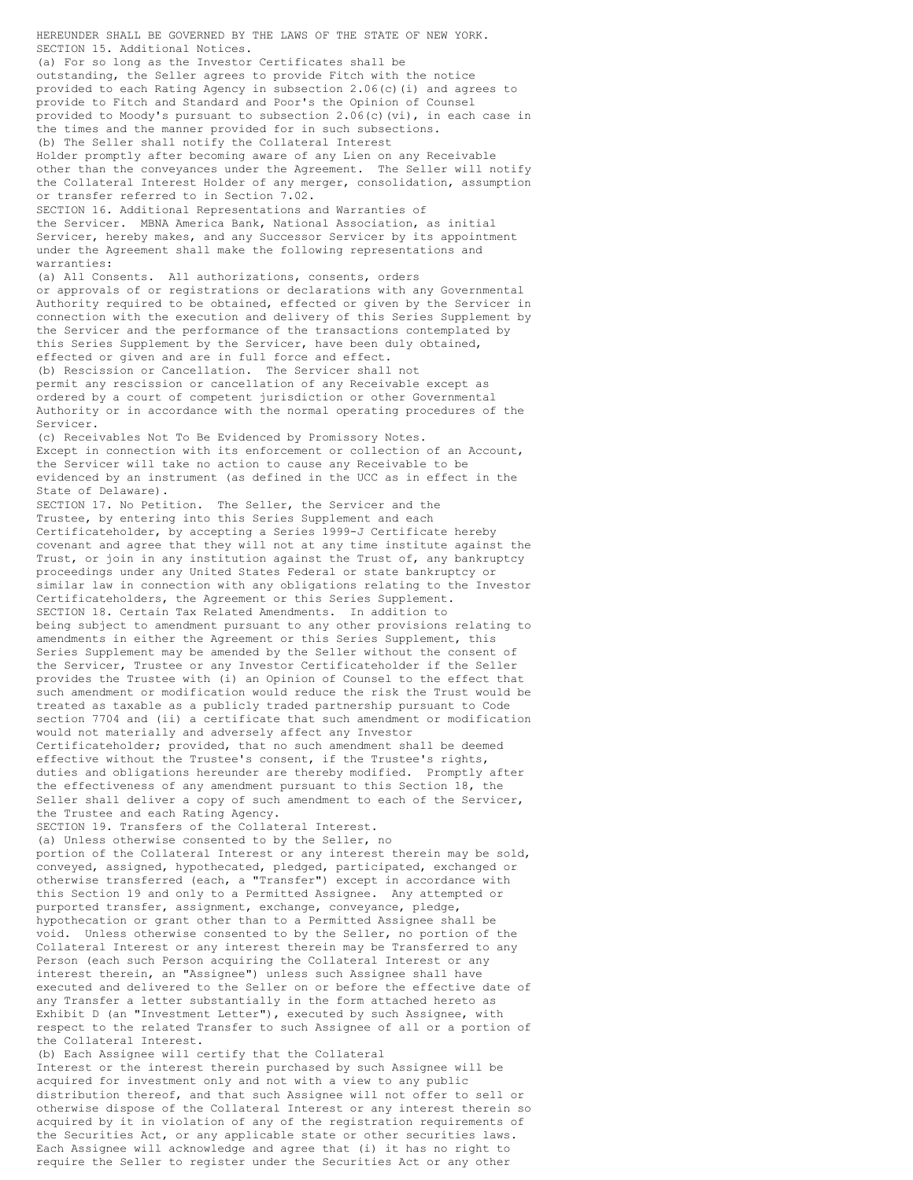HEREUNDER SHALL BE GOVERNED BY THE LAWS OF THE STATE OF NEW YORK.

SECTION 15. Additional Notices.

(a) For so long as the Investor Certificates shall be outstanding, the Seller agrees to provide Fitch with the notice provided to each Rating Agency in subsection 2.06(c)(i) and agrees to provide to Fitch and Standard and Poor's the Opinion of Counsel provided to Moody's pursuant to subsection 2.06(c)(vi), in each case in the times and the manner provided for in such subsections.

(b) The Seller shall notify the Collateral Interest Holder promptly after becoming aware of any Lien on any Receivable other than the conveyances under the Agreement. The Seller will notify the Collateral Interest Holder of any merger, consolidation, assumption or transfer referred to in Section 7.02.

SECTION 16. Additional Representations and Warranties of the Servicer. MBNA America Bank, National Association, as initial Servicer, hereby makes, and any Successor Servicer by its appointment under the Agreement shall make the following representations and warranties:

(a) All Consents. All authorizations, consents, orders or approvals of or registrations or declarations with any Governmental Authority required to be obtained, effected or given by the Servicer in connection with the execution and delivery of this Series Supplement by the Servicer and the performance of the transactions contemplated by this Series Supplement by the Servicer, have been duly obtained, effected or given and are in full force and effect.

(b) Rescission or Cancellation. The Servicer shall not permit any rescission or cancellation of any Receivable except as ordered by a court of competent jurisdiction or other Governmental Authority or in accordance with the normal operating procedures of the Servicer.

(c) Receivables Not To Be Evidenced by Promissory Notes. Except in connection with its enforcement or collection of an Account, the Servicer will take no action to cause any Receivable to be evidenced by an instrument (as defined in the UCC as in effect in the State of Delaware).

SECTION 17. No Petition. The Seller, the Servicer and the Trustee, by entering into this Series Supplement and each Certificateholder, by accepting a Series 1999-J Certificate hereby covenant and agree that they will not at any time institute against the Trust, or join in any institution against the Trust of, any bankruptcy proceedings under any United States Federal or state bankruptcy or similar law in connection with any obligations relating to the Investor Certificateholders, the Agreement or this Series Supplement.

SECTION 18. Certain Tax Related Amendments. In addition to being subject to amendment pursuant to any other provisions relating to amendments in either the Agreement or this Series Supplement, this Series Supplement may be amended by the Seller without the consent of the Servicer, Trustee or any Investor Certificateholder if the Seller provides the Trustee with (i) an Opinion of Counsel to the effect that such amendment or modification would reduce the risk the Trust would be treated as taxable as a publicly traded partnership pursuant to Code section 7704 and (ii) a certificate that such amendment or modification would not materially and adversely affect any Investor Certificateholder; provided, that no such amendment shall be deemed effective without the Trustee's consent, if the Trustee's rights, duties and obligations hereunder are thereby modified. Promptly after the effectiveness of any amendment pursuant to this Section 18, the Seller shall deliver a copy of such amendment to each of the Servicer, the Trustee and each Rating Agency.

SECTION 19. Transfers of the Collateral Interest.

(a) Unless otherwise consented to by the Seller, no portion of the Collateral Interest or any interest therein may be sold, conveyed, assigned, hypothecated, pledged, participated, exchanged or otherwise transferred (each, a "Transfer") except in accordance with this Section 19 and only to a Permitted Assignee. Any attempted or purported transfer, assignment, exchange, conveyance, pledge, hypothecation or grant other than to a Permitted Assignee shall be void. Unless otherwise consented to by the Seller, no portion of the Collateral Interest or any interest therein may be Transferred to any Person (each such Person acquiring the Collateral Interest or any interest therein, an "Assignee") unless such Assignee shall have executed and delivered to the Seller on or before the effective date of any Transfer a letter substantially in the form attached hereto as Exhibit D (an "Investment Letter"), executed by such Assignee, with respect to the related Transfer to such Assignee of all or a portion of the Collateral Interest.

(b) Each Assignee will certify that the Collateral Interest or the interest therein purchased by such Assignee will be acquired for investment only and not with a view to any public distribution thereof, and that such Assignee will not offer to sell or otherwise dispose of the Collateral Interest or any interest therein so acquired by it in violation of any of the registration requirements of the Securities Act, or any applicable state or other securities laws. Each Assignee will acknowledge and agree that (i) it has no right to require the Seller to register under the Securities Act or any other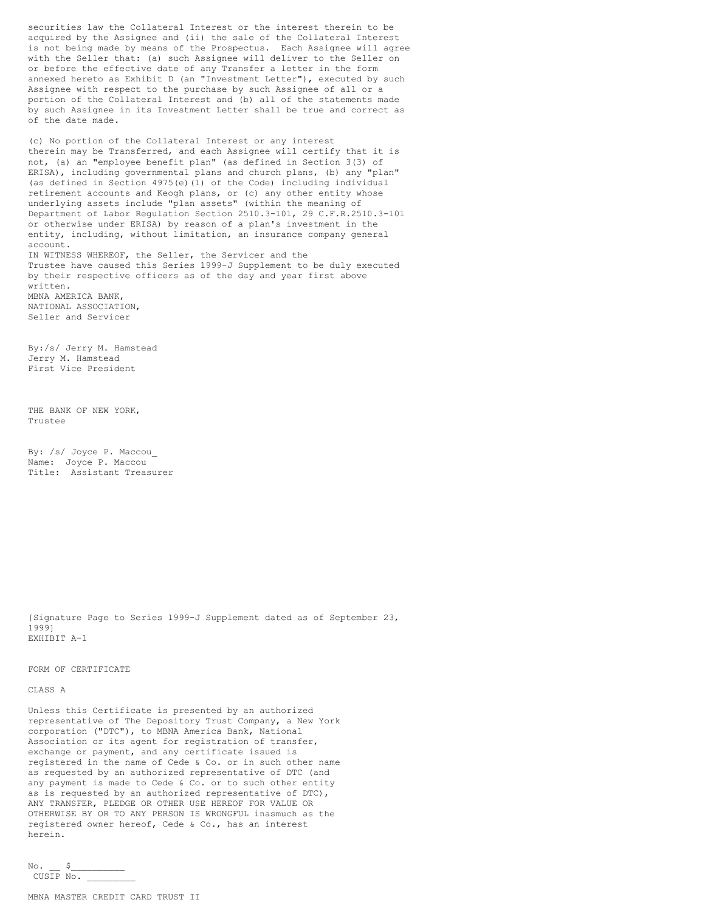securities law the Collateral Interest or the interest therein to be acquired by the Assignee and (ii) the sale of the Collateral Interest is not being made by means of the Prospectus. Each Assignee will agree with the Seller that: (a) such Assignee will deliver to the Seller on or before the effective date of any Transfer a letter in the form annexed hereto as Exhibit D (an "Investment Letter"), executed by such Assignee with respect to the purchase by such Assignee of all or a portion of the Collateral Interest and (b) all of the statements made by such Assignee in its Investment Letter shall be true and correct as of the date made.

(c) No portion of the Collateral Interest or any interest therein may be Transferred, and each Assignee will certify that it is not, (a) an "employee benefit plan" (as defined in Section 3(3) of ERISA), including governmental plans and church plans, (b) any "plan" (as defined in Section 4975(e)(1) of the Code) including individual retirement accounts and Keogh plans, or (c) any other entity whose underlying assets include "plan assets" (within the meaning of Department of Labor Regulation Section 2510.3-101, 29 C.F.R.2510.3-101 or otherwise under ERISA) by reason of a plan's investment in the entity, including, without limitation, an insurance company general account.

IN WITNESS WHEREOF, the Seller, the Servicer and the Trustee have caused this Series 1999-J Supplement to be duly executed by their respective officers as of the day and year first above written.

MBNA AMERICA BANK,
NATIONAL ASSOCIATION,
Seller and Servicer

By:/s/ Jerry M. Hamstead
Jerry M. Hamstead
First Vice President

THE BANK OF NEW YORK,
Trustee

By: /s/ Joyce P. Maccou_
Name: Joyce P. Maccou
Title: Assistant Treasurer

[Signature Page to Series 1999-J Supplement dated as of September 23, 1999]

EXHIBIT A-1

FORM OF CERTIFICATE

CLASS A

Unless this Certificate is presented by an authorized representative of The Depository Trust Company, a New York corporation ("DTC"), to MBNA America Bank, National Association or its agent for registration of transfer, exchange or payment, and any certificate issued is registered in the name of Cede & Co. or in such other name as requested by an authorized representative of DTC (and any payment is made to Cede & Co. or to such other entity as is requested by an authorized representative of DTC), ANY TRANSFER, PLEDGE OR OTHER USE HEREOF FOR VALUE OR OTHERWISE BY OR TO ANY PERSON IS WRONGFUL inasmuch as the registered owner hereof, Cede & Co., has an interest herein.

No. __ $__________
CUSIP No. _________

MBNA MASTER CREDIT CARD TRUST II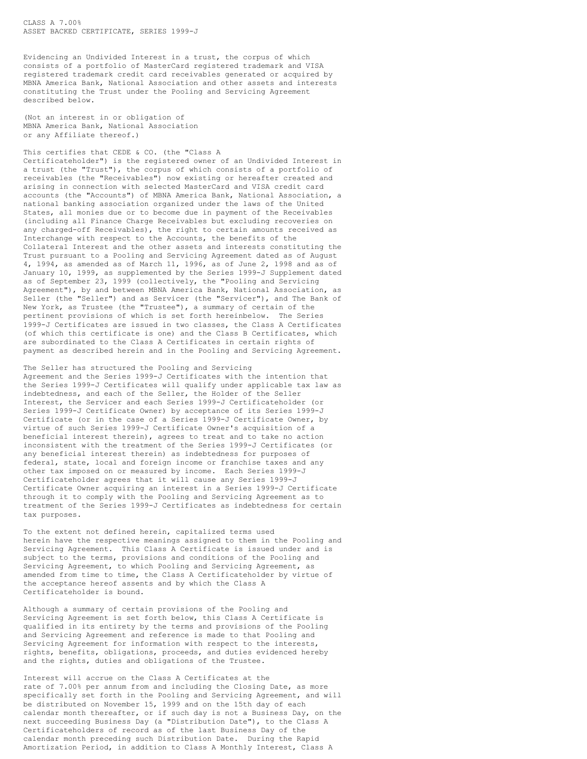CLASS A 7.00%
ASSET BACKED CERTIFICATE, SERIES 1999-J

Evidencing an Undivided Interest in a trust, the corpus of which consists of a portfolio of MasterCard registered trademark and VISA registered trademark credit card receivables generated or acquired by MBNA America Bank, National Association and other assets and interests constituting the Trust under the Pooling and Servicing Agreement described below.

(Not an interest in or obligation of MBNA America Bank, National Association or any Affiliate thereof.)

This certifies that CEDE & CO. (the "Class A Certificateholder") is the registered owner of an Undivided Interest in a trust (the "Trust"), the corpus of which consists of a portfolio of receivables (the "Receivables") now existing or hereafter created and arising in connection with selected MasterCard and VISA credit card accounts (the "Accounts") of MBNA America Bank, National Association, a national banking association organized under the laws of the United States, all monies due or to become due in payment of the Receivables (including all Finance Charge Receivables but excluding recoveries on any charged-off Receivables), the right to certain amounts received as Interchange with respect to the Accounts, the benefits of the Collateral Interest and the other assets and interests constituting the Trust pursuant to a Pooling and Servicing Agreement dated as of August 4, 1994, as amended as of March 11, 1996, as of June 2, 1998 and as of January 10, 1999, as supplemented by the Series 1999-J Supplement dated as of September 23, 1999 (collectively, the "Pooling and Servicing Agreement"), by and between MBNA America Bank, National Association, as Seller (the "Seller") and as Servicer (the "Servicer"), and The Bank of New York, as Trustee (the "Trustee"), a summary of certain of the pertinent provisions of which is set forth hereinbelow. The Series 1999-J Certificates are issued in two classes, the Class A Certificates (of which this certificate is one) and the Class B Certificates, which are subordinated to the Class A Certificates in certain rights of payment as described herein and in the Pooling and Servicing Agreement.

The Seller has structured the Pooling and Servicing Agreement and the Series 1999-J Certificates with the intention that the Series 1999-J Certificates will qualify under applicable tax law as indebtedness, and each of the Seller, the Holder of the Seller Interest, the Servicer and each Series 1999-J Certificateholder (or Series 1999-J Certificate Owner) by acceptance of its Series 1999-J Certificate (or in the case of a Series 1999-J Certificate Owner, by virtue of such Series 1999-J Certificate Owner's acquisition of a beneficial interest therein), agrees to treat and to take no action inconsistent with the treatment of the Series 1999-J Certificates (or any beneficial interest therein) as indebtedness for purposes of federal, state, local and foreign income or franchise taxes and any other tax imposed on or measured by income. Each Series 1999-J Certificateholder agrees that it will cause any Series 1999-J Certificate Owner acquiring an interest in a Series 1999-J Certificate through it to comply with the Pooling and Servicing Agreement as to treatment of the Series 1999-J Certificates as indebtedness for certain tax purposes.

To the extent not defined herein, capitalized terms used herein have the respective meanings assigned to them in the Pooling and Servicing Agreement. This Class A Certificate is issued under and is subject to the terms, provisions and conditions of the Pooling and Servicing Agreement, to which Pooling and Servicing Agreement, as amended from time to time, the Class A Certificateholder by virtue of the acceptance hereof assents and by which the Class A Certificateholder is bound.

Although a summary of certain provisions of the Pooling and Servicing Agreement is set forth below, this Class A Certificate is qualified in its entirety by the terms and provisions of the Pooling and Servicing Agreement and reference is made to that Pooling and Servicing Agreement for information with respect to the interests, rights, benefits, obligations, proceeds, and duties evidenced hereby and the rights, duties and obligations of the Trustee.

Interest will accrue on the Class A Certificates at the rate of 7.00% per annum from and including the Closing Date, as more specifically set forth in the Pooling and Servicing Agreement, and will be distributed on November 15, 1999 and on the 15th day of each calendar month thereafter, or if such day is not a Business Day, on the next succeeding Business Day (a "Distribution Date"), to the Class A Certificateholders of record as of the last Business Day of the calendar month preceding such Distribution Date. During the Rapid Amortization Period, in addition to Class A Monthly Interest, Class A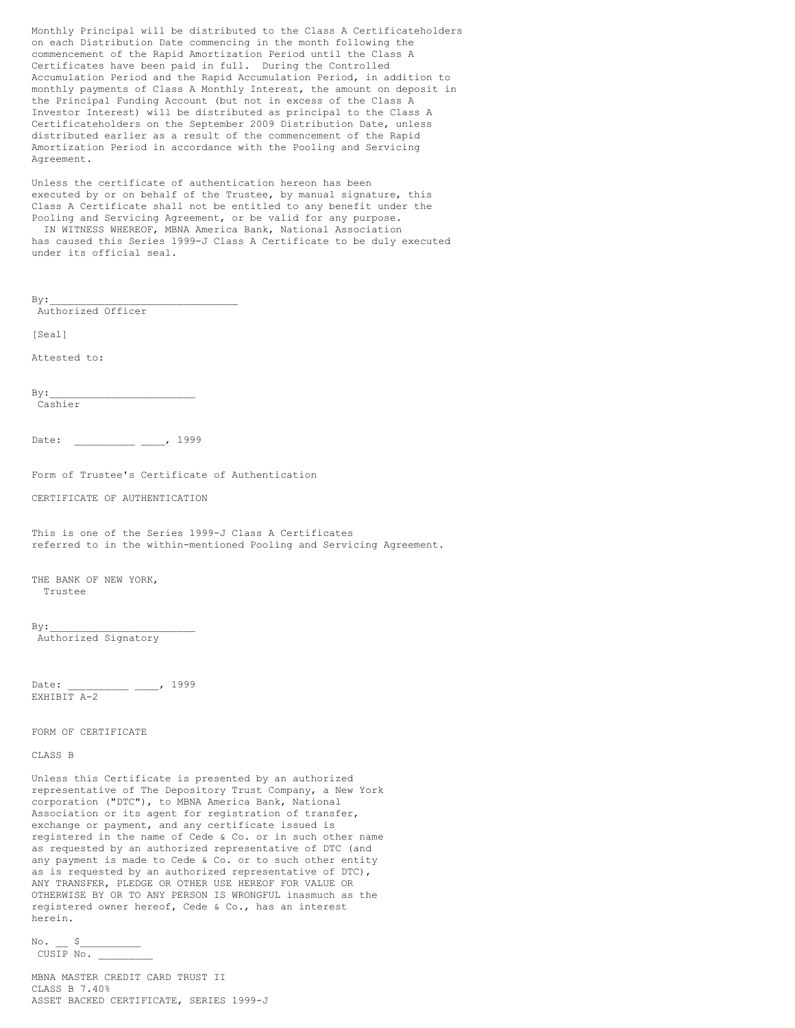Monthly Principal will be distributed to the Class A Certificateholders on each Distribution Date commencing in the month following the commencement of the Rapid Amortization Period until the Class A Certificates have been paid in full. During the Controlled Accumulation Period and the Rapid Accumulation Period, in addition to monthly payments of Class A Monthly Interest, the amount on deposit in the Principal Funding Account (but not in excess of the Class A Investor Interest) will be distributed as principal to the Class A Certificateholders on the September 2009 Distribution Date, unless distributed earlier as a result of the commencement of the Rapid Amortization Period in accordance with the Pooling and Servicing Agreement.

Unless the certificate of authentication hereon has been executed by or on behalf of the Trustee, by manual signature, this Class A Certificate shall not be entitled to any benefit under the Pooling and Servicing Agreement, or be valid for any purpose.

IN WITNESS WHEREOF, MBNA America Bank, National Association has caused this Series 1999-J Class A Certificate to be duly executed under its official seal.

By:______________________________
Authorized Officer

[Seal]

Attested to:

By:________________________
Cashier

Date: __________ ____, 1999

Form of Trustee's Certificate of Authentication

CERTIFICATE OF AUTHENTICATION

This is one of the Series 1999-J Class A Certificates referred to in the within-mentioned Pooling and Servicing Agreement.

THE BANK OF NEW YORK,
Trustee

By:________________________
Authorized Signatory

Date: __________ ____, 1999

EXHIBIT A-2

FORM OF CERTIFICATE

CLASS B

Unless this Certificate is presented by an authorized representative of The Depository Trust Company, a New York corporation ("DTC"), to MBNA America Bank, National Association or its agent for registration of transfer, exchange or payment, and any certificate issued is registered in the name of Cede & Co. or in such other name as requested by an authorized representative of DTC (and any payment is made to Cede & Co. or to such other entity as is requested by an authorized representative of DTC), ANY TRANSFER, PLEDGE OR OTHER USE HEREOF FOR VALUE OR OTHERWISE BY OR TO ANY PERSON IS WRONGFUL inasmuch as the registered owner hereof, Cede & Co., has an interest herein.

No. __ $__________
CUSIP No. _________

MBNA MASTER CREDIT CARD TRUST II
CLASS B 7.40%
ASSET BACKED CERTIFICATE, SERIES 1999-J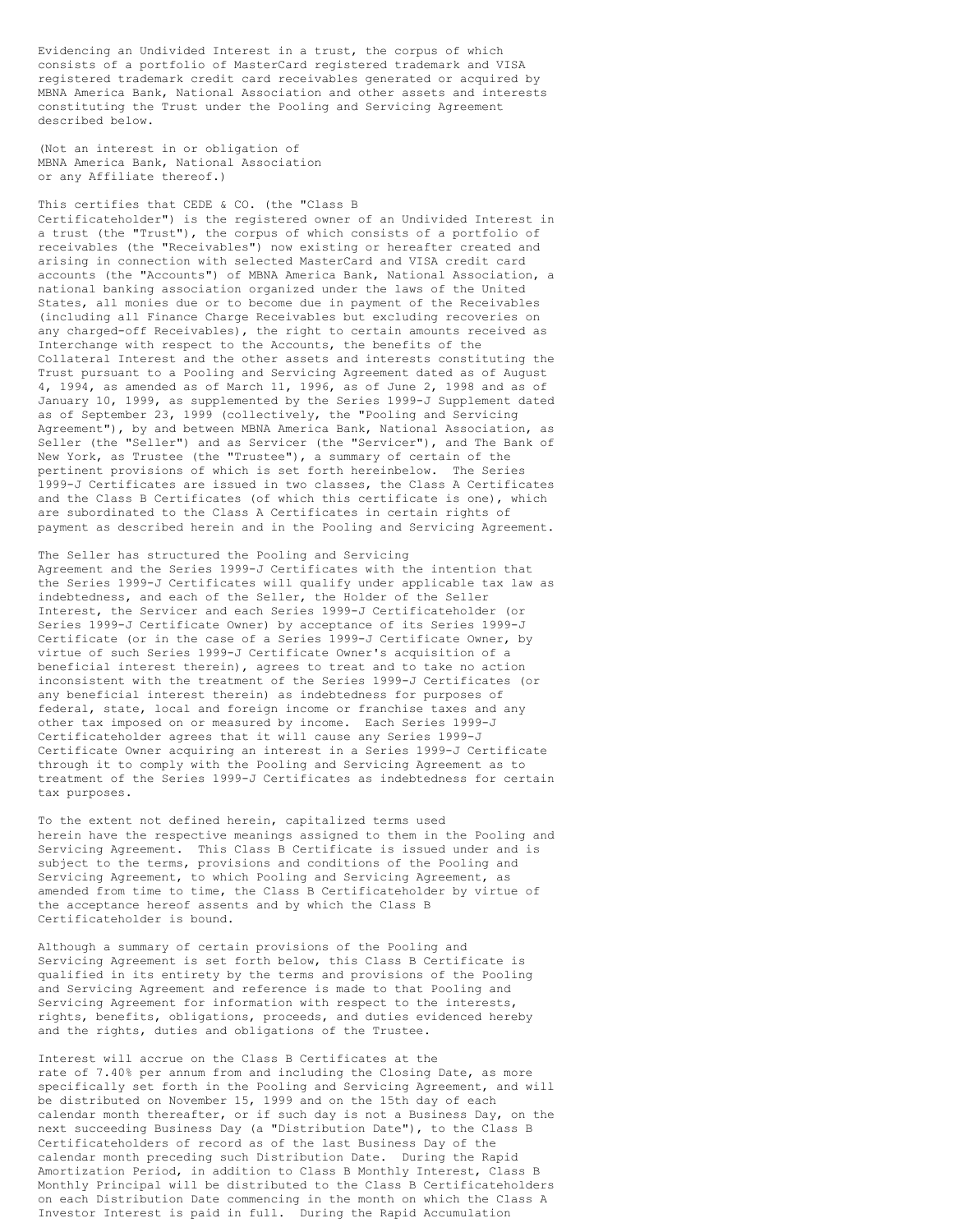Evidencing an Undivided Interest in a trust, the corpus of which consists of a portfolio of MasterCard registered trademark and VISA registered trademark credit card receivables generated or acquired by MBNA America Bank, National Association and other assets and interests constituting the Trust under the Pooling and Servicing Agreement described below.

(Not an interest in or obligation of MBNA America Bank, National Association or any Affiliate thereof.)

This certifies that CEDE & CO. (the "Class B Certificateholder") is the registered owner of an Undivided Interest in a trust (the "Trust"), the corpus of which consists of a portfolio of receivables (the "Receivables") now existing or hereafter created and arising in connection with selected MasterCard and VISA credit card accounts (the "Accounts") of MBNA America Bank, National Association, a national banking association organized under the laws of the United States, all monies due or to become due in payment of the Receivables (including all Finance Charge Receivables but excluding recoveries on any charged-off Receivables), the right to certain amounts received as Interchange with respect to the Accounts, the benefits of the Collateral Interest and the other assets and interests constituting the Trust pursuant to a Pooling and Servicing Agreement dated as of August 4, 1994, as amended as of March 11, 1996, as of June 2, 1998 and as of January 10, 1999, as supplemented by the Series 1999-J Supplement dated as of September 23, 1999 (collectively, the "Pooling and Servicing Agreement"), by and between MBNA America Bank, National Association, as Seller (the "Seller") and as Servicer (the "Servicer"), and The Bank of New York, as Trustee (the "Trustee"), a summary of certain of the pertinent provisions of which is set forth hereinbelow. The Series 1999-J Certificates are issued in two classes, the Class A Certificates and the Class B Certificates (of which this certificate is one), which are subordinated to the Class A Certificates in certain rights of payment as described herein and in the Pooling and Servicing Agreement.

The Seller has structured the Pooling and Servicing Agreement and the Series 1999-J Certificates with the intention that the Series 1999-J Certificates will qualify under applicable tax law as indebtedness, and each of the Seller, the Holder of the Seller Interest, the Servicer and each Series 1999-J Certificateholder (or Series 1999-J Certificate Owner) by acceptance of its Series 1999-J Certificate (or in the case of a Series 1999-J Certificate Owner, by virtue of such Series 1999-J Certificate Owner's acquisition of a beneficial interest therein), agrees to treat and to take no action inconsistent with the treatment of the Series 1999-J Certificates (or any beneficial interest therein) as indebtedness for purposes of federal, state, local and foreign income or franchise taxes and any other tax imposed on or measured by income. Each Series 1999-J Certificateholder agrees that it will cause any Series 1999-J Certificate Owner acquiring an interest in a Series 1999-J Certificate through it to comply with the Pooling and Servicing Agreement as to treatment of the Series 1999-J Certificates as indebtedness for certain tax purposes.

To the extent not defined herein, capitalized terms used herein have the respective meanings assigned to them in the Pooling and Servicing Agreement. This Class B Certificate is issued under and is subject to the terms, provisions and conditions of the Pooling and Servicing Agreement, to which Pooling and Servicing Agreement, as amended from time to time, the Class B Certificateholder by virtue of the acceptance hereof assents and by which the Class B Certificateholder is bound.

Although a summary of certain provisions of the Pooling and Servicing Agreement is set forth below, this Class B Certificate is qualified in its entirety by the terms and provisions of the Pooling and Servicing Agreement and reference is made to that Pooling and Servicing Agreement for information with respect to the interests, rights, benefits, obligations, proceeds, and duties evidenced hereby and the rights, duties and obligations of the Trustee.

Interest will accrue on the Class B Certificates at the rate of 7.40% per annum from and including the Closing Date, as more specifically set forth in the Pooling and Servicing Agreement, and will be distributed on November 15, 1999 and on the 15th day of each calendar month thereafter, or if such day is not a Business Day, on the next succeeding Business Day (a "Distribution Date"), to the Class B Certificateholders of record as of the last Business Day of the calendar month preceding such Distribution Date. During the Rapid Amortization Period, in addition to Class B Monthly Interest, Class B Monthly Principal will be distributed to the Class B Certificateholders on each Distribution Date commencing in the month on which the Class A Investor Interest is paid in full. During the Rapid Accumulation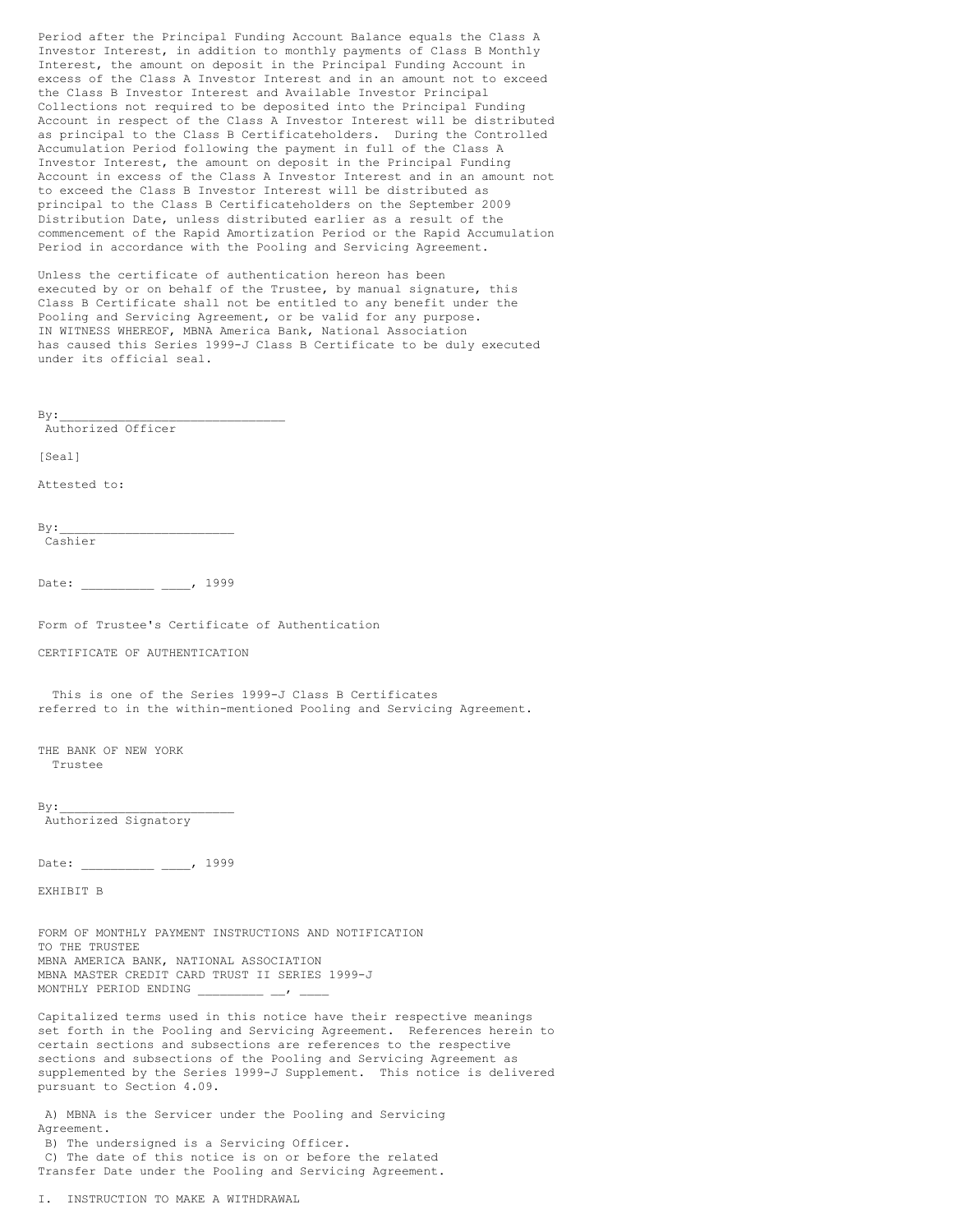Period after the Principal Funding Account Balance equals the Class A Investor Interest, in addition to monthly payments of Class B Monthly Interest, the amount on deposit in the Principal Funding Account in excess of the Class A Investor Interest and in an amount not to exceed the Class B Investor Interest and Available Investor Principal Collections not required to be deposited into the Principal Funding Account in respect of the Class A Investor Interest will be distributed as principal to the Class B Certificateholders. During the Controlled Accumulation Period following the payment in full of the Class A Investor Interest, the amount on deposit in the Principal Funding Account in excess of the Class A Investor Interest and in an amount not to exceed the Class B Investor Interest will be distributed as principal to the Class B Certificateholders on the September 2009 Distribution Date, unless distributed earlier as a result of the commencement of the Rapid Amortization Period or the Rapid Accumulation Period in accordance with the Pooling and Servicing Agreement.

Unless the certificate of authentication hereon has been executed by or on behalf of the Trustee, by manual signature, this Class B Certificate shall not be entitled to any benefit under the Pooling and Servicing Agreement, or be valid for any purpose. IN WITNESS WHEREOF, MBNA America Bank, National Association has caused this Series 1999-J Class B Certificate to be duly executed under its official seal.

By:______________________________
Authorized Officer

[Seal]

Attested to:

By:________________________
Cashier

Date: __________ ____, 1999

Form of Trustee's Certificate of Authentication

CERTIFICATE OF AUTHENTICATION

This is one of the Series 1999-J Class B Certificates referred to in the within-mentioned Pooling and Servicing Agreement.

THE BANK OF NEW YORK
Trustee

By:________________________
Authorized Signatory

Date: __________ ____, 1999

EXHIBIT B

FORM OF MONTHLY PAYMENT INSTRUCTIONS AND NOTIFICATION
TO THE TRUSTEE
MBNA AMERICA BANK, NATIONAL ASSOCIATION
MBNA MASTER CREDIT CARD TRUST II SERIES 1999-J
MONTHLY PERIOD ENDING _________ __, ____

Capitalized terms used in this notice have their respective meanings set forth in the Pooling and Servicing Agreement. References herein to certain sections and subsections are references to the respective sections and subsections of the Pooling and Servicing Agreement as supplemented by the Series 1999-J Supplement. This notice is delivered pursuant to Section 4.09.

A) MBNA is the Servicer under the Pooling and Servicing Agreement.
B) The undersigned is a Servicing Officer.
C) The date of this notice is on or before the related Transfer Date under the Pooling and Servicing Agreement.

I. INSTRUCTION TO MAKE A WITHDRAWAL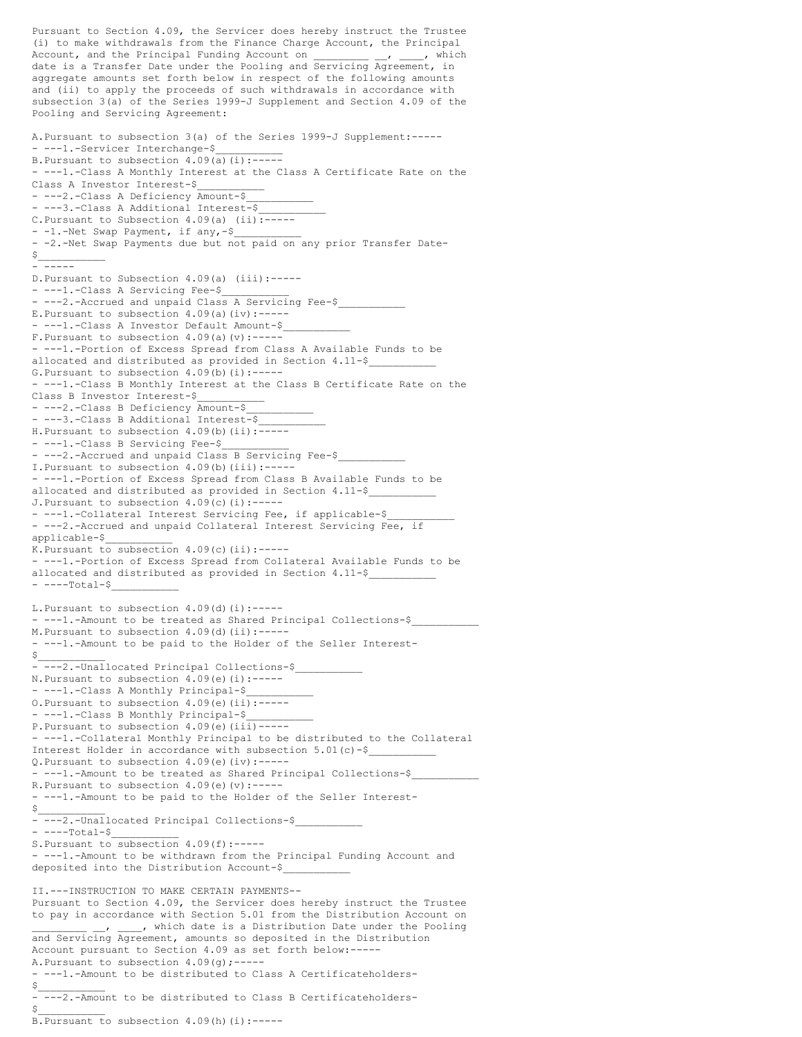Pursuant to Section 4.09, the Servicer does hereby instruct the Trustee (i) to make withdrawals from the Finance Charge Account, the Principal Account, and the Principal Funding Account on _________ __, ____, which date is a Transfer Date under the Pooling and Servicing Agreement, in aggregate amounts set forth below in respect of the following amounts and (ii) to apply the proceeds of such withdrawals in accordance with subsection 3(a) of the Series 1999-J Supplement and Section 4.09 of the Pooling and Servicing Agreement:

A. Pursuant to subsection 3(a) of the Series 1999-J Supplement:

1. Servicer Interchange-$___________

B. Pursuant to subsection 4.09(a)(i):

1. Class A Monthly Interest at the Class A Certificate Rate on the Class A Investor Interest-$___________
2. Class A Deficiency Amount-$___________
3. Class A Additional Interest-$___________

C. Pursuant to Subsection 4.09(a) (ii):

1. Net Swap Payment, if any,-$___________
2. Net Swap Payments due but not paid on any prior Transfer Date-$___________

D. Pursuant to Subsection 4.09(a) (iii):

1. Class A Servicing Fee-$___________
2. Accrued and unpaid Class A Servicing Fee-$___________

E. Pursuant to subsection 4.09(a)(iv):

1. Class A Investor Default Amount-$___________

F. Pursuant to subsection 4.09(a)(v):

1. Portion of Excess Spread from Class A Available Funds to be allocated and distributed as provided in Section 4.11-$___________

G. Pursuant to subsection 4.09(b)(i):

1. Class B Monthly Interest at the Class B Certificate Rate on the Class B Investor Interest-$___________
2. Class B Deficiency Amount-$___________
3. Class B Additional Interest-$___________

H. Pursuant to subsection 4.09(b)(ii):

1. Class B Servicing Fee-$___________
2. Accrued and unpaid Class B Servicing Fee-$___________

I. Pursuant to subsection 4.09(b)(iii):

1. Portion of Excess Spread from Class B Available Funds to be allocated and distributed as provided in Section 4.11-$___________

J. Pursuant to subsection 4.09(c)(i):

1. Collateral Interest Servicing Fee, if applicable-$___________
2. Accrued and unpaid Collateral Interest Servicing Fee, if applicable-$___________

K. Pursuant to subsection 4.09(c)(ii):

1. Portion of Excess Spread from Collateral Available Funds to be allocated and distributed as provided in Section 4.11-$___________

Total-$___________

L. Pursuant to subsection 4.09(d)(i):

1. Amount to be treated as Shared Principal Collections-$___________

M. Pursuant to subsection 4.09(d)(ii):

1. Amount to be paid to the Holder of the Seller Interest-$___________
2. Unallocated Principal Collections-$___________

N. Pursuant to subsection 4.09(e)(i):

1. Class A Monthly Principal-$___________

O. Pursuant to subsection 4.09(e)(ii):

1. Class B Monthly Principal-$___________

P. Pursuant to subsection 4.09(e)(iii)

1. Collateral Monthly Principal to be distributed to the Collateral Interest Holder in accordance with subsection 5.01(c)-$___________

Q. Pursuant to subsection 4.09(e)(iv):

1. Amount to be treated as Shared Principal Collections-$___________

R. Pursuant to subsection 4.09(e)(v):

1. Amount to be paid to the Holder of the Seller Interest-$___________
2. Unallocated Principal Collections-$___________

Total-$___________

S. Pursuant to subsection 4.09(f):

1. Amount to be withdrawn from the Principal Funding Account and deposited into the Distribution Account-$___________

## II. INSTRUCTION TO MAKE CERTAIN PAYMENTS

Pursuant to Section 4.09, the Servicer does hereby instruct the Trustee to pay in accordance with Section 5.01 from the Distribution Account on _________ __, ____, which date is a Distribution Date under the Pooling and Servicing Agreement, amounts so deposited in the Distribution Account pursuant to Section 4.09 as set forth below:

A. Pursuant to subsection 4.09(g);

1. Amount to be distributed to Class A Certificateholders-$___________
2. Amount to be distributed to Class B Certificateholders-$___________

B. Pursuant to subsection 4.09(h)(i):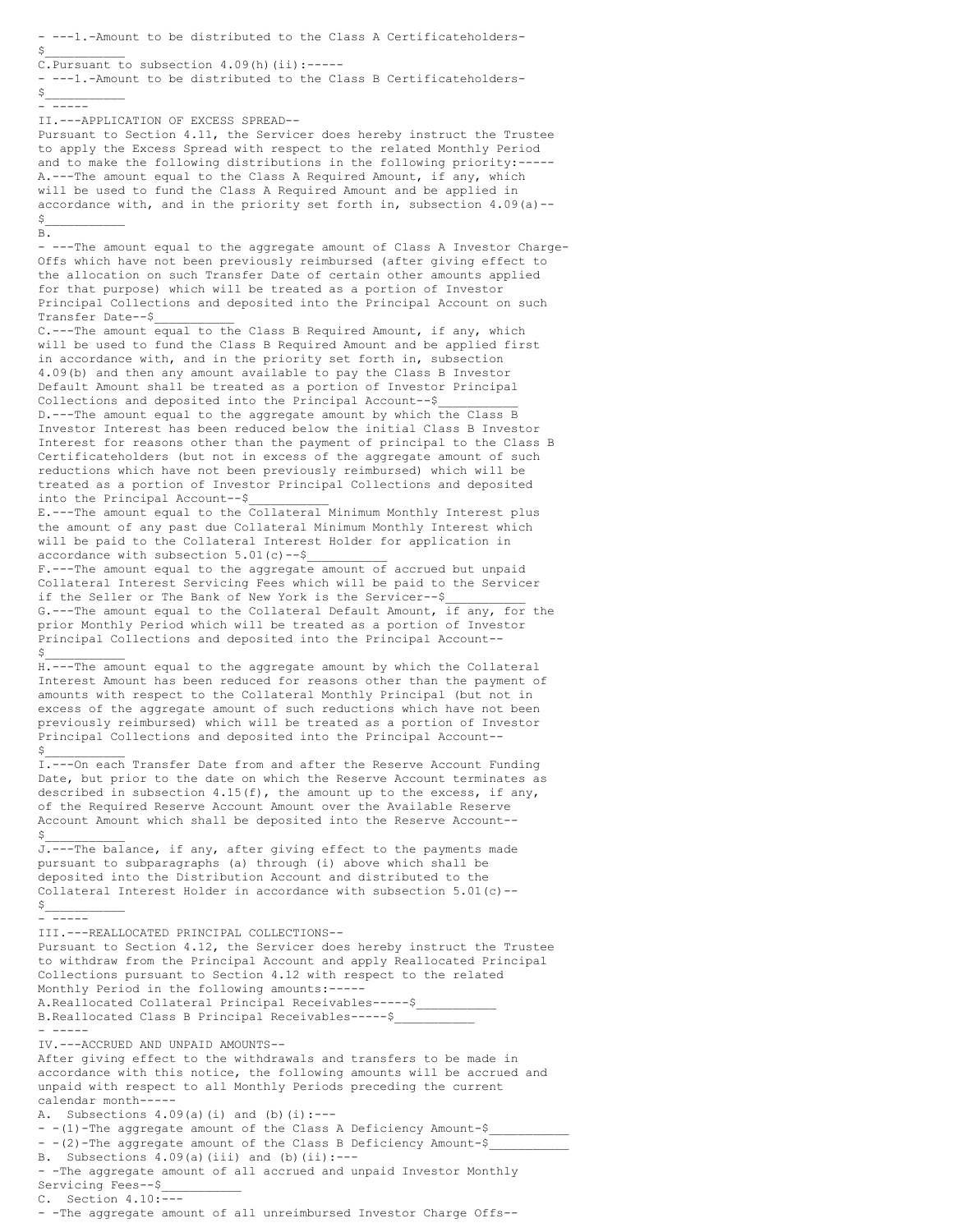1. Amount to be distributed to the Class A Certificateholders $___________

C. Pursuant to subsection 4.09(h)(ii):

1. Amount to be distributed to the Class B Certificateholders $___________

II. APPLICATION OF EXCESS SPREAD

Pursuant to Section 4.11, the Servicer does hereby instruct the Trustee to apply the Excess Spread with respect to the related Monthly Period and to make the following distributions in the following priority:

A. The amount equal to the Class A Required Amount, if any, which will be used to fund the Class A Required Amount and be applied in accordance with, and in the priority set forth in, subsection 4.09(a) $___________

B. The amount equal to the aggregate amount of Class A Investor Charge-Offs which have not been previously reimbursed (after giving effect to the allocation on such Transfer Date of certain other amounts applied for that purpose) which will be treated as a portion of Investor Principal Collections and deposited into the Principal Account on such Transfer Date $___________

C. The amount equal to the Class B Required Amount, if any, which will be used to fund the Class B Required Amount and be applied first in accordance with, and in the priority set forth in, subsection 4.09(b) and then any amount available to pay the Class B Investor Default Amount shall be treated as a portion of Investor Principal Collections and deposited into the Principal Account $___________

D. The amount equal to the aggregate amount by which the Class B Investor Interest has been reduced below the initial Class B Investor Interest for reasons other than the payment of principal to the Class B Certificateholders (but not in excess of the aggregate amount of such reductions which have not been previously reimbursed) which will be treated as a portion of Investor Principal Collections and deposited into the Principal Account $___________

E. The amount equal to the Collateral Minimum Monthly Interest plus the amount of any past due Collateral Minimum Monthly Interest which will be paid to the Collateral Interest Holder for application in accordance with subsection 5.01(c) $___________

F. The amount equal to the aggregate amount of accrued but unpaid Collateral Interest Servicing Fees which will be paid to the Servicer if the Seller or The Bank of New York is the Servicer $___________

G. The amount equal to the Collateral Default Amount, if any, for the prior Monthly Period which will be treated as a portion of Investor Principal Collections and deposited into the Principal Account $___________

H. The amount equal to the aggregate amount by which the Collateral Interest Amount has been reduced for reasons other than the payment of amounts with respect to the Collateral Monthly Principal (but not in excess of the aggregate amount of such reductions which have not been previously reimbursed) which will be treated as a portion of Investor Principal Collections and deposited into the Principal Account $___________

I. On each Transfer Date from and after the Reserve Account Funding Date, but prior to the date on which the Reserve Account terminates as described in subsection 4.15(f), the amount up to the excess, if any, of the Required Reserve Account Amount over the Available Reserve Account Amount which shall be deposited into the Reserve Account $___________

J. The balance, if any, after giving effect to the payments made pursuant to subparagraphs (a) through (i) above which shall be deposited into the Distribution Account and distributed to the Collateral Interest Holder in accordance with subsection 5.01(c) $___________

III. REALLOCATED PRINCIPAL COLLECTIONS

Pursuant to Section 4.12, the Servicer does hereby instruct the Trustee to withdraw from the Principal Account and apply Reallocated Principal Collections pursuant to Section 4.12 with respect to the related Monthly Period in the following amounts:

A. Reallocated Collateral Principal Receivables $___________

B. Reallocated Class B Principal Receivables $___________

IV. ACCRUED AND UNPAID AMOUNTS

After giving effect to the withdrawals and transfers to be made in accordance with this notice, the following amounts will be accrued and unpaid with respect to all Monthly Periods preceding the current calendar month

A. Subsections 4.09(a)(i) and (b)(i):

(1) The aggregate amount of the Class A Deficiency Amount $___________

(2) The aggregate amount of the Class B Deficiency Amount $___________

B. Subsections 4.09(a)(iii) and (b)(ii):

The aggregate amount of all accrued and unpaid Investor Monthly Servicing Fees $___________

C. Section 4.10:

The aggregate amount of all unreimbursed Investor Charge Offs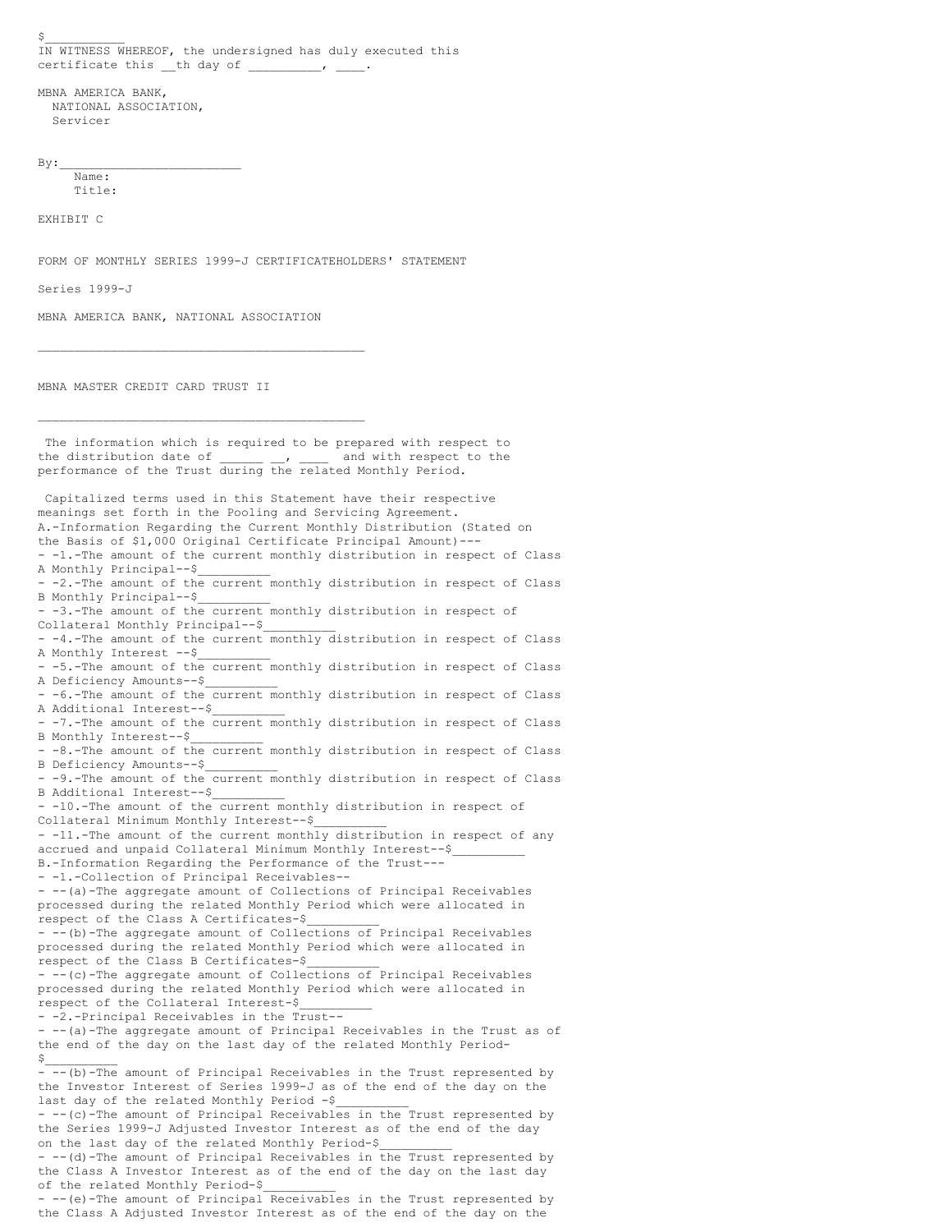$__________

IN WITNESS WHEREOF, the undersigned has duly executed this certificate this __th day of _________, ____.

MBNA AMERICA BANK,
NATIONAL ASSOCIATION,
Servicer

By:________________________
Name:
Title:

EXHIBIT C

FORM OF MONTHLY SERIES 1999-J CERTIFICATEHOLDERS' STATEMENT

Series 1999-J

MBNA AMERICA BANK, NATIONAL ASSOCIATION

---

MBNA MASTER CREDIT CARD TRUST II

---

The information which is required to be prepared with respect to the distribution date of ______ __, ____ and with respect to the performance of the Trust during the related Monthly Period.

Capitalized terms used in this Statement have their respective meanings set forth in the Pooling and Servicing Agreement.

A.-Information Regarding the Current Monthly Distribution (Stated on the Basis of $1,000 Original Certificate Principal Amount)---

- -1.-The amount of the current monthly distribution in respect of Class A Monthly Principal--$__________
- -2.-The amount of the current monthly distribution in respect of Class B Monthly Principal--$__________
- -3.-The amount of the current monthly distribution in respect of Collateral Monthly Principal--$__________
- -4.-The amount of the current monthly distribution in respect of Class A Monthly Interest --$__________
- -5.-The amount of the current monthly distribution in respect of Class A Deficiency Amounts--$__________
- -6.-The amount of the current monthly distribution in respect of Class A Additional Interest--$__________
- -7.-The amount of the current monthly distribution in respect of Class B Monthly Interest--$__________
- -8.-The amount of the current monthly distribution in respect of Class B Deficiency Amounts--$__________
- -9.-The amount of the current monthly distribution in respect of Class B Additional Interest--$__________
- -10.-The amount of the current monthly distribution in respect of Collateral Minimum Monthly Interest--$__________
- -11.-The amount of the current monthly distribution in respect of any accrued and unpaid Collateral Minimum Monthly Interest--$__________

B.-Information Regarding the Performance of the Trust---

- -1.-Collection of Principal Receivables--
- --(a)-The aggregate amount of Collections of Principal Receivables processed during the related Monthly Period which were allocated in respect of the Class A Certificates-$__________
- --(b)-The aggregate amount of Collections of Principal Receivables processed during the related Monthly Period which were allocated in respect of the Class B Certificates-$__________
- --(c)-The aggregate amount of Collections of Principal Receivables processed during the related Monthly Period which were allocated in respect of the Collateral Interest-$__________
- -2.-Principal Receivables in the Trust--
- --(a)-The aggregate amount of Principal Receivables in the Trust as of the end of the day on the last day of the related Monthly Period-$__________
- --(b)-The amount of Principal Receivables in the Trust represented by the Investor Interest of Series 1999-J as of the end of the day on the last day of the related Monthly Period -$__________
- --(c)-The amount of Principal Receivables in the Trust represented by the Series 1999-J Adjusted Investor Interest as of the end of the day on the last day of the related Monthly Period-$__________
- --(d)-The amount of Principal Receivables in the Trust represented by the Class A Investor Interest as of the end of the day on the last day of the related Monthly Period-$__________
- --(e)-The amount of Principal Receivables in the Trust represented by the Class A Adjusted Investor Interest as of the end of the day on the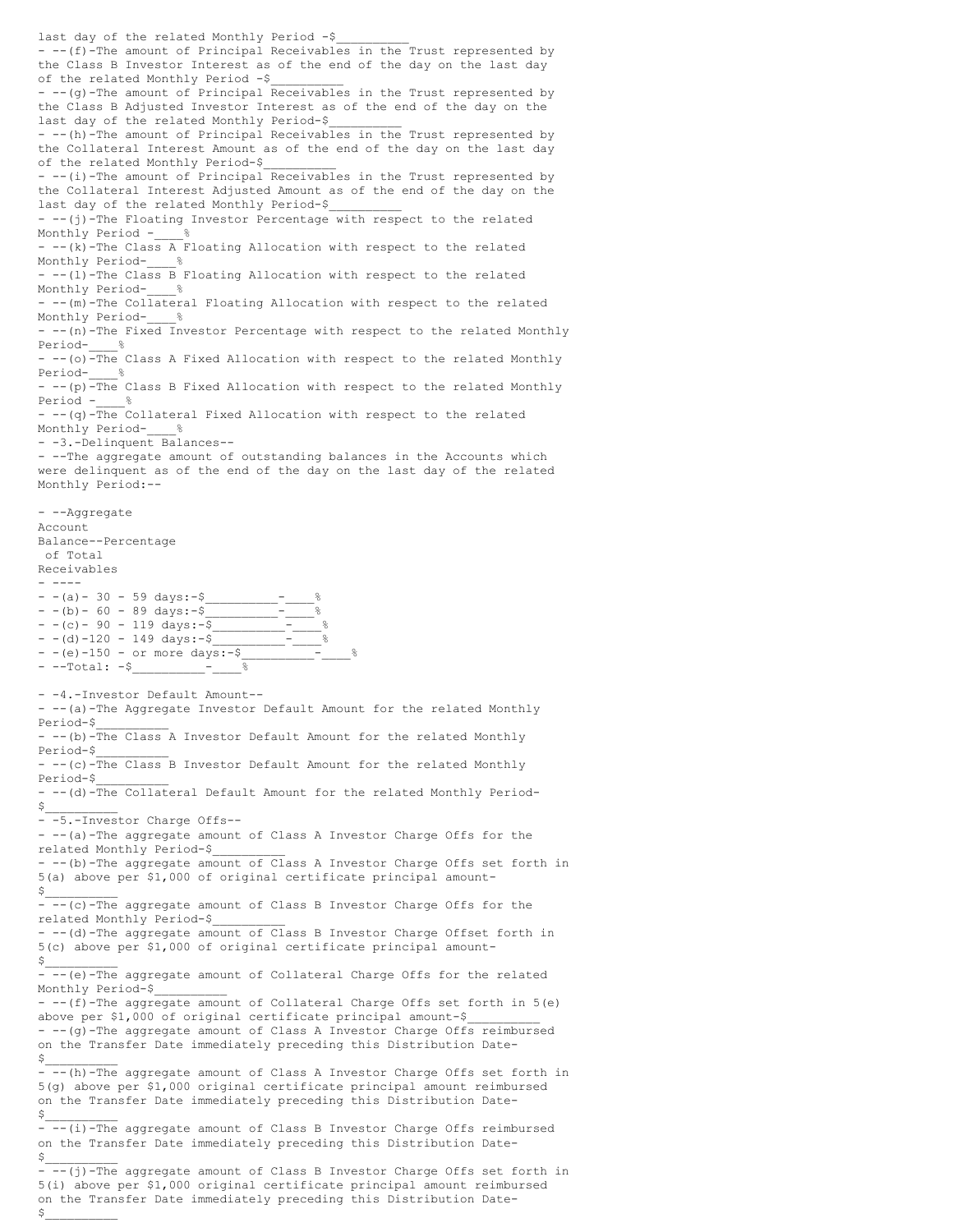last day of the related Monthly Period -$__________

- (f) The amount of Principal Receivables in the Trust represented by the Class B Investor Interest as of the end of the day on the last day of the related Monthly Period -$__________
- (g) The amount of Principal Receivables in the Trust represented by the Class B Adjusted Investor Interest as of the end of the day on the last day of the related Monthly Period-$__________
- (h) The amount of Principal Receivables in the Trust represented by the Collateral Interest Amount as of the end of the day on the last day of the related Monthly Period-$__________
- (i) The amount of Principal Receivables in the Trust represented by the Collateral Interest Adjusted Amount as of the end of the day on the last day of the related Monthly Period-$__________
- (j) The Floating Investor Percentage with respect to the related Monthly Period -____%
- (k) The Class A Floating Allocation with respect to the related Monthly Period-____%
- (l) The Class B Floating Allocation with respect to the related Monthly Period-____%
- (m) The Collateral Floating Allocation with respect to the related Monthly Period-____%
- (n) The Fixed Investor Percentage with respect to the related Monthly Period-____%
- (o) The Class A Fixed Allocation with respect to the related Monthly Period-____%
- (p) The Class B Fixed Allocation with respect to the related Monthly Period -____%
- (q) The Collateral Fixed Allocation with respect to the related Monthly Period-____%

3. Delinquent Balances

The aggregate amount of outstanding balances in the Accounts which were delinquent as of the end of the day on the last day of the related Monthly Period:

| | Aggregate Account Balance | Percentage of Total Receivables |
|---|---|---|
| (a) 30 - 59 days: | $__________ | ____% |
| (b) 60 - 89 days: | $__________ | ____% |
| (c) 90 - 119 days: | $__________ | ____% |
| (d) 120 - 149 days: | $__________ | ____% |
| (e) 150 - or more days: | $__________ | ____% |
| Total: | $__________ | ____% |

4. Investor Default Amount

- (a) The Aggregate Investor Default Amount for the related Monthly Period-$__________
- (b) The Class A Investor Default Amount for the related Monthly Period-$__________
- (c) The Class B Investor Default Amount for the related Monthly Period-$__________
- (d) The Collateral Default Amount for the related Monthly Period-$__________

5. Investor Charge Offs

- (a) The aggregate amount of Class A Investor Charge Offs for the related Monthly Period-$__________
- (b) The aggregate amount of Class A Investor Charge Offs set forth in 5(a) above per $1,000 of original certificate principal amount-$__________
- (c) The aggregate amount of Class B Investor Charge Offs for the related Monthly Period-$__________
- (d) The aggregate amount of Class B Investor Charge Offset forth in 5(c) above per $1,000 of original certificate principal amount-$__________
- (e) The aggregate amount of Collateral Charge Offs for the related Monthly Period-$__________
- (f) The aggregate amount of Collateral Charge Offs set forth in 5(e) above per $1,000 of original certificate principal amount-$__________
- (g) The aggregate amount of Class A Investor Charge Offs reimbursed on the Transfer Date immediately preceding this Distribution Date-$__________
- (h) The aggregate amount of Class A Investor Charge Offs set forth in 5(g) above per $1,000 original certificate principal amount reimbursed on the Transfer Date immediately preceding this Distribution Date-$__________
- (i) The aggregate amount of Class B Investor Charge Offs reimbursed on the Transfer Date immediately preceding this Distribution Date-$__________
- (j) The aggregate amount of Class B Investor Charge Offs set forth in 5(i) above per $1,000 original certificate principal amount reimbursed on the Transfer Date immediately preceding this Distribution Date-$__________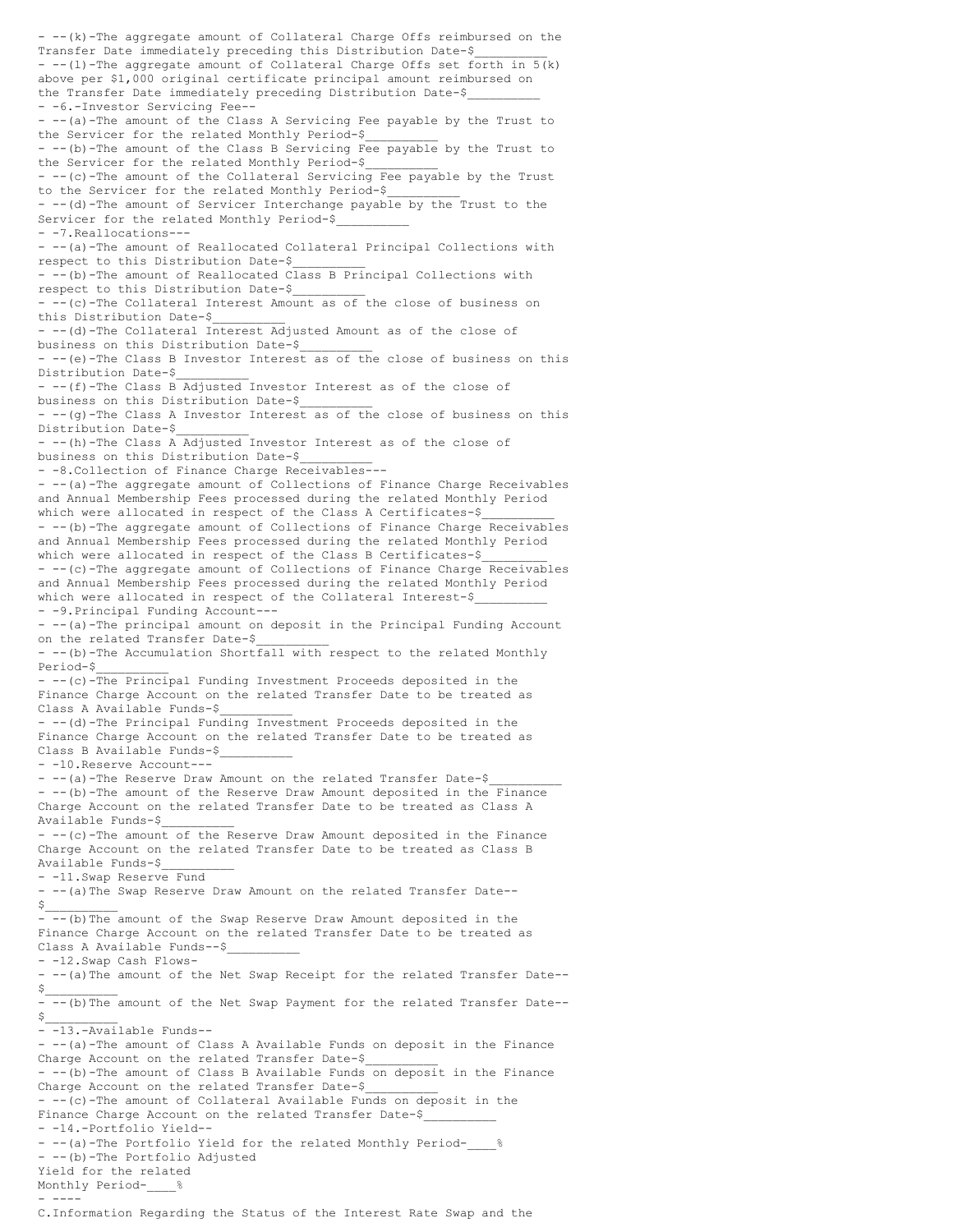- --(k)-The aggregate amount of Collateral Charge Offs reimbursed on the Transfer Date immediately preceding this Distribution Date-$__________
- --(l)-The aggregate amount of Collateral Charge Offs set forth in 5(k) above per $1,000 original certificate principal amount reimbursed on the Transfer Date immediately preceding Distribution Date-$__________
- -6.-Investor Servicing Fee--
- --(a)-The amount of the Class A Servicing Fee payable by the Trust to the Servicer for the related Monthly Period-$__________
- --(b)-The amount of the Class B Servicing Fee payable by the Trust to the Servicer for the related Monthly Period-$__________
- --(c)-The amount of the Collateral Servicing Fee payable by the Trust to the Servicer for the related Monthly Period-$__________
- --(d)-The amount of Servicer Interchange payable by the Trust to the Servicer for the related Monthly Period-$__________
- -7.Reallocations---
- --(a)-The amount of Reallocated Collateral Principal Collections with respect to this Distribution Date-$__________
- --(b)-The amount of Reallocated Class B Principal Collections with respect to this Distribution Date-$__________
- --(c)-The Collateral Interest Amount as of the close of business on this Distribution Date-$__________
- --(d)-The Collateral Interest Adjusted Amount as of the close of business on this Distribution Date-$__________
- --(e)-The Class B Investor Interest as of the close of business on this Distribution Date-$__________
- --(f)-The Class B Adjusted Investor Interest as of the close of business on this Distribution Date-$__________
- --(g)-The Class A Investor Interest as of the close of business on this Distribution Date-$__________
- --(h)-The Class A Adjusted Investor Interest as of the close of business on this Distribution Date-$__________
- -8.Collection of Finance Charge Receivables---
- --(a)-The aggregate amount of Collections of Finance Charge Receivables and Annual Membership Fees processed during the related Monthly Period which were allocated in respect of the Class A Certificates-$__________
- --(b)-The aggregate amount of Collections of Finance Charge Receivables and Annual Membership Fees processed during the related Monthly Period which were allocated in respect of the Class B Certificates-$__________
- --(c)-The aggregate amount of Collections of Finance Charge Receivables and Annual Membership Fees processed during the related Monthly Period which were allocated in respect of the Collateral Interest-$__________
- -9.Principal Funding Account---
- --(a)-The principal amount on deposit in the Principal Funding Account on the related Transfer Date-$__________
- --(b)-The Accumulation Shortfall with respect to the related Monthly Period-$__________
- --(c)-The Principal Funding Investment Proceeds deposited in the Finance Charge Account on the related Transfer Date to be treated as Class A Available Funds-$__________
- --(d)-The Principal Funding Investment Proceeds deposited in the Finance Charge Account on the related Transfer Date to be treated as Class B Available Funds-$__________
- -10.Reserve Account---
- --(a)-The Reserve Draw Amount on the related Transfer Date-$__________
- --(b)-The amount of the Reserve Draw Amount deposited in the Finance Charge Account on the related Transfer Date to be treated as Class A Available Funds-$__________
- --(c)-The amount of the Reserve Draw Amount deposited in the Finance Charge Account on the related Transfer Date to be treated as Class B Available Funds-$__________
- -11.Swap Reserve Fund
- --(a)The Swap Reserve Draw Amount on the related Transfer Date--$__________
- --(b)The amount of the Swap Reserve Draw Amount deposited in the Finance Charge Account on the related Transfer Date to be treated as Class A Available Funds--$__________
- -12.Swap Cash Flows-
- --(a)The amount of the Net Swap Receipt for the related Transfer Date--$__________
- --(b)The amount of the Net Swap Payment for the related Transfer Date--$__________
- -13.-Available Funds--
- --(a)-The amount of Class A Available Funds on deposit in the Finance Charge Account on the related Transfer Date-$__________
- --(b)-The amount of Class B Available Funds on deposit in the Finance Charge Account on the related Transfer Date-$__________
- --(c)-The amount of Collateral Available Funds on deposit in the Finance Charge Account on the related Transfer Date-$__________
- -14.-Portfolio Yield--
- --(a)-The Portfolio Yield for the related Monthly Period-____%
- --(b)-The Portfolio Adjusted Yield for the related Monthly Period-____%
- ----

C.Information Regarding the Status of the Interest Rate Swap and the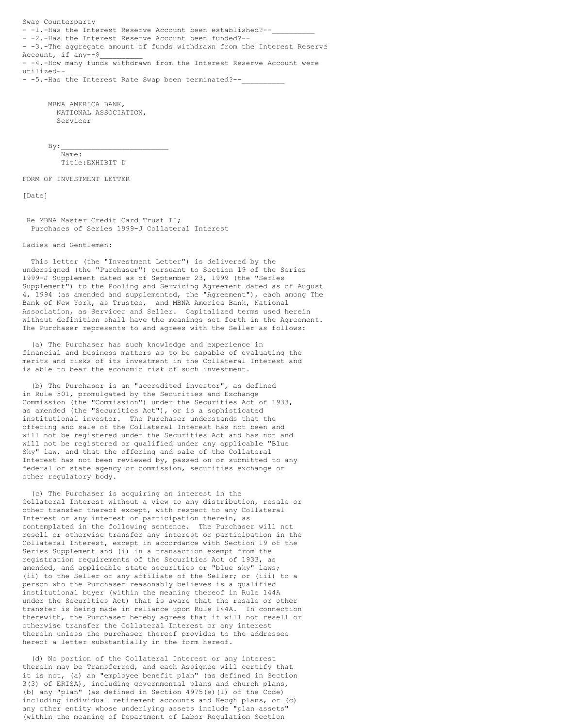Swap Counterparty

- -1.-Has the Interest Reserve Account been established?--__________
- -2.-Has the Interest Reserve Account been funded?--__________
- -3.-The aggregate amount of funds withdrawn from the Interest Reserve Account, if any--$__________
- -4.-How many funds withdrawn from the Interest Reserve Account were utilized--__________
- -5.-Has the Interest Rate Swap been terminated?--__________

MBNA AMERICA BANK,
NATIONAL ASSOCIATION,
Servicer

By:_________________________
Name:
Title:

# EXHIBIT D

## FORM OF INVESTMENT LETTER

[Date]

Re MBNA Master Credit Card Trust II;
Purchases of Series 1999-J Collateral Interest

Ladies and Gentlemen:

This letter (the "Investment Letter") is delivered by the undersigned (the "Purchaser") pursuant to Section 19 of the Series 1999-J Supplement dated as of September 23, 1999 (the "Series Supplement") to the Pooling and Servicing Agreement dated as of August 4, 1994 (as amended and supplemented, the "Agreement"), each among The Bank of New York, as Trustee, and MBNA America Bank, National Association, as Servicer and Seller. Capitalized terms used herein without definition shall have the meanings set forth in the Agreement. The Purchaser represents to and agrees with the Seller as follows:

(a) The Purchaser has such knowledge and experience in financial and business matters as to be capable of evaluating the merits and risks of its investment in the Collateral Interest and is able to bear the economic risk of such investment.

(b) The Purchaser is an "accredited investor", as defined in Rule 501, promulgated by the Securities and Exchange Commission (the "Commission") under the Securities Act of 1933, as amended (the "Securities Act"), or is a sophisticated institutional investor. The Purchaser understands that the offering and sale of the Collateral Interest has not been and will not be registered under the Securities Act and has not and will not be registered or qualified under any applicable "Blue Sky" law, and that the offering and sale of the Collateral Interest has not been reviewed by, passed on or submitted to any federal or state agency or commission, securities exchange or other regulatory body.

(c) The Purchaser is acquiring an interest in the Collateral Interest without a view to any distribution, resale or other transfer thereof except, with respect to any Collateral Interest or any interest or participation therein, as contemplated in the following sentence. The Purchaser will not resell or otherwise transfer any interest or participation in the Collateral Interest, except in accordance with Section 19 of the Series Supplement and (i) in a transaction exempt from the registration requirements of the Securities Act of 1933, as amended, and applicable state securities or "blue sky" laws; (ii) to the Seller or any affiliate of the Seller; or (iii) to a person who the Purchaser reasonably believes is a qualified institutional buyer (within the meaning thereof in Rule 144A under the Securities Act) that is aware that the resale or other transfer is being made in reliance upon Rule 144A. In connection therewith, the Purchaser hereby agrees that it will not resell or otherwise transfer the Collateral Interest or any interest therein unless the purchaser thereof provides to the addressee hereof a letter substantially in the form hereof.

(d) No portion of the Collateral Interest or any interest therein may be Transferred, and each Assignee will certify that it is not, (a) an "employee benefit plan" (as defined in Section 3(3) of ERISA), including governmental plans and church plans, (b) any "plan" (as defined in Section 4975(e)(1) of the Code) including individual retirement accounts and Keogh plans, or (c) any other entity whose underlying assets include "plan assets" (within the meaning of Department of Labor Regulation Section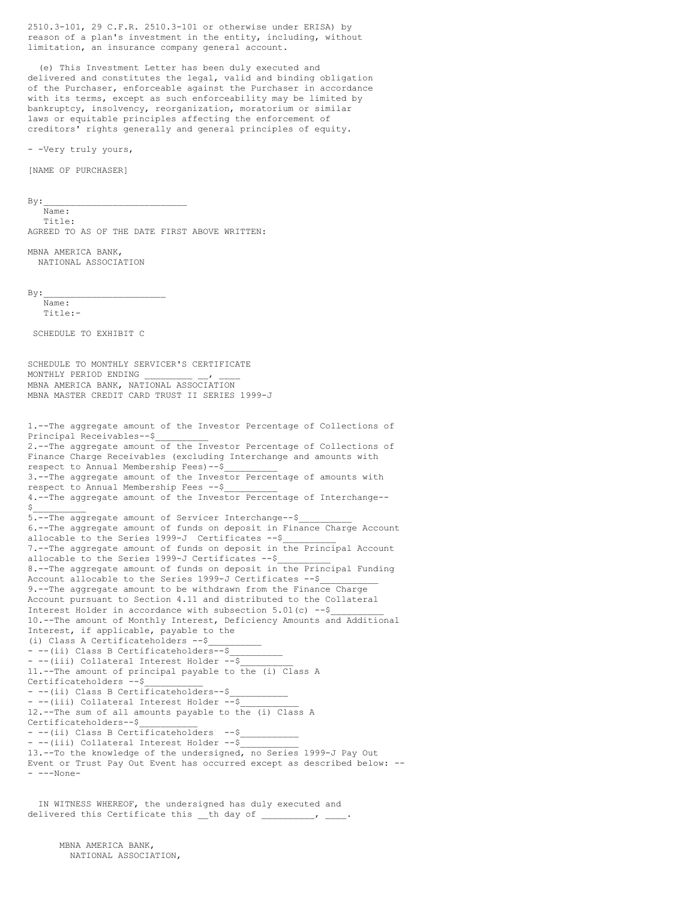2510.3-101, 29 C.F.R. 2510.3-101 or otherwise under ERISA) by reason of a plan's investment in the entity, including, without limitation, an insurance company general account.

(e) This Investment Letter has been duly executed and delivered and constitutes the legal, valid and binding obligation of the Purchaser, enforceable against the Purchaser in accordance with its terms, except as such enforceability may be limited by bankruptcy, insolvency, reorganization, moratorium or similar laws or equitable principles affecting the enforcement of creditors' rights generally and general principles of equity.

- -Very truly yours,

[NAME OF PURCHASER]

By:___________________________
Name:
Title:

AGREED TO AS OF THE DATE FIRST ABOVE WRITTEN:

MBNA AMERICA BANK,
NATIONAL ASSOCIATION

By:_______________________
Name:
Title:-

SCHEDULE TO EXHIBIT C

SCHEDULE TO MONTHLY SERVICER'S CERTIFICATE
MONTHLY PERIOD ENDING _________ __, ____
MBNA AMERICA BANK, NATIONAL ASSOCIATION
MBNA MASTER CREDIT CARD TRUST II SERIES 1999-J

1.--The aggregate amount of the Investor Percentage of Collections of Principal Receivables--$__________
2.--The aggregate amount of the Investor Percentage of Collections of Finance Charge Receivables (excluding Interchange and amounts with respect to Annual Membership Fees)--$__________
3.--The aggregate amount of the Investor Percentage of amounts with respect to Annual Membership Fees --$__________
4.--The aggregate amount of the Investor Percentage of Interchange--$__________
5.--The aggregate amount of Servicer Interchange--$__________
6.--The aggregate amount of funds on deposit in Finance Charge Account allocable to the Series 1999-J Certificates --$__________
7.--The aggregate amount of funds on deposit in the Principal Account allocable to the Series 1999-J Certificates --$__________
8.--The aggregate amount of funds on deposit in the Principal Funding Account allocable to the Series 1999-J Certificates --$___________
9.--The aggregate amount to be withdrawn from the Finance Charge Account pursuant to Section 4.11 and distributed to the Collateral Interest Holder in accordance with subsection 5.01(c) --$__________
10.--The amount of Monthly Interest, Deficiency Amounts and Additional Interest, if applicable, payable to the
(i) Class A Certificateholders --$__________
- --(ii) Class B Certificateholders--$__________
- --(iii) Collateral Interest Holder --$__________
11.--The amount of principal payable to the (i) Class A Certificateholders --$___________
- --(ii) Class B Certificateholders--$___________
- --(iii) Collateral Interest Holder --$___________
12.--The sum of all amounts payable to the (i) Class A Certificateholders--$___________
- --(ii) Class B Certificateholders --$___________
- --(iii) Collateral Interest Holder --$___________
13.--To the knowledge of the undersigned, no Series 1999-J Pay Out Event or Trust Pay Out Event has occurred except as described below: --
- ---None-

IN WITNESS WHEREOF, the undersigned has duly executed and delivered this Certificate this __th day of _________, ____.

MBNA AMERICA BANK,
NATIONAL ASSOCIATION,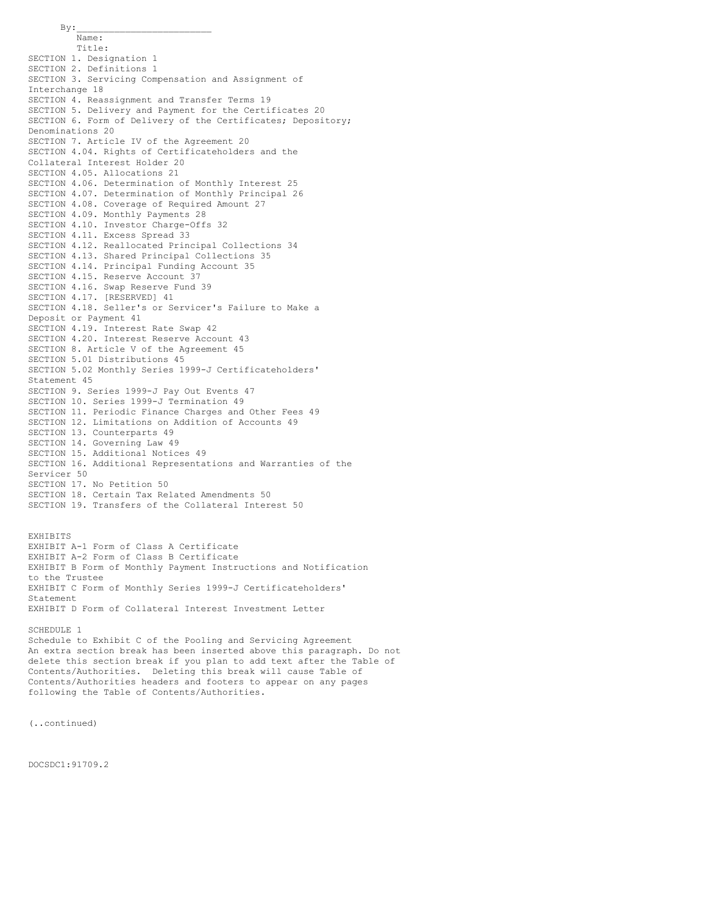By:________________________

Name:

Title:

SECTION 1. Designation 1
SECTION 2. Definitions 1
SECTION 3. Servicing Compensation and Assignment of Interchange 18
SECTION 4. Reassignment and Transfer Terms 19
SECTION 5. Delivery and Payment for the Certificates 20
SECTION 6. Form of Delivery of the Certificates; Depository; Denominations 20
SECTION 7. Article IV of the Agreement 20
SECTION 4.04. Rights of Certificateholders and the Collateral Interest Holder 20
SECTION 4.05. Allocations 21
SECTION 4.06. Determination of Monthly Interest 25
SECTION 4.07. Determination of Monthly Principal 26
SECTION 4.08. Coverage of Required Amount 27
SECTION 4.09. Monthly Payments 28
SECTION 4.10. Investor Charge-Offs 32
SECTION 4.11. Excess Spread 33
SECTION 4.12. Reallocated Principal Collections 34
SECTION 4.13. Shared Principal Collections 35
SECTION 4.14. Principal Funding Account 35
SECTION 4.15. Reserve Account 37
SECTION 4.16. Swap Reserve Fund 39
SECTION 4.17. [RESERVED] 41
SECTION 4.18. Seller's or Servicer's Failure to Make a Deposit or Payment 41
SECTION 4.19. Interest Rate Swap 42
SECTION 4.20. Interest Reserve Account 43
SECTION 8. Article V of the Agreement 45
SECTION 5.01 Distributions 45
SECTION 5.02 Monthly Series 1999-J Certificateholders' Statement 45
SECTION 9. Series 1999-J Pay Out Events 47
SECTION 10. Series 1999-J Termination 49
SECTION 11. Periodic Finance Charges and Other Fees 49
SECTION 12. Limitations on Addition of Accounts 49
SECTION 13. Counterparts 49
SECTION 14. Governing Law 49
SECTION 15. Additional Notices 49
SECTION 16. Additional Representations and Warranties of the Servicer 50
SECTION 17. No Petition 50
SECTION 18. Certain Tax Related Amendments 50
SECTION 19. Transfers of the Collateral Interest 50

EXHIBITS
EXHIBIT A-1 Form of Class A Certificate
EXHIBIT A-2 Form of Class B Certificate
EXHIBIT B Form of Monthly Payment Instructions and Notification to the Trustee
EXHIBIT C Form of Monthly Series 1999-J Certificateholders' Statement
EXHIBIT D Form of Collateral Interest Investment Letter

SCHEDULE 1
Schedule to Exhibit C of the Pooling and Servicing Agreement
An extra section break has been inserted above this paragraph. Do not delete this section break if you plan to add text after the Table of Contents/Authorities. Deleting this break will cause Table of Contents/Authorities headers and footers to appear on any pages following the Table of Contents/Authorities.

(..continued)

DOCSDC1:91709.2